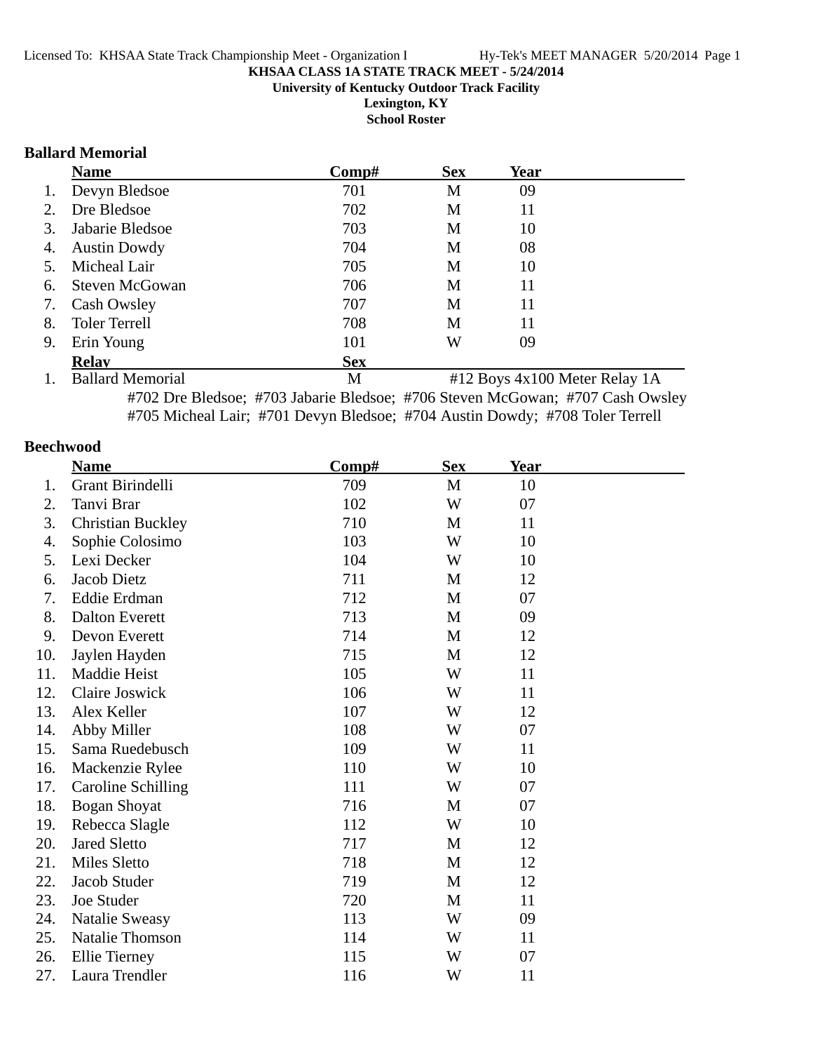**KHSAA CLASS 1A STATE TRACK MEET - 5/24/2014**

**University of Kentucky Outdoor Track Facility**

**Lexington, KY**

**School Roster**

## Ballard Memorial

| | Name | Comp# | Sex | Year |
|---|---|---|---|---|
| 1. | Devyn Bledsoe | 701 | M | 09 |
| 2. | Dre Bledsoe | 702 | M | 11 |
| 3. | Jabarie Bledsoe | 703 | M | 10 |
| 4. | Austin Dowdy | 704 | M | 08 |
| 5. | Micheal Lair | 705 | M | 10 |
| 6. | Steven McGowan | 706 | M | 11 |
| 7. | Cash Owsley | 707 | M | 11 |
| 8. | Toler Terrell | 708 | M | 11 |
| 9. | Erin Young | 101 | W | 09 |

| | Relay | Sex | Event |
|---|---|---|---|
| 1. | Ballard Memorial | M | #12 Boys 4x100 Meter Relay 1A |

#702 Dre Bledsoe; #703 Jabarie Bledsoe; #706 Steven McGowan; #707 Cash Owsley
#705 Micheal Lair; #701 Devyn Bledsoe; #704 Austin Dowdy; #708 Toler Terrell

## Beechwood

| | Name | Comp# | Sex | Year |
|---|---|---|---|---|
| 1. | Grant Birindelli | 709 | M | 10 |
| 2. | Tanvi Brar | 102 | W | 07 |
| 3. | Christian Buckley | 710 | M | 11 |
| 4. | Sophie Colosimo | 103 | W | 10 |
| 5. | Lexi Decker | 104 | W | 10 |
| 6. | Jacob Dietz | 711 | M | 12 |
| 7. | Eddie Erdman | 712 | M | 07 |
| 8. | Dalton Everett | 713 | M | 09 |
| 9. | Devon Everett | 714 | M | 12 |
| 10. | Jaylen Hayden | 715 | M | 12 |
| 11. | Maddie Heist | 105 | W | 11 |
| 12. | Claire Joswick | 106 | W | 11 |
| 13. | Alex Keller | 107 | W | 12 |
| 14. | Abby Miller | 108 | W | 07 |
| 15. | Sama Ruedebusch | 109 | W | 11 |
| 16. | Mackenzie Rylee | 110 | W | 10 |
| 17. | Caroline Schilling | 111 | W | 07 |
| 18. | Bogan Shoyat | 716 | M | 07 |
| 19. | Rebecca Slagle | 112 | W | 10 |
| 20. | Jared Sletto | 717 | M | 12 |
| 21. | Miles Sletto | 718 | M | 12 |
| 22. | Jacob Studer | 719 | M | 12 |
| 23. | Joe Studer | 720 | M | 11 |
| 24. | Natalie Sweasy | 113 | W | 09 |
| 25. | Natalie Thomson | 114 | W | 11 |
| 26. | Ellie Tierney | 115 | W | 07 |
| 27. | Laura Trendler | 116 | W | 11 |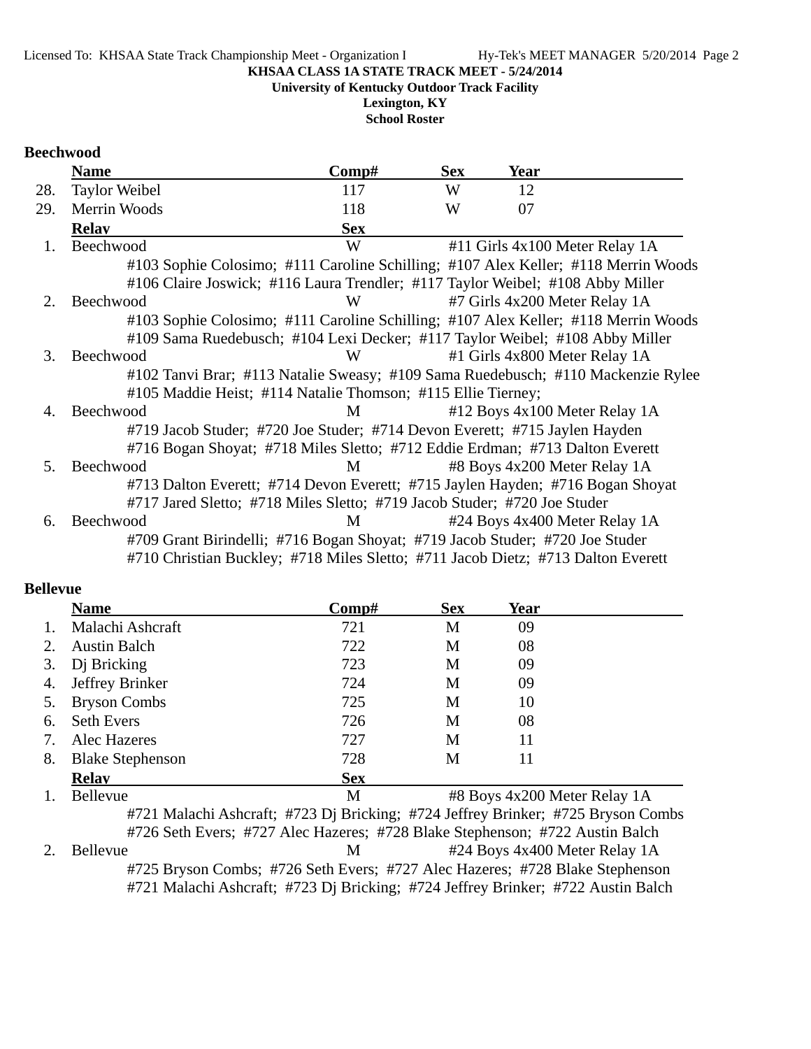KHSAA CLASS 1A STATE TRACK MEET - 5/24/2014

University of Kentucky Outdoor Track Facility

Lexington, KY

School Roster

## Beechwood

| | Name | Comp# | Sex | Year |
|---|---|---|---|---|
| 28. | Taylor Weibel | 117 | W | 12 |
| 29. | Merrin Woods | 118 | W | 07 |

| | Relay | Sex | |
|---|---|---|---|
| 1. | Beechwood | W | #11 Girls 4x100 Meter Relay 1A |

#103 Sophie Colosimo; #111 Caroline Schilling; #107 Alex Keller; #118 Merrin Woods
#106 Claire Joswick; #116 Laura Trendler; #117 Taylor Weibel; #108 Abby Miller

| | Relay | Sex | |
|---|---|---|---|
| 2. | Beechwood | W | #7 Girls 4x200 Meter Relay 1A |

#103 Sophie Colosimo; #111 Caroline Schilling; #107 Alex Keller; #118 Merrin Woods
#109 Sama Ruedebusch; #104 Lexi Decker; #117 Taylor Weibel; #108 Abby Miller

| | Relay | Sex | |
|---|---|---|---|
| 3. | Beechwood | W | #1 Girls 4x800 Meter Relay 1A |

#102 Tanvi Brar; #113 Natalie Sweasy; #109 Sama Ruedebusch; #110 Mackenzie Rylee
#105 Maddie Heist; #114 Natalie Thomson; #115 Ellie Tierney;

| | Relay | Sex | |
|---|---|---|---|
| 4. | Beechwood | M | #12 Boys 4x100 Meter Relay 1A |

#719 Jacob Studer; #720 Joe Studer; #714 Devon Everett; #715 Jaylen Hayden
#716 Bogan Shoyat; #718 Miles Sletto; #712 Eddie Erdman; #713 Dalton Everett

| | Relay | Sex | |
|---|---|---|---|
| 5. | Beechwood | M | #8 Boys 4x200 Meter Relay 1A |

#713 Dalton Everett; #714 Devon Everett; #715 Jaylen Hayden; #716 Bogan Shoyat
#717 Jared Sletto; #718 Miles Sletto; #719 Jacob Studer; #720 Joe Studer

| | Relay | Sex | |
|---|---|---|---|
| 6. | Beechwood | M | #24 Boys 4x400 Meter Relay 1A |

#709 Grant Birindelli; #716 Bogan Shoyat; #719 Jacob Studer; #720 Joe Studer
#710 Christian Buckley; #718 Miles Sletto; #711 Jacob Dietz; #713 Dalton Everett

## Bellevue

| | Name | Comp# | Sex | Year |
|---|---|---|---|---|
| 1. | Malachi Ashcraft | 721 | M | 09 |
| 2. | Austin Balch | 722 | M | 08 |
| 3. | Dj Bricking | 723 | M | 09 |
| 4. | Jeffrey Brinker | 724 | M | 09 |
| 5. | Bryson Combs | 725 | M | 10 |
| 6. | Seth Evers | 726 | M | 08 |
| 7. | Alec Hazeres | 727 | M | 11 |
| 8. | Blake Stephenson | 728 | M | 11 |

| | Relay | Sex | |
|---|---|---|---|
| 1. | Bellevue | M | #8 Boys 4x200 Meter Relay 1A |

#721 Malachi Ashcraft; #723 Dj Bricking; #724 Jeffrey Brinker; #725 Bryson Combs
#726 Seth Evers; #727 Alec Hazeres; #728 Blake Stephenson; #722 Austin Balch

| | Relay | Sex | |
|---|---|---|---|
| 2. | Bellevue | M | #24 Boys 4x400 Meter Relay 1A |

#725 Bryson Combs; #726 Seth Evers; #727 Alec Hazeres; #728 Blake Stephenson
#721 Malachi Ashcraft; #723 Dj Bricking; #724 Jeffrey Brinker; #722 Austin Balch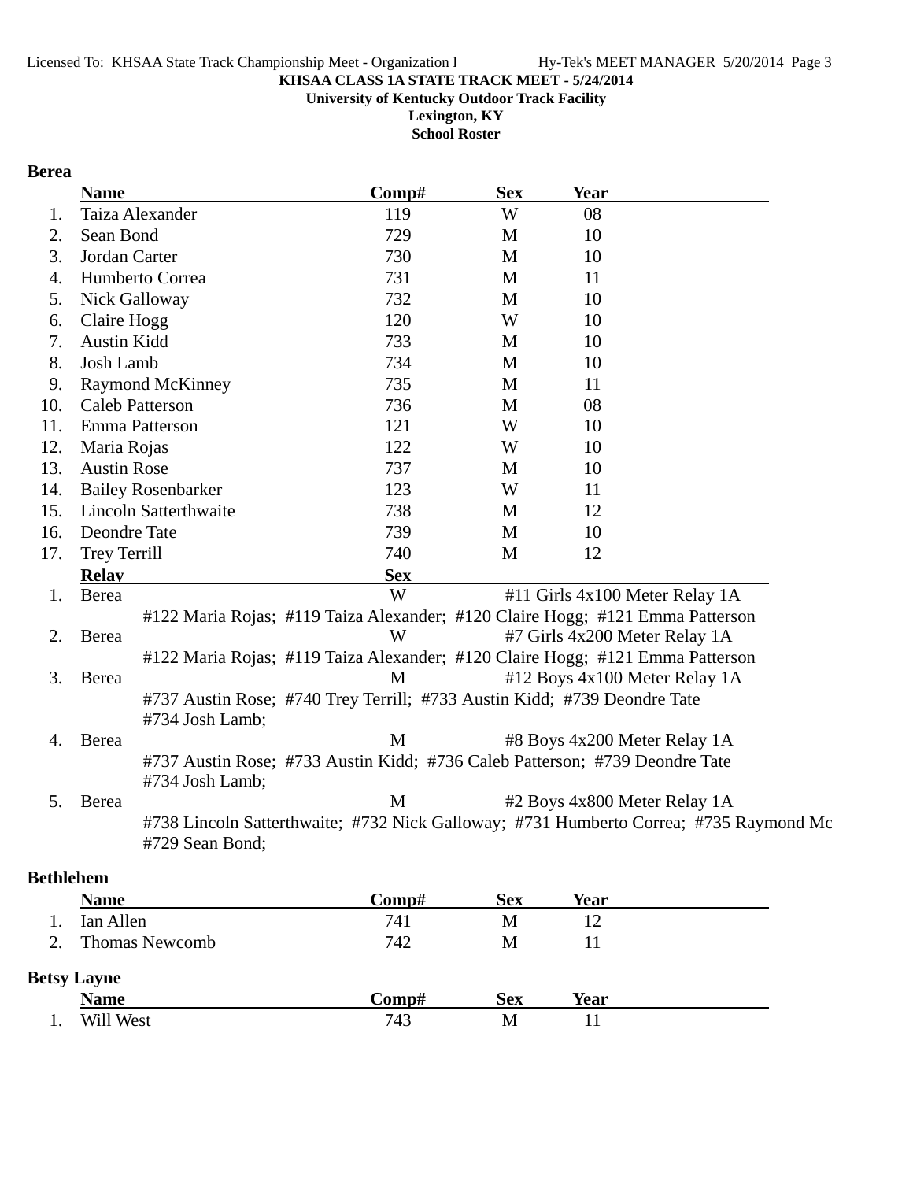**KHSAA CLASS 1A STATE TRACK MEET - 5/24/2014**

**University of Kentucky Outdoor Track Facility**

**Lexington, KY**

**School Roster**

## Berea

| | Name | Comp# | Sex | Year |
|---|---|---|---|---|
| 1. | Taiza Alexander | 119 | W | 08 |
| 2. | Sean Bond | 729 | M | 10 |
| 3. | Jordan Carter | 730 | M | 10 |
| 4. | Humberto Correa | 731 | M | 11 |
| 5. | Nick Galloway | 732 | M | 10 |
| 6. | Claire Hogg | 120 | W | 10 |
| 7. | Austin Kidd | 733 | M | 10 |
| 8. | Josh Lamb | 734 | M | 10 |
| 9. | Raymond McKinney | 735 | M | 11 |
| 10. | Caleb Patterson | 736 | M | 08 |
| 11. | Emma Patterson | 121 | W | 10 |
| 12. | Maria Rojas | 122 | W | 10 |
| 13. | Austin Rose | 737 | M | 10 |
| 14. | Bailey Rosenbarker | 123 | W | 11 |
| 15. | Lincoln Satterthwaite | 738 | M | 12 |
| 16. | Deondre Tate | 739 | M | 10 |
| 17. | Trey Terrill | 740 | M | 12 |

| | Relay | Sex | Event |
|---|---|---|---|
| 1. | Berea | W | #11 Girls 4x100 Meter Relay 1A |
| | #122 Maria Rojas; #119 Taiza Alexander; #120 Claire Hogg; #121 Emma Patterson | | |
| 2. | Berea | W | #7 Girls 4x200 Meter Relay 1A |
| | #122 Maria Rojas; #119 Taiza Alexander; #120 Claire Hogg; #121 Emma Patterson | | |
| 3. | Berea | M | #12 Boys 4x100 Meter Relay 1A |
| | #737 Austin Rose; #740 Trey Terrill; #733 Austin Kidd; #739 Deondre Tate #734 Josh Lamb; | | |
| 4. | Berea | M | #8 Boys 4x200 Meter Relay 1A |
| | #737 Austin Rose; #733 Austin Kidd; #736 Caleb Patterson; #739 Deondre Tate #734 Josh Lamb; | | |
| 5. | Berea | M | #2 Boys 4x800 Meter Relay 1A |
| | #738 Lincoln Satterthwaite; #732 Nick Galloway; #731 Humberto Correa; #735 Raymond Mc #729 Sean Bond; | | |

## Bethlehem

| | Name | Comp# | Sex | Year |
|---|---|---|---|---|
| 1. | Ian Allen | 741 | M | 12 |
| 2. | Thomas Newcomb | 742 | M | 11 |

## Betsy Layne

| | Name | Comp# | Sex | Year |
|---|---|---|---|---|
| 1. | Will West | 743 | M | 11 |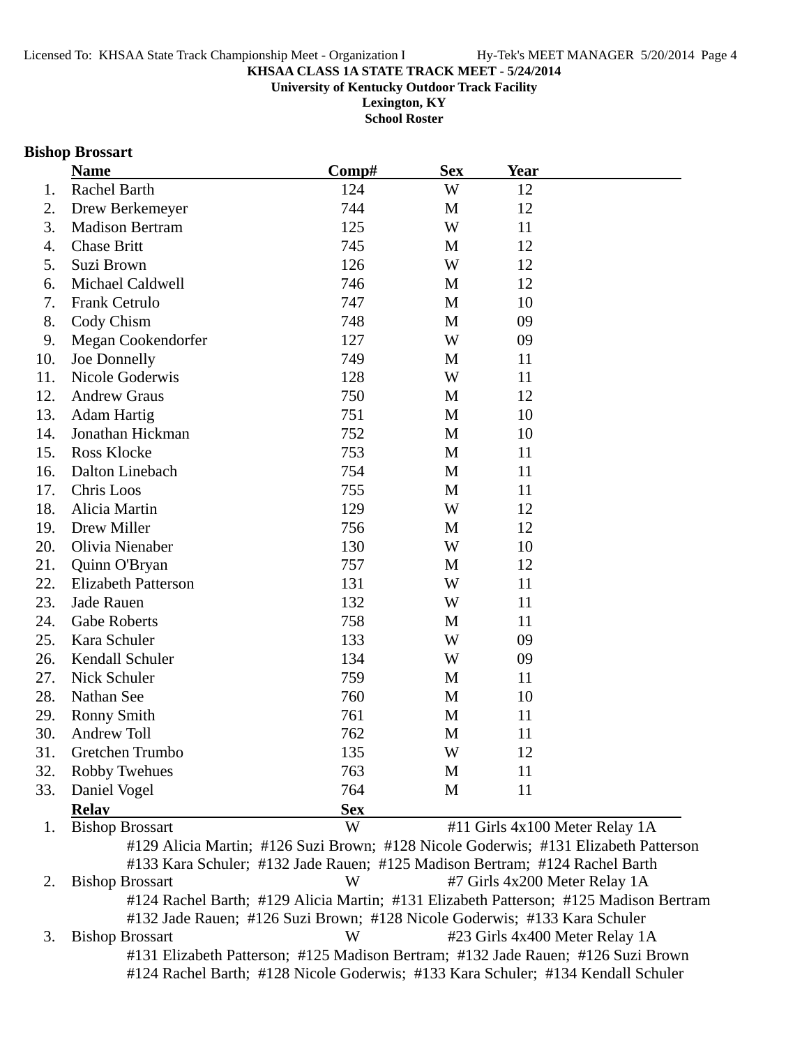KHSAA CLASS 1A STATE TRACK MEET - 5/24/2014

University of Kentucky Outdoor Track Facility

Lexington, KY

School Roster

### Bishop Brossart

| | Name | Comp# | Sex | Year |
|---|---|---|---|---|
| 1. | Rachel Barth | 124 | W | 12 |
| 2. | Drew Berkemeyer | 744 | M | 12 |
| 3. | Madison Bertram | 125 | W | 11 |
| 4. | Chase Britt | 745 | M | 12 |
| 5. | Suzi Brown | 126 | W | 12 |
| 6. | Michael Caldwell | 746 | M | 12 |
| 7. | Frank Cetrulo | 747 | M | 10 |
| 8. | Cody Chism | 748 | M | 09 |
| 9. | Megan Cookendorfer | 127 | W | 09 |
| 10. | Joe Donnelly | 749 | M | 11 |
| 11. | Nicole Goderwis | 128 | W | 11 |
| 12. | Andrew Graus | 750 | M | 12 |
| 13. | Adam Hartig | 751 | M | 10 |
| 14. | Jonathan Hickman | 752 | M | 10 |
| 15. | Ross Klocke | 753 | M | 11 |
| 16. | Dalton Linebach | 754 | M | 11 |
| 17. | Chris Loos | 755 | M | 11 |
| 18. | Alicia Martin | 129 | W | 12 |
| 19. | Drew Miller | 756 | M | 12 |
| 20. | Olivia Nienaber | 130 | W | 10 |
| 21. | Quinn O'Bryan | 757 | M | 12 |
| 22. | Elizabeth Patterson | 131 | W | 11 |
| 23. | Jade Rauen | 132 | W | 11 |
| 24. | Gabe Roberts | 758 | M | 11 |
| 25. | Kara Schuler | 133 | W | 09 |
| 26. | Kendall Schuler | 134 | W | 09 |
| 27. | Nick Schuler | 759 | M | 11 |
| 28. | Nathan See | 760 | M | 10 |
| 29. | Ronny Smith | 761 | M | 11 |
| 30. | Andrew Toll | 762 | M | 11 |
| 31. | Gretchen Trumbo | 135 | W | 12 |
| 32. | Robby Twehues | 763 | M | 11 |
| 33. | Daniel Vogel | 764 | M | 11 |

| | Relay | Sex | Event |
|---|---|---|---|
| 1. | Bishop Brossart | W | #11 Girls 4x100 Meter Relay 1A |
| | #129 Alicia Martin; #126 Suzi Brown; #128 Nicole Goderwis; #131 Elizabeth Patterson; #133 Kara Schuler; #132 Jade Rauen; #125 Madison Bertram; #124 Rachel Barth | | |
| 2. | Bishop Brossart | W | #7 Girls 4x200 Meter Relay 1A |
| | #124 Rachel Barth; #129 Alicia Martin; #131 Elizabeth Patterson; #125 Madison Bertram; #132 Jade Rauen; #126 Suzi Brown; #128 Nicole Goderwis; #133 Kara Schuler | | |
| 3. | Bishop Brossart | W | #23 Girls 4x400 Meter Relay 1A |
| | #131 Elizabeth Patterson; #125 Madison Bertram; #132 Jade Rauen; #126 Suzi Brown; #124 Rachel Barth; #128 Nicole Goderwis; #133 Kara Schuler; #134 Kendall Schuler | | |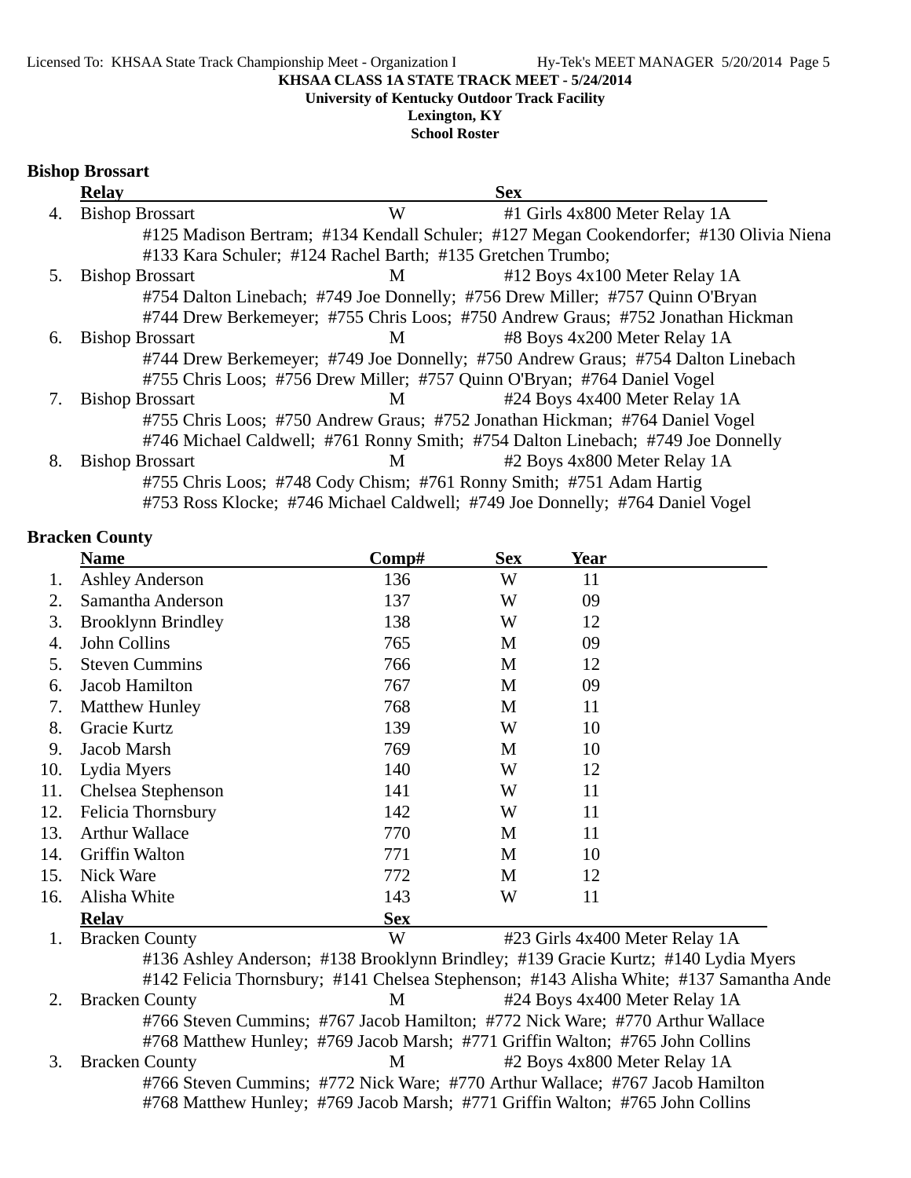KHSAA CLASS 1A STATE TRACK MEET - 5/24/2014

University of Kentucky Outdoor Track Facility

Lexington, KY

School Roster

## Bishop Brossart

| | Relay | | Sex | |
|---|---|---|---|---|
| 4. | Bishop Brossart | | W | #1 Girls 4x800 Meter Relay 1A |
| | #125 Madison Bertram; #134 Kendall Schuler; #127 Megan Cookendorfer; #130 Olivia Niena | | | |
| | #133 Kara Schuler; #124 Rachel Barth; #135 Gretchen Trumbo; | | | |
| 5. | Bishop Brossart | | M | #12 Boys 4x100 Meter Relay 1A |
| | #754 Dalton Linebach; #749 Joe Donnelly; #756 Drew Miller; #757 Quinn O'Bryan | | | |
| | #744 Drew Berkemeyer; #755 Chris Loos; #750 Andrew Graus; #752 Jonathan Hickman | | | |
| 6. | Bishop Brossart | | M | #8 Boys 4x200 Meter Relay 1A |
| | #744 Drew Berkemeyer; #749 Joe Donnelly; #750 Andrew Graus; #754 Dalton Linebach | | | |
| | #755 Chris Loos; #756 Drew Miller; #757 Quinn O'Bryan; #764 Daniel Vogel | | | |
| 7. | Bishop Brossart | | M | #24 Boys 4x400 Meter Relay 1A |
| | #755 Chris Loos; #750 Andrew Graus; #752 Jonathan Hickman; #764 Daniel Vogel | | | |
| | #746 Michael Caldwell; #761 Ronny Smith; #754 Dalton Linebach; #749 Joe Donnelly | | | |
| 8. | Bishop Brossart | | M | #2 Boys 4x800 Meter Relay 1A |
| | #755 Chris Loos; #748 Cody Chism; #761 Ronny Smith; #751 Adam Hartig | | | |
| | #753 Ross Klocke; #746 Michael Caldwell; #749 Joe Donnelly; #764 Daniel Vogel | | | |

## Bracken County

| | Name | Comp# | Sex | Year |
|---|---|---|---|---|
| 1. | Ashley Anderson | 136 | W | 11 |
| 2. | Samantha Anderson | 137 | W | 09 |
| 3. | Brooklynn Brindley | 138 | W | 12 |
| 4. | John Collins | 765 | M | 09 |
| 5. | Steven Cummins | 766 | M | 12 |
| 6. | Jacob Hamilton | 767 | M | 09 |
| 7. | Matthew Hunley | 768 | M | 11 |
| 8. | Gracie Kurtz | 139 | W | 10 |
| 9. | Jacob Marsh | 769 | M | 10 |
| 10. | Lydia Myers | 140 | W | 12 |
| 11. | Chelsea Stephenson | 141 | W | 11 |
| 12. | Felicia Thornsbury | 142 | W | 11 |
| 13. | Arthur Wallace | 770 | M | 11 |
| 14. | Griffin Walton | 771 | M | 10 |
| 15. | Nick Ware | 772 | M | 12 |
| 16. | Alisha White | 143 | W | 11 |

| | Relay | Sex | |
|---|---|---|---|
| 1. | Bracken County | W | #23 Girls 4x400 Meter Relay 1A |
| | #136 Ashley Anderson; #138 Brooklynn Brindley; #139 Gracie Kurtz; #140 Lydia Myers | | |
| | #142 Felicia Thornsbury; #141 Chelsea Stephenson; #143 Alisha White; #137 Samantha Ande | | |
| 2. | Bracken County | M | #24 Boys 4x400 Meter Relay 1A |
| | #766 Steven Cummins; #767 Jacob Hamilton; #772 Nick Ware; #770 Arthur Wallace | | |
| | #768 Matthew Hunley; #769 Jacob Marsh; #771 Griffin Walton; #765 John Collins | | |
| 3. | Bracken County | M | #2 Boys 4x800 Meter Relay 1A |
| | #766 Steven Cummins; #772 Nick Ware; #770 Arthur Wallace; #767 Jacob Hamilton | | |
| | #768 Matthew Hunley; #769 Jacob Marsh; #771 Griffin Walton; #765 John Collins | | |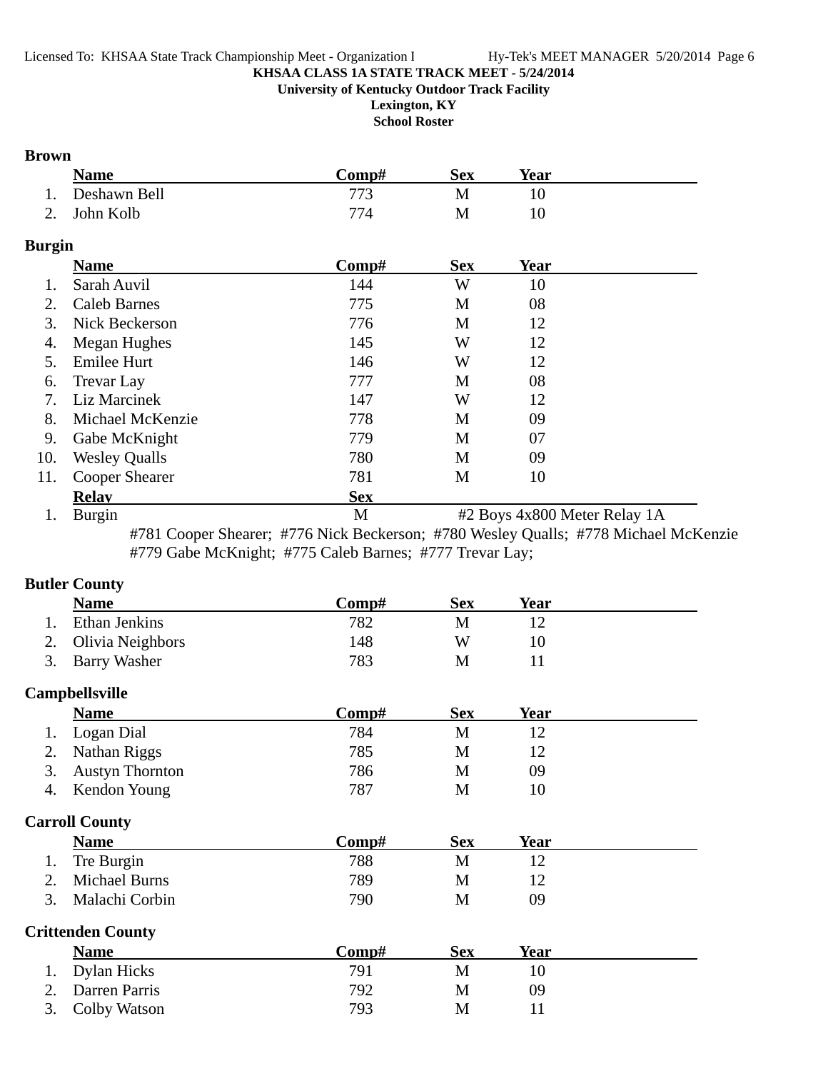**KHSAA CLASS 1A STATE TRACK MEET - 5/24/2014**
**University of Kentucky Outdoor Track Facility**
**Lexington, KY**
**School Roster**

### Brown

| | Name | Comp# | Sex | Year |
|---|---|---|---|---|
| 1. | Deshawn Bell | 773 | M | 10 |
| 2. | John Kolb | 774 | M | 10 |

### Burgin

| | Name | Comp# | Sex | Year |
|---|---|---|---|---|
| 1. | Sarah Auvil | 144 | W | 10 |
| 2. | Caleb Barnes | 775 | M | 08 |
| 3. | Nick Beckerson | 776 | M | 12 |
| 4. | Megan Hughes | 145 | W | 12 |
| 5. | Emilee Hurt | 146 | W | 12 |
| 6. | Trevar Lay | 777 | M | 08 |
| 7. | Liz Marcinek | 147 | W | 12 |
| 8. | Michael McKenzie | 778 | M | 09 |
| 9. | Gabe McKnight | 779 | M | 07 |
| 10. | Wesley Qualls | 780 | M | 09 |
| 11. | Cooper Shearer | 781 | M | 10 |

| | Relay | Sex | |
|---|---|---|---|
| 1. | Burgin | M | #2 Boys 4x800 Meter Relay 1A |

#781 Cooper Shearer; #776 Nick Beckerson; #780 Wesley Qualls; #778 Michael McKenzie
#779 Gabe McKnight; #775 Caleb Barnes; #777 Trevar Lay;

### Butler County

| | Name | Comp# | Sex | Year |
|---|---|---|---|---|
| 1. | Ethan Jenkins | 782 | M | 12 |
| 2. | Olivia Neighbors | 148 | W | 10 |
| 3. | Barry Washer | 783 | M | 11 |

### Campbellsville

| | Name | Comp# | Sex | Year |
|---|---|---|---|---|
| 1. | Logan Dial | 784 | M | 12 |
| 2. | Nathan Riggs | 785 | M | 12 |
| 3. | Austyn Thornton | 786 | M | 09 |
| 4. | Kendon Young | 787 | M | 10 |

### Carroll County

| | Name | Comp# | Sex | Year |
|---|---|---|---|---|
| 1. | Tre Burgin | 788 | M | 12 |
| 2. | Michael Burns | 789 | M | 12 |
| 3. | Malachi Corbin | 790 | M | 09 |

### Crittenden County

| | Name | Comp# | Sex | Year |
|---|---|---|---|---|
| 1. | Dylan Hicks | 791 | M | 10 |
| 2. | Darren Parris | 792 | M | 09 |
| 3. | Colby Watson | 793 | M | 11 |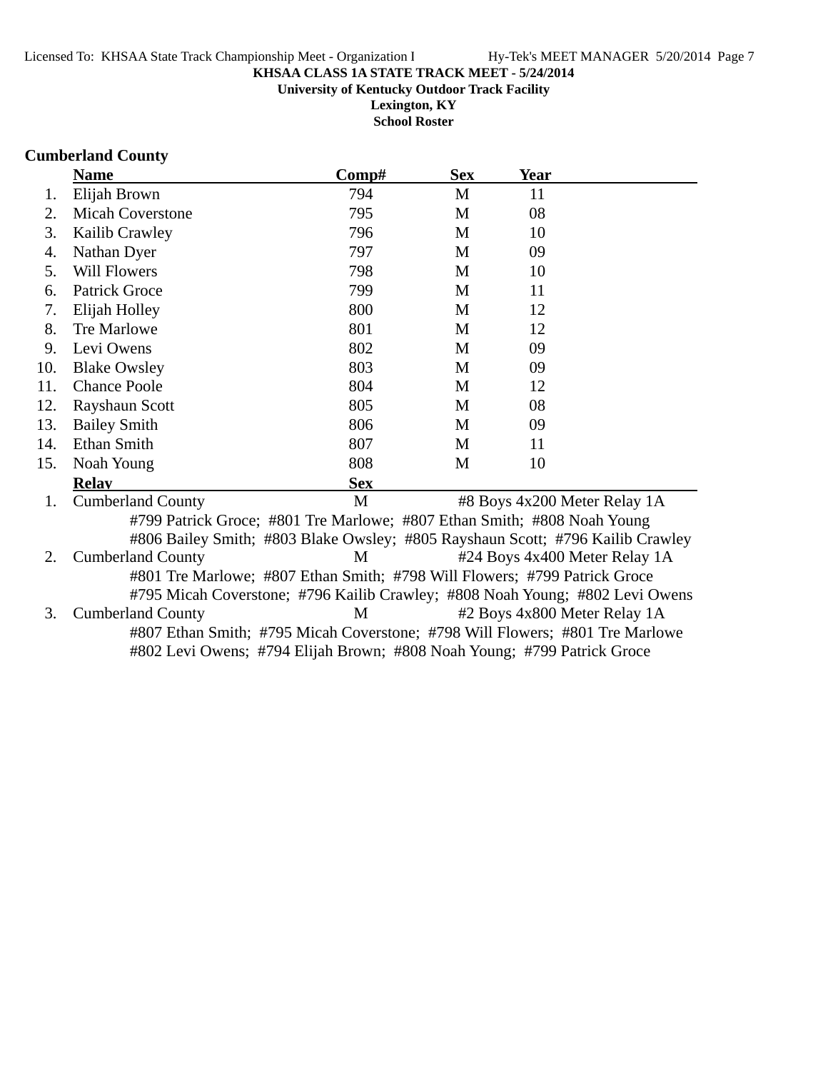**KHSAA CLASS 1A STATE TRACK MEET - 5/24/2014**
**University of Kentucky Outdoor Track Facility**
**Lexington, KY**
**School Roster**

## Cumberland County

| | Name | Comp# | Sex | Year |
|---|---|---|---|---|
| 1. | Elijah Brown | 794 | M | 11 |
| 2. | Micah Coverstone | 795 | M | 08 |
| 3. | Kailib Crawley | 796 | M | 10 |
| 4. | Nathan Dyer | 797 | M | 09 |
| 5. | Will Flowers | 798 | M | 10 |
| 6. | Patrick Groce | 799 | M | 11 |
| 7. | Elijah Holley | 800 | M | 12 |
| 8. | Tre Marlowe | 801 | M | 12 |
| 9. | Levi Owens | 802 | M | 09 |
| 10. | Blake Owsley | 803 | M | 09 |
| 11. | Chance Poole | 804 | M | 12 |
| 12. | Rayshaun Scott | 805 | M | 08 |
| 13. | Bailey Smith | 806 | M | 09 |
| 14. | Ethan Smith | 807 | M | 11 |
| 15. | Noah Young | 808 | M | 10 |

| | Relay | Sex | Event |
|---|---|---|---|
| 1. | Cumberland County | M | #8 Boys 4x200 Meter Relay 1A |
| | #799 Patrick Groce; #801 Tre Marlowe; #807 Ethan Smith; #808 Noah Young<br>#806 Bailey Smith; #803 Blake Owsley; #805 Rayshaun Scott; #796 Kailib Crawley | | |
| 2. | Cumberland County | M | #24 Boys 4x400 Meter Relay 1A |
| | #801 Tre Marlowe; #807 Ethan Smith; #798 Will Flowers; #799 Patrick Groce<br>#795 Micah Coverstone; #796 Kailib Crawley; #808 Noah Young; #802 Levi Owens | | |
| 3. | Cumberland County | M | #2 Boys 4x800 Meter Relay 1A |
| | #807 Ethan Smith; #795 Micah Coverstone; #798 Will Flowers; #801 Tre Marlowe<br>#802 Levi Owens; #794 Elijah Brown; #808 Noah Young; #799 Patrick Groce | | |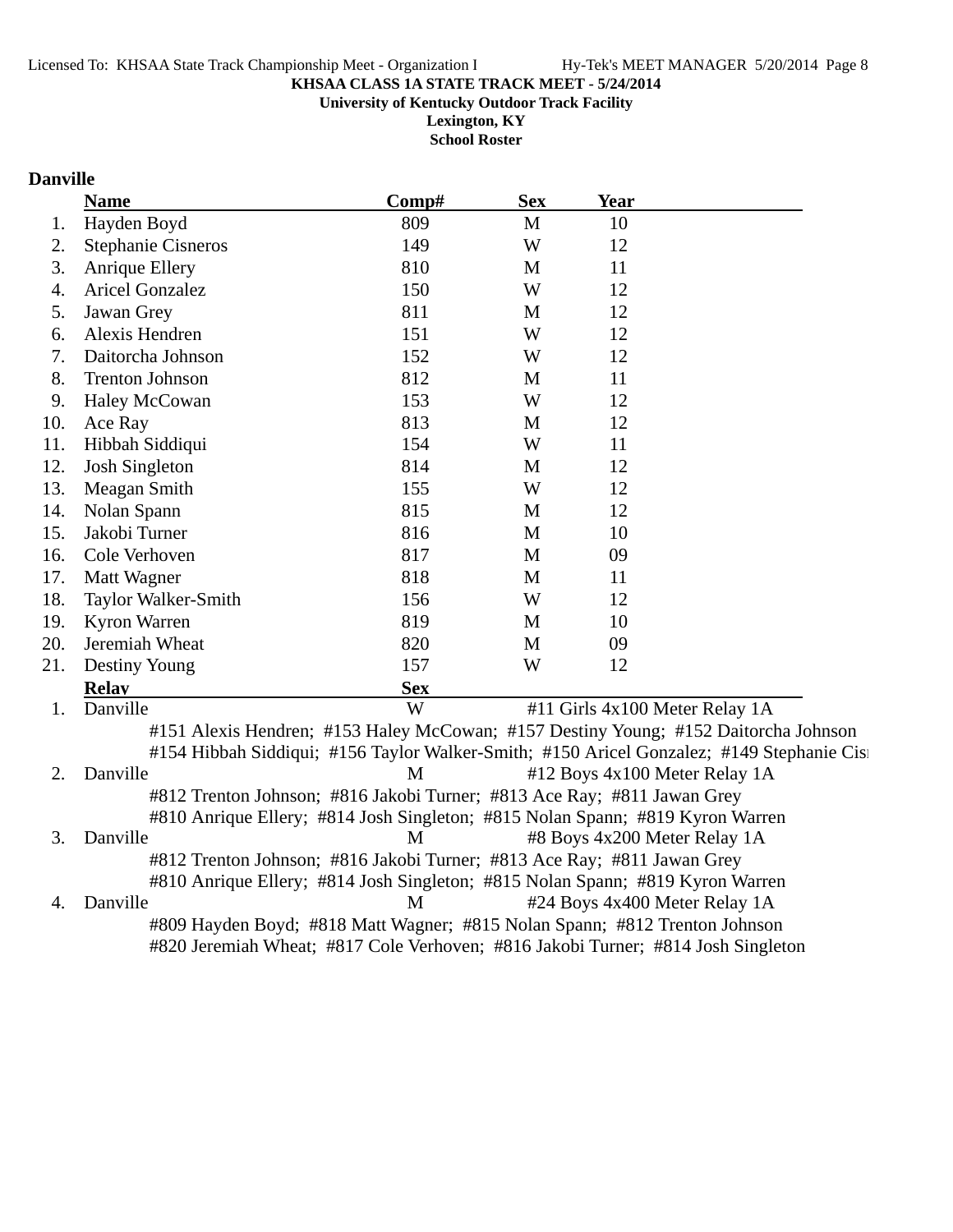**KHSAA CLASS 1A STATE TRACK MEET - 5/24/2014**
**University of Kentucky Outdoor Track Facility**
**Lexington, KY**
**School Roster**

## Danville

| | Name | Comp# | Sex | Year |
|---|---|---|---|---|
| 1. | Hayden Boyd | 809 | M | 10 |
| 2. | Stephanie Cisneros | 149 | W | 12 |
| 3. | Anrique Ellery | 810 | M | 11 |
| 4. | Aricel Gonzalez | 150 | W | 12 |
| 5. | Jawan Grey | 811 | M | 12 |
| 6. | Alexis Hendren | 151 | W | 12 |
| 7. | Daitorcha Johnson | 152 | W | 12 |
| 8. | Trenton Johnson | 812 | M | 11 |
| 9. | Haley McCowan | 153 | W | 12 |
| 10. | Ace Ray | 813 | M | 12 |
| 11. | Hibbah Siddiqui | 154 | W | 11 |
| 12. | Josh Singleton | 814 | M | 12 |
| 13. | Meagan Smith | 155 | W | 12 |
| 14. | Nolan Spann | 815 | M | 12 |
| 15. | Jakobi Turner | 816 | M | 10 |
| 16. | Cole Verhoven | 817 | M | 09 |
| 17. | Matt Wagner | 818 | M | 11 |
| 18. | Taylor Walker-Smith | 156 | W | 12 |
| 19. | Kyron Warren | 819 | M | 10 |
| 20. | Jeremiah Wheat | 820 | M | 09 |
| 21. | Destiny Young | 157 | W | 12 |

| | Relay | Sex | Event |
|---|---|---|---|
| 1. | Danville | W | #11 Girls 4x100 Meter Relay 1A |
| | #151 Alexis Hendren; #153 Haley McCowan; #157 Destiny Young; #152 Daitorcha Johnson | | |
| | #154 Hibbah Siddiqui; #156 Taylor Walker-Smith; #150 Aricel Gonzalez; #149 Stephanie Cisı | | |
| 2. | Danville | M | #12 Boys 4x100 Meter Relay 1A |
| | #812 Trenton Johnson; #816 Jakobi Turner; #813 Ace Ray; #811 Jawan Grey | | |
| | #810 Anrique Ellery; #814 Josh Singleton; #815 Nolan Spann; #819 Kyron Warren | | |
| 3. | Danville | M | #8 Boys 4x200 Meter Relay 1A |
| | #812 Trenton Johnson; #816 Jakobi Turner; #813 Ace Ray; #811 Jawan Grey | | |
| | #810 Anrique Ellery; #814 Josh Singleton; #815 Nolan Spann; #819 Kyron Warren | | |
| 4. | Danville | M | #24 Boys 4x400 Meter Relay 1A |
| | #809 Hayden Boyd; #818 Matt Wagner; #815 Nolan Spann; #812 Trenton Johnson | | |
| | #820 Jeremiah Wheat; #817 Cole Verhoven; #816 Jakobi Turner; #814 Josh Singleton | | |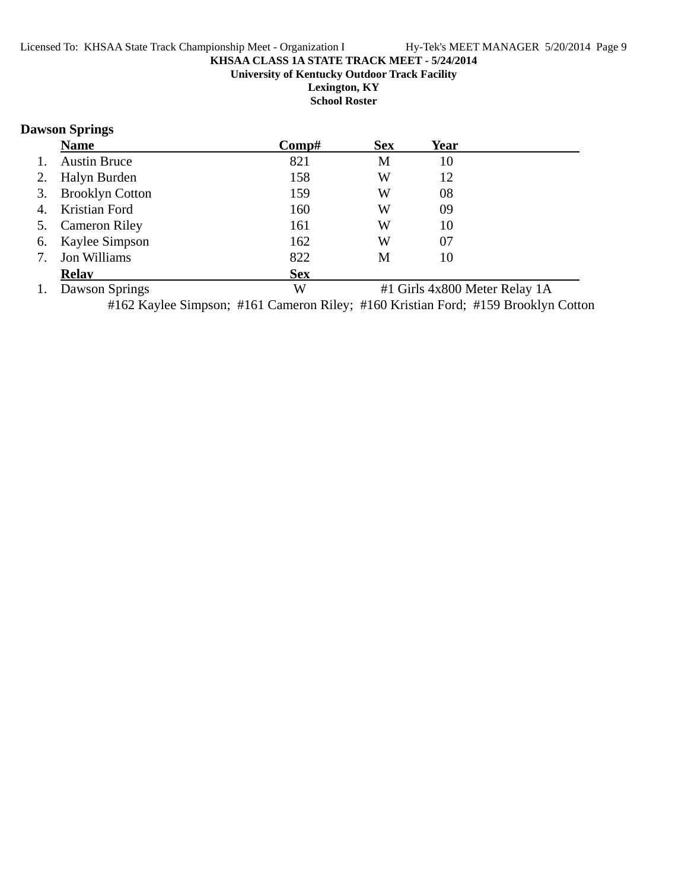**KHSAA CLASS 1A STATE TRACK MEET - 5/24/2014**

**University of Kentucky Outdoor Track Facility**

**Lexington, KY**

**School Roster**

## Dawson Springs

| | Name | Comp# | Sex | Year |
|---|---|---|---|---|
| 1. | Austin Bruce | 821 | M | 10 |
| 2. | Halyn Burden | 158 | W | 12 |
| 3. | Brooklyn Cotton | 159 | W | 08 |
| 4. | Kristian Ford | 160 | W | 09 |
| 5. | Cameron Riley | 161 | W | 10 |
| 6. | Kaylee Simpson | 162 | W | 07 |
| 7. | Jon Williams | 822 | M | 10 |

| | Relay | Sex | |
|---|---|---|---|
| 1. | Dawson Springs | W | #1 Girls 4x800 Meter Relay 1A |

#162 Kaylee Simpson; #161 Cameron Riley; #160 Kristian Ford; #159 Brooklyn Cotton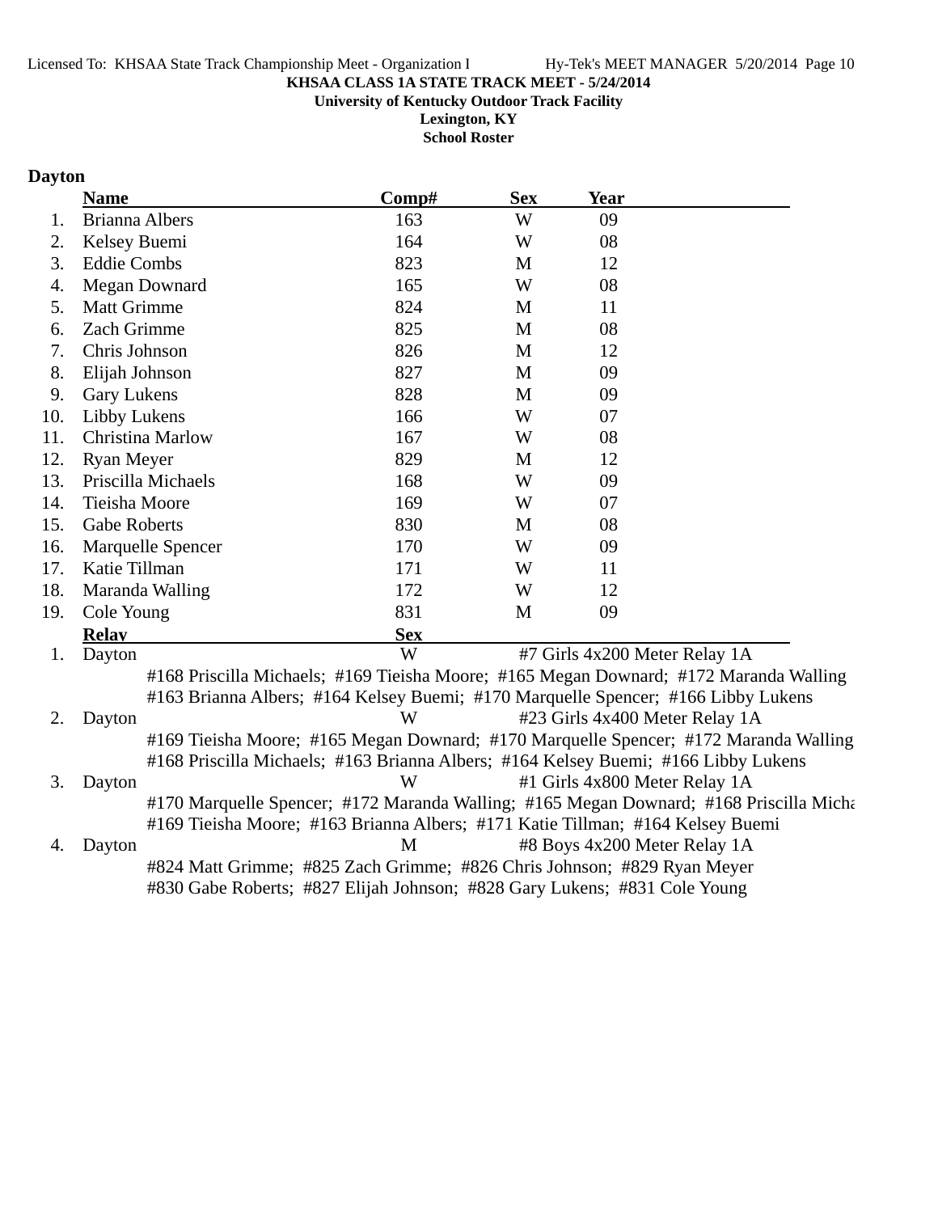**KHSAA CLASS 1A STATE TRACK MEET - 5/24/2014**
**University of Kentucky Outdoor Track Facility**
**Lexington, KY**
**School Roster**

## Dayton

| | Name | Comp# | Sex | Year |
|---|---|---|---|---|
| 1. | Brianna Albers | 163 | W | 09 |
| 2. | Kelsey Buemi | 164 | W | 08 |
| 3. | Eddie Combs | 823 | M | 12 |
| 4. | Megan Downard | 165 | W | 08 |
| 5. | Matt Grimme | 824 | M | 11 |
| 6. | Zach Grimme | 825 | M | 08 |
| 7. | Chris Johnson | 826 | M | 12 |
| 8. | Elijah Johnson | 827 | M | 09 |
| 9. | Gary Lukens | 828 | M | 09 |
| 10. | Libby Lukens | 166 | W | 07 |
| 11. | Christina Marlow | 167 | W | 08 |
| 12. | Ryan Meyer | 829 | M | 12 |
| 13. | Priscilla Michaels | 168 | W | 09 |
| 14. | Tieisha Moore | 169 | W | 07 |
| 15. | Gabe Roberts | 830 | M | 08 |
| 16. | Marquelle Spencer | 170 | W | 09 |
| 17. | Katie Tillman | 171 | W | 11 |
| 18. | Maranda Walling | 172 | W | 12 |
| 19. | Cole Young | 831 | M | 09 |

| | Relay | Sex | Event |
|---|---|---|---|
| 1. | Dayton | W | #7 Girls 4x200 Meter Relay 1A |

#168 Priscilla Michaels; #169 Tieisha Moore; #165 Megan Downard; #172 Maranda Walling
#163 Brianna Albers; #164 Kelsey Buemi; #170 Marquelle Spencer; #166 Libby Lukens

| | Relay | Sex | Event |
|---|---|---|---|
| 2. | Dayton | W | #23 Girls 4x400 Meter Relay 1A |

#169 Tieisha Moore; #165 Megan Downard; #170 Marquelle Spencer; #172 Maranda Walling
#168 Priscilla Michaels; #163 Brianna Albers; #164 Kelsey Buemi; #166 Libby Lukens

| | Relay | Sex | Event |
|---|---|---|---|
| 3. | Dayton | W | #1 Girls 4x800 Meter Relay 1A |

#170 Marquelle Spencer; #172 Maranda Walling; #165 Megan Downard; #168 Priscilla Micha
#169 Tieisha Moore; #163 Brianna Albers; #171 Katie Tillman; #164 Kelsey Buemi

| | Relay | Sex | Event |
|---|---|---|---|
| 4. | Dayton | M | #8 Boys 4x200 Meter Relay 1A |

#824 Matt Grimme; #825 Zach Grimme; #826 Chris Johnson; #829 Ryan Meyer
#830 Gabe Roberts; #827 Elijah Johnson; #828 Gary Lukens; #831 Cole Young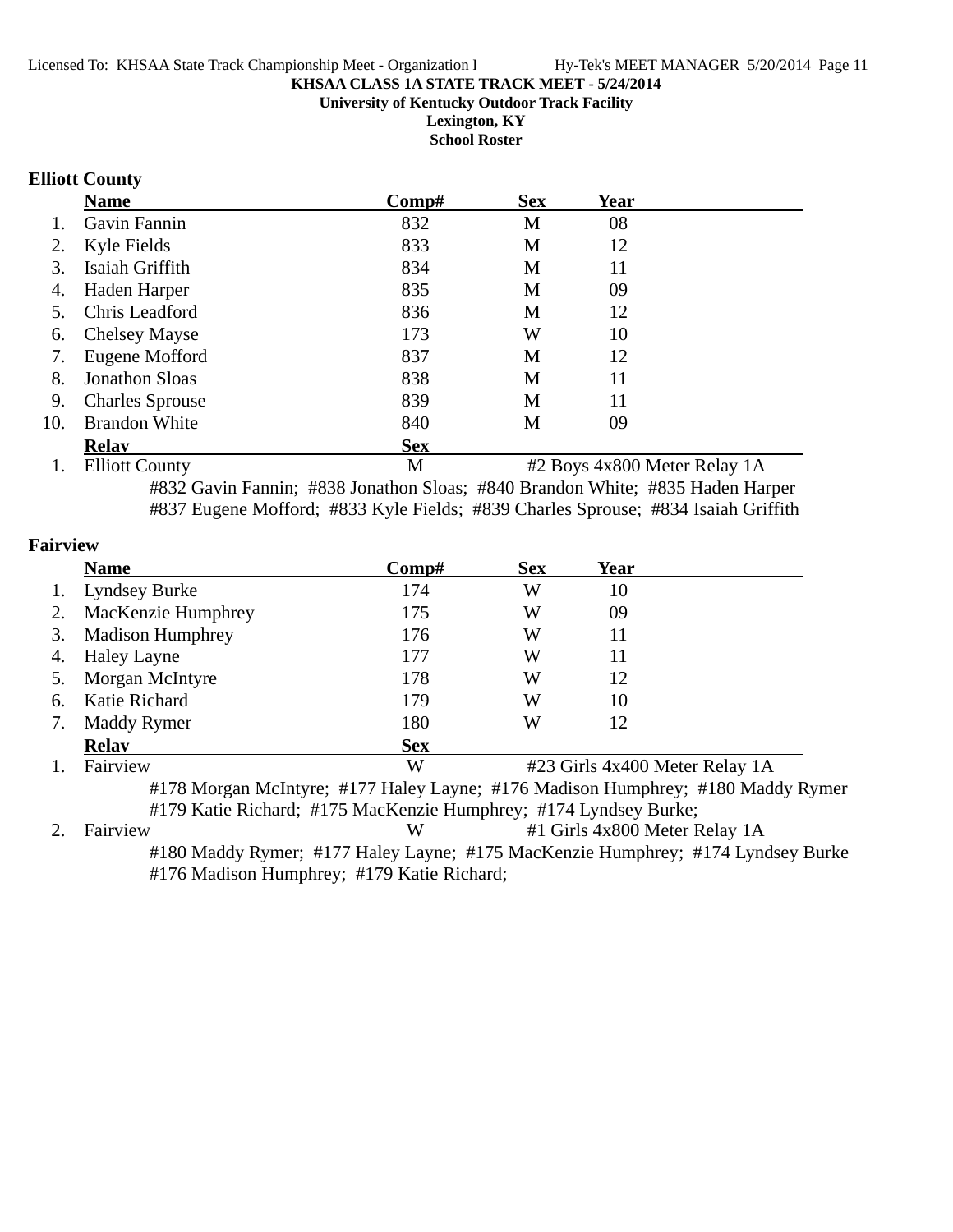**KHSAA CLASS 1A STATE TRACK MEET - 5/24/2014**
**University of Kentucky Outdoor Track Facility**
**Lexington, KY**
**School Roster**

## Elliott County

| | Name | Comp# | Sex | Year |
|---|---|---|---|---|
| 1. | Gavin Fannin | 832 | M | 08 |
| 2. | Kyle Fields | 833 | M | 12 |
| 3. | Isaiah Griffith | 834 | M | 11 |
| 4. | Haden Harper | 835 | M | 09 |
| 5. | Chris Leadford | 836 | M | 12 |
| 6. | Chelsey Mayse | 173 | W | 10 |
| 7. | Eugene Mofford | 837 | M | 12 |
| 8. | Jonathon Sloas | 838 | M | 11 |
| 9. | Charles Sprouse | 839 | M | 11 |
| 10. | Brandon White | 840 | M | 09 |

| | Relay | Sex | |
|---|---|---|---|
| 1. | Elliott County | M | #2 Boys 4x800 Meter Relay 1A |

#832 Gavin Fannin; #838 Jonathon Sloas; #840 Brandon White; #835 Haden Harper
#837 Eugene Mofford; #833 Kyle Fields; #839 Charles Sprouse; #834 Isaiah Griffith

## Fairview

| | Name | Comp# | Sex | Year |
|---|---|---|---|---|
| 1. | Lyndsey Burke | 174 | W | 10 |
| 2. | MacKenzie Humphrey | 175 | W | 09 |
| 3. | Madison Humphrey | 176 | W | 11 |
| 4. | Haley Layne | 177 | W | 11 |
| 5. | Morgan McIntyre | 178 | W | 12 |
| 6. | Katie Richard | 179 | W | 10 |
| 7. | Maddy Rymer | 180 | W | 12 |

| | Relay | Sex | |
|---|---|---|---|
| 1. | Fairview | W | #23 Girls 4x400 Meter Relay 1A |

#178 Morgan McIntyre; #177 Haley Layne; #176 Madison Humphrey; #180 Maddy Rymer
#179 Katie Richard; #175 MacKenzie Humphrey; #174 Lyndsey Burke;

| | Relay | Sex | |
|---|---|---|---|
| 2. | Fairview | W | #1 Girls 4x800 Meter Relay 1A |

#180 Maddy Rymer; #177 Haley Layne; #175 MacKenzie Humphrey; #174 Lyndsey Burke
#176 Madison Humphrey; #179 Katie Richard;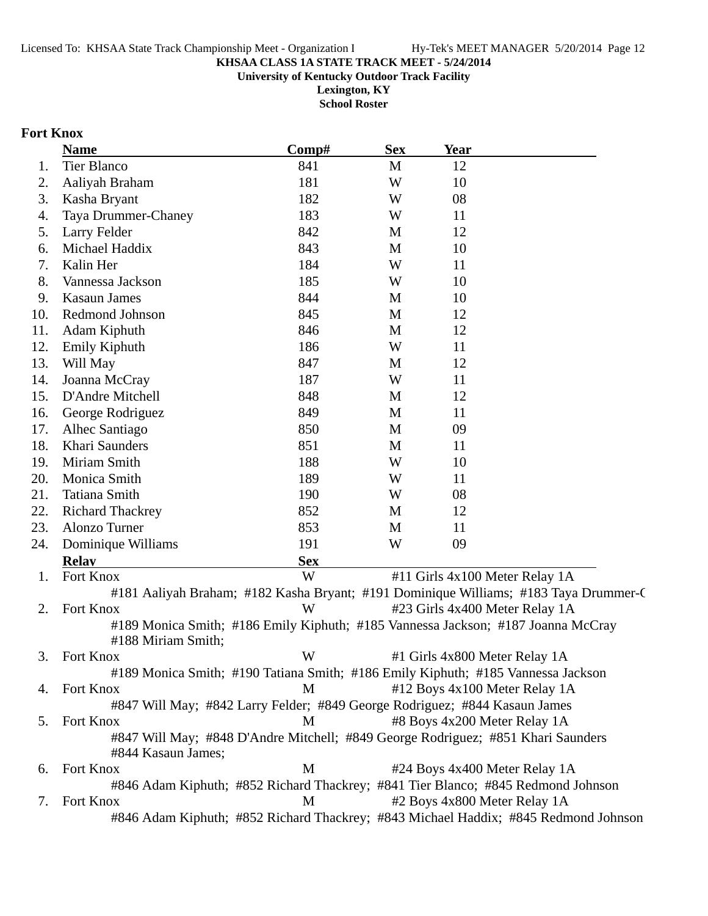**KHSAA CLASS 1A STATE TRACK MEET - 5/24/2014**
**University of Kentucky Outdoor Track Facility**
**Lexington, KY**
**School Roster**

## Fort Knox

| | Name | Comp# | Sex | Year |
|---|---|---|---|---|
| 1. | Tier Blanco | 841 | M | 12 |
| 2. | Aaliyah Braham | 181 | W | 10 |
| 3. | Kasha Bryant | 182 | W | 08 |
| 4. | Taya Drummer-Chaney | 183 | W | 11 |
| 5. | Larry Felder | 842 | M | 12 |
| 6. | Michael Haddix | 843 | M | 10 |
| 7. | Kalin Her | 184 | W | 11 |
| 8. | Vannessa Jackson | 185 | W | 10 |
| 9. | Kasaun James | 844 | M | 10 |
| 10. | Redmond Johnson | 845 | M | 12 |
| 11. | Adam Kiphuth | 846 | M | 12 |
| 12. | Emily Kiphuth | 186 | W | 11 |
| 13. | Will May | 847 | M | 12 |
| 14. | Joanna McCray | 187 | W | 11 |
| 15. | D'Andre Mitchell | 848 | M | 12 |
| 16. | George Rodriguez | 849 | M | 11 |
| 17. | Alhec Santiago | 850 | M | 09 |
| 18. | Khari Saunders | 851 | M | 11 |
| 19. | Miriam Smith | 188 | W | 10 |
| 20. | Monica Smith | 189 | W | 11 |
| 21. | Tatiana Smith | 190 | W | 08 |
| 22. | Richard Thackrey | 852 | M | 12 |
| 23. | Alonzo Turner | 853 | M | 11 |
| 24. | Dominique Williams | 191 | W | 09 |

| | Relay | Sex | Event |
|---|---|---|---|
| 1. | Fort Knox | W | #11 Girls 4x100 Meter Relay 1A |
| | #181 Aaliyah Braham; #182 Kasha Bryant; #191 Dominique Williams; #183 Taya Drummer-C | | |
| 2. | Fort Knox | W | #23 Girls 4x400 Meter Relay 1A |
| | #189 Monica Smith; #186 Emily Kiphuth; #185 Vannessa Jackson; #187 Joanna McCray #188 Miriam Smith; | | |
| 3. | Fort Knox | W | #1 Girls 4x800 Meter Relay 1A |
| | #189 Monica Smith; #190 Tatiana Smith; #186 Emily Kiphuth; #185 Vannessa Jackson | | |
| 4. | Fort Knox | M | #12 Boys 4x100 Meter Relay 1A |
| | #847 Will May; #842 Larry Felder; #849 George Rodriguez; #844 Kasaun James | | |
| 5. | Fort Knox | M | #8 Boys 4x200 Meter Relay 1A |
| | #847 Will May; #848 D'Andre Mitchell; #849 George Rodriguez; #851 Khari Saunders #844 Kasaun James; | | |
| 6. | Fort Knox | M | #24 Boys 4x400 Meter Relay 1A |
| | #846 Adam Kiphuth; #852 Richard Thackrey; #841 Tier Blanco; #845 Redmond Johnson | | |
| 7. | Fort Knox | M | #2 Boys 4x800 Meter Relay 1A |
| | #846 Adam Kiphuth; #852 Richard Thackrey; #843 Michael Haddix; #845 Redmond Johnson | | |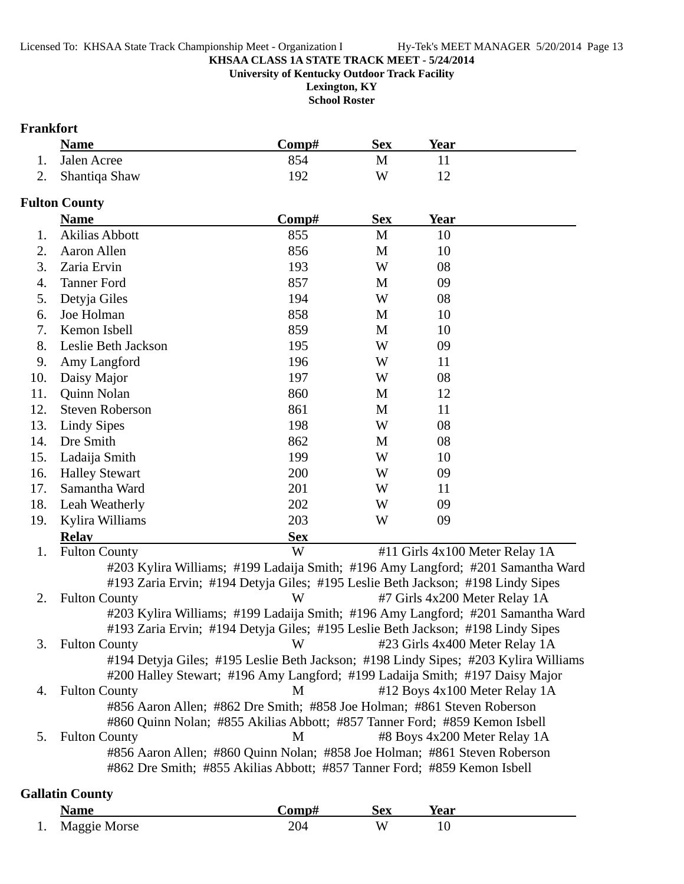KHSAA CLASS 1A STATE TRACK MEET - 5/24/2014

University of Kentucky Outdoor Track Facility

Lexington, KY

School Roster

## Frankfort

| | Name | Comp# | Sex | Year |
|---|---|---|---|---|
| 1. | Jalen Acree | 854 | M | 11 |
| 2. | Shantiqa Shaw | 192 | W | 12 |

## Fulton County

| | Name | Comp# | Sex | Year |
|---|---|---|---|---|
| 1. | Akilias Abbott | 855 | M | 10 |
| 2. | Aaron Allen | 856 | M | 10 |
| 3. | Zaria Ervin | 193 | W | 08 |
| 4. | Tanner Ford | 857 | M | 09 |
| 5. | Detyja Giles | 194 | W | 08 |
| 6. | Joe Holman | 858 | M | 10 |
| 7. | Kemon Isbell | 859 | M | 10 |
| 8. | Leslie Beth Jackson | 195 | W | 09 |
| 9. | Amy Langford | 196 | W | 11 |
| 10. | Daisy Major | 197 | W | 08 |
| 11. | Quinn Nolan | 860 | M | 12 |
| 12. | Steven Roberson | 861 | M | 11 |
| 13. | Lindy Sipes | 198 | W | 08 |
| 14. | Dre Smith | 862 | M | 08 |
| 15. | Ladaija Smith | 199 | W | 10 |
| 16. | Halley Stewart | 200 | W | 09 |
| 17. | Samantha Ward | 201 | W | 11 |
| 18. | Leah Weatherly | 202 | W | 09 |
| 19. | Kylira Williams | 203 | W | 09 |

| | Relay | Sex | |
|---|---|---|---|
| 1. | Fulton County | W | #11 Girls 4x100 Meter Relay 1A |

#203 Kylira Williams; #199 Ladaija Smith; #196 Amy Langford; #201 Samantha Ward
#193 Zaria Ervin; #194 Detyja Giles; #195 Leslie Beth Jackson; #198 Lindy Sipes

| | Relay | Sex | |
|---|---|---|---|
| 2. | Fulton County | W | #7 Girls 4x200 Meter Relay 1A |

#203 Kylira Williams; #199 Ladaija Smith; #196 Amy Langford; #201 Samantha Ward
#193 Zaria Ervin; #194 Detyja Giles; #195 Leslie Beth Jackson; #198 Lindy Sipes

| | Relay | Sex | |
|---|---|---|---|
| 3. | Fulton County | W | #23 Girls 4x400 Meter Relay 1A |

#194 Detyja Giles; #195 Leslie Beth Jackson; #198 Lindy Sipes; #203 Kylira Williams
#200 Halley Stewart; #196 Amy Langford; #199 Ladaija Smith; #197 Daisy Major

| | Relay | Sex | |
|---|---|---|---|
| 4. | Fulton County | M | #12 Boys 4x100 Meter Relay 1A |

#856 Aaron Allen; #862 Dre Smith; #858 Joe Holman; #861 Steven Roberson
#860 Quinn Nolan; #855 Akilias Abbott; #857 Tanner Ford; #859 Kemon Isbell

| | Relay | Sex | |
|---|---|---|---|
| 5. | Fulton County | M | #8 Boys 4x200 Meter Relay 1A |

#856 Aaron Allen; #860 Quinn Nolan; #858 Joe Holman; #861 Steven Roberson
#862 Dre Smith; #855 Akilias Abbott; #857 Tanner Ford; #859 Kemon Isbell

## Gallatin County

| | Name | Comp# | Sex | Year |
|---|---|---|---|---|
| 1. | Maggie Morse | 204 | W | 10 |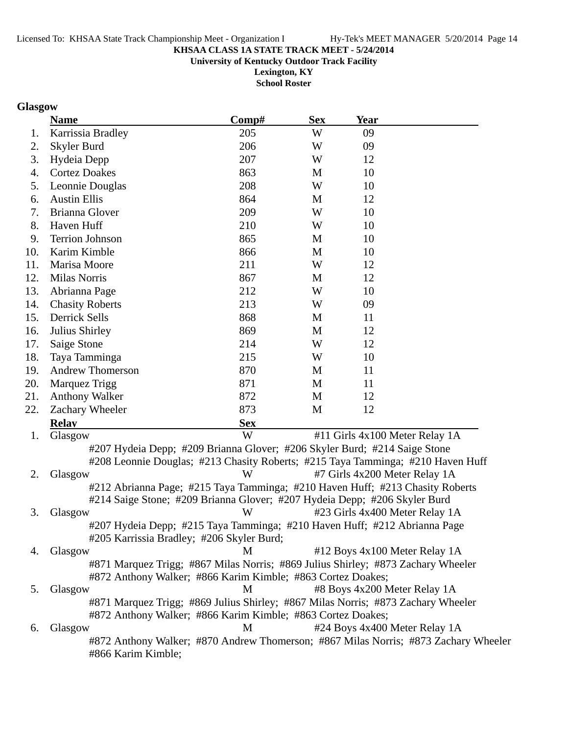**KHSAA CLASS 1A STATE TRACK MEET - 5/24/2014**
**University of Kentucky Outdoor Track Facility**
**Lexington, KY**
**School Roster**

## Glasgow

| | Name | Comp# | Sex | Year |
|---|---|---|---|---|
| 1. | Karrissia Bradley | 205 | W | 09 |
| 2. | Skyler Burd | 206 | W | 09 |
| 3. | Hydeia Depp | 207 | W | 12 |
| 4. | Cortez Doakes | 863 | M | 10 |
| 5. | Leonnie Douglas | 208 | W | 10 |
| 6. | Austin Ellis | 864 | M | 12 |
| 7. | Brianna Glover | 209 | W | 10 |
| 8. | Haven Huff | 210 | W | 10 |
| 9. | Terrion Johnson | 865 | M | 10 |
| 10. | Karim Kimble | 866 | M | 10 |
| 11. | Marisa Moore | 211 | W | 12 |
| 12. | Milas Norris | 867 | M | 12 |
| 13. | Abrianna Page | 212 | W | 10 |
| 14. | Chasity Roberts | 213 | W | 09 |
| 15. | Derrick Sells | 868 | M | 11 |
| 16. | Julius Shirley | 869 | M | 12 |
| 17. | Saige Stone | 214 | W | 12 |
| 18. | Taya Tamminga | 215 | W | 10 |
| 19. | Andrew Thomerson | 870 | M | 11 |
| 20. | Marquez Trigg | 871 | M | 11 |
| 21. | Anthony Walker | 872 | M | 12 |
| 22. | Zachary Wheeler | 873 | M | 12 |

| | Relay | Sex | Event |
|---|---|---|---|
| 1. | Glasgow | W | #11 Girls 4x100 Meter Relay 1A |

#207 Hydeia Depp; #209 Brianna Glover; #206 Skyler Burd; #214 Saige Stone
#208 Leonnie Douglas; #213 Chasity Roberts; #215 Taya Tamminga; #210 Haven Huff

| | Relay | Sex | Event |
|---|---|---|---|
| 2. | Glasgow | W | #7 Girls 4x200 Meter Relay 1A |

#212 Abrianna Page; #215 Taya Tamminga; #210 Haven Huff; #213 Chasity Roberts
#214 Saige Stone; #209 Brianna Glover; #207 Hydeia Depp; #206 Skyler Burd

| | Relay | Sex | Event |
|---|---|---|---|
| 3. | Glasgow | W | #23 Girls 4x400 Meter Relay 1A |

#207 Hydeia Depp; #215 Taya Tamminga; #210 Haven Huff; #212 Abrianna Page
#205 Karrissia Bradley; #206 Skyler Burd;

| | Relay | Sex | Event |
|---|---|---|---|
| 4. | Glasgow | M | #12 Boys 4x100 Meter Relay 1A |

#871 Marquez Trigg; #867 Milas Norris; #869 Julius Shirley; #873 Zachary Wheeler
#872 Anthony Walker; #866 Karim Kimble; #863 Cortez Doakes;

| | Relay | Sex | Event |
|---|---|---|---|
| 5. | Glasgow | M | #8 Boys 4x200 Meter Relay 1A |

#871 Marquez Trigg; #869 Julius Shirley; #867 Milas Norris; #873 Zachary Wheeler
#872 Anthony Walker; #866 Karim Kimble; #863 Cortez Doakes;

| | Relay | Sex | Event |
|---|---|---|---|
| 6. | Glasgow | M | #24 Boys 4x400 Meter Relay 1A |

#872 Anthony Walker; #870 Andrew Thomerson; #867 Milas Norris; #873 Zachary Wheeler
#866 Karim Kimble;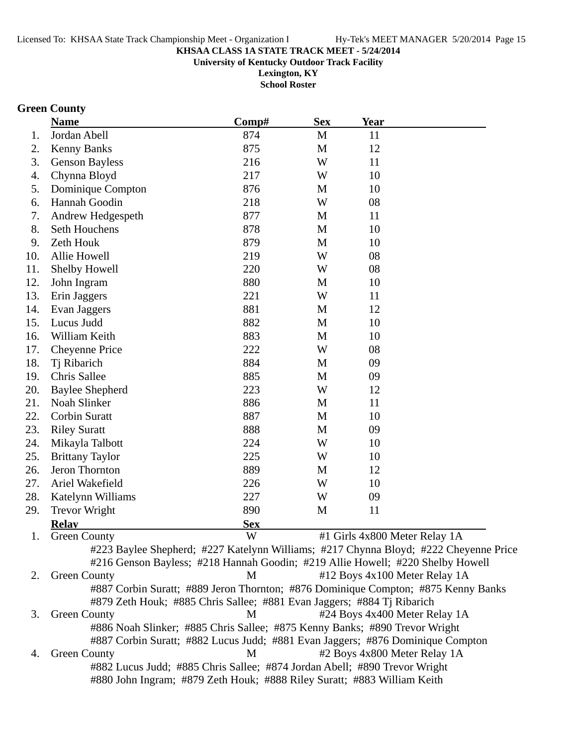**KHSAA CLASS 1A STATE TRACK MEET - 5/24/2014**
**University of Kentucky Outdoor Track Facility**
**Lexington, KY**
**School Roster**

## Green County

| | Name | Comp# | Sex | Year |
|---|---|---|---|---|
| 1. | Jordan Abell | 874 | M | 11 |
| 2. | Kenny Banks | 875 | M | 12 |
| 3. | Genson Bayless | 216 | W | 11 |
| 4. | Chynna Bloyd | 217 | W | 10 |
| 5. | Dominique Compton | 876 | M | 10 |
| 6. | Hannah Goodin | 218 | W | 08 |
| 7. | Andrew Hedgespeth | 877 | M | 11 |
| 8. | Seth Houchens | 878 | M | 10 |
| 9. | Zeth Houk | 879 | M | 10 |
| 10. | Allie Howell | 219 | W | 08 |
| 11. | Shelby Howell | 220 | W | 08 |
| 12. | John Ingram | 880 | M | 10 |
| 13. | Erin Jaggers | 221 | W | 11 |
| 14. | Evan Jaggers | 881 | M | 12 |
| 15. | Lucus Judd | 882 | M | 10 |
| 16. | William Keith | 883 | M | 10 |
| 17. | Cheyenne Price | 222 | W | 08 |
| 18. | Tj Ribarich | 884 | M | 09 |
| 19. | Chris Sallee | 885 | M | 09 |
| 20. | Baylee Shepherd | 223 | W | 12 |
| 21. | Noah Slinker | 886 | M | 11 |
| 22. | Corbin Suratt | 887 | M | 10 |
| 23. | Riley Suratt | 888 | M | 09 |
| 24. | Mikayla Talbott | 224 | W | 10 |
| 25. | Brittany Taylor | 225 | W | 10 |
| 26. | Jeron Thornton | 889 | M | 12 |
| 27. | Ariel Wakefield | 226 | W | 10 |
| 28. | Katelynn Williams | 227 | W | 09 |
| 29. | Trevor Wright | 890 | M | 11 |

| | Relay | Sex | Event |
|---|---|---|---|
| 1. | Green County | W | #1 Girls 4x800 Meter Relay 1A |
| | #223 Baylee Shepherd; #227 Katelynn Williams; #217 Chynna Bloyd; #222 Cheyenne Price; #216 Genson Bayless; #218 Hannah Goodin; #219 Allie Howell; #220 Shelby Howell | | |
| 2. | Green County | M | #12 Boys 4x100 Meter Relay 1A |
| | #887 Corbin Suratt; #889 Jeron Thornton; #876 Dominique Compton; #875 Kenny Banks; #879 Zeth Houk; #885 Chris Sallee; #881 Evan Jaggers; #884 Tj Ribarich | | |
| 3. | Green County | M | #24 Boys 4x400 Meter Relay 1A |
| | #886 Noah Slinker; #885 Chris Sallee; #875 Kenny Banks; #890 Trevor Wright; #887 Corbin Suratt; #882 Lucus Judd; #881 Evan Jaggers; #876 Dominique Compton | | |
| 4. | Green County | M | #2 Boys 4x800 Meter Relay 1A |
| | #882 Lucus Judd; #885 Chris Sallee; #874 Jordan Abell; #890 Trevor Wright; #880 John Ingram; #879 Zeth Houk; #888 Riley Suratt; #883 William Keith | | |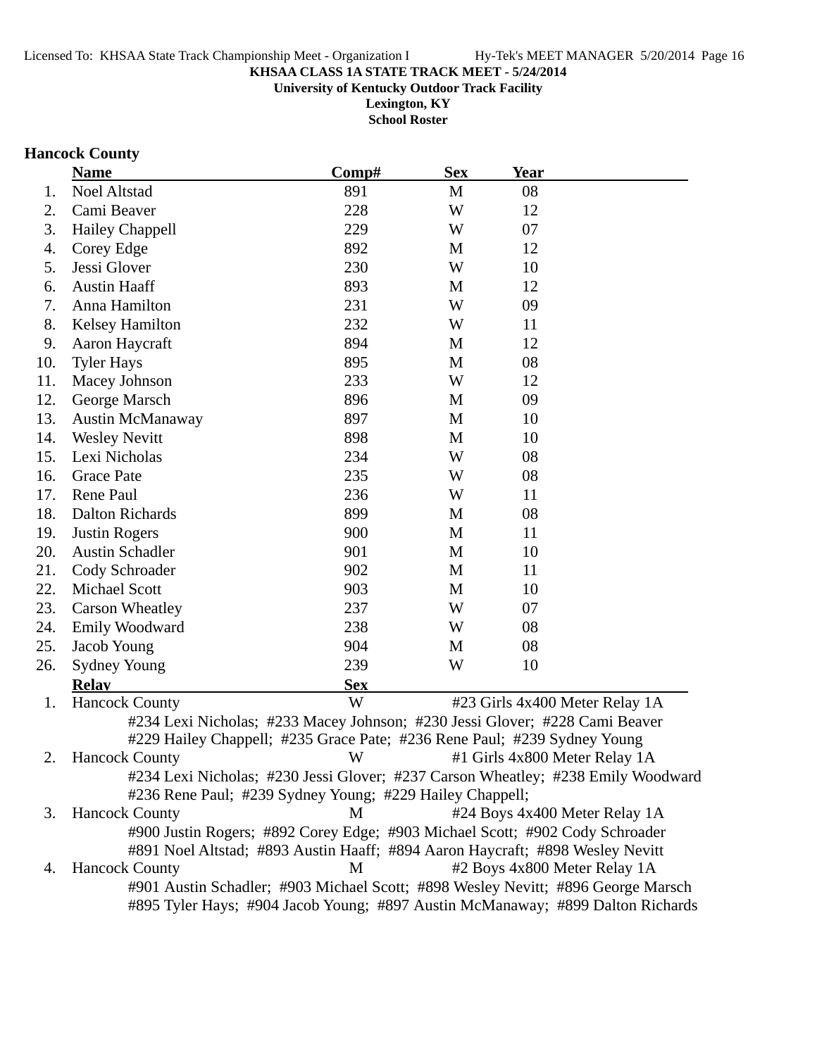**KHSAA CLASS 1A STATE TRACK MEET - 5/24/2014**

**University of Kentucky Outdoor Track Facility**

**Lexington, KY**

**School Roster**

## Hancock County

| | Name | Comp# | Sex | Year |
|---|---|---|---|---|
| 1. | Noel Altstad | 891 | M | 08 |
| 2. | Cami Beaver | 228 | W | 12 |
| 3. | Hailey Chappell | 229 | W | 07 |
| 4. | Corey Edge | 892 | M | 12 |
| 5. | Jessi Glover | 230 | W | 10 |
| 6. | Austin Haaff | 893 | M | 12 |
| 7. | Anna Hamilton | 231 | W | 09 |
| 8. | Kelsey Hamilton | 232 | W | 11 |
| 9. | Aaron Haycraft | 894 | M | 12 |
| 10. | Tyler Hays | 895 | M | 08 |
| 11. | Macey Johnson | 233 | W | 12 |
| 12. | George Marsch | 896 | M | 09 |
| 13. | Austin McManaway | 897 | M | 10 |
| 14. | Wesley Nevitt | 898 | M | 10 |
| 15. | Lexi Nicholas | 234 | W | 08 |
| 16. | Grace Pate | 235 | W | 08 |
| 17. | Rene Paul | 236 | W | 11 |
| 18. | Dalton Richards | 899 | M | 08 |
| 19. | Justin Rogers | 900 | M | 11 |
| 20. | Austin Schadler | 901 | M | 10 |
| 21. | Cody Schroader | 902 | M | 11 |
| 22. | Michael Scott | 903 | M | 10 |
| 23. | Carson Wheatley | 237 | W | 07 |
| 24. | Emily Woodward | 238 | W | 08 |
| 25. | Jacob Young | 904 | M | 08 |
| 26. | Sydney Young | 239 | W | 10 |

| | Relay | Sex | Event |
|---|---|---|---|
| 1. | Hancock County | W | #23 Girls 4x400 Meter Relay 1A |

#234 Lexi Nicholas; #233 Macey Johnson; #230 Jessi Glover; #228 Cami Beaver
#229 Hailey Chappell; #235 Grace Pate; #236 Rene Paul; #239 Sydney Young

| | Relay | Sex | Event |
|---|---|---|---|
| 2. | Hancock County | W | #1 Girls 4x800 Meter Relay 1A |

#234 Lexi Nicholas; #230 Jessi Glover; #237 Carson Wheatley; #238 Emily Woodward
#236 Rene Paul; #239 Sydney Young; #229 Hailey Chappell;

| | Relay | Sex | Event |
|---|---|---|---|
| 3. | Hancock County | M | #24 Boys 4x400 Meter Relay 1A |

#900 Justin Rogers; #892 Corey Edge; #903 Michael Scott; #902 Cody Schroader
#891 Noel Altstad; #893 Austin Haaff; #894 Aaron Haycraft; #898 Wesley Nevitt

| | Relay | Sex | Event |
|---|---|---|---|
| 4. | Hancock County | M | #2 Boys 4x800 Meter Relay 1A |

#901 Austin Schadler; #903 Michael Scott; #898 Wesley Nevitt; #896 George Marsch
#895 Tyler Hays; #904 Jacob Young; #897 Austin McManaway; #899 Dalton Richards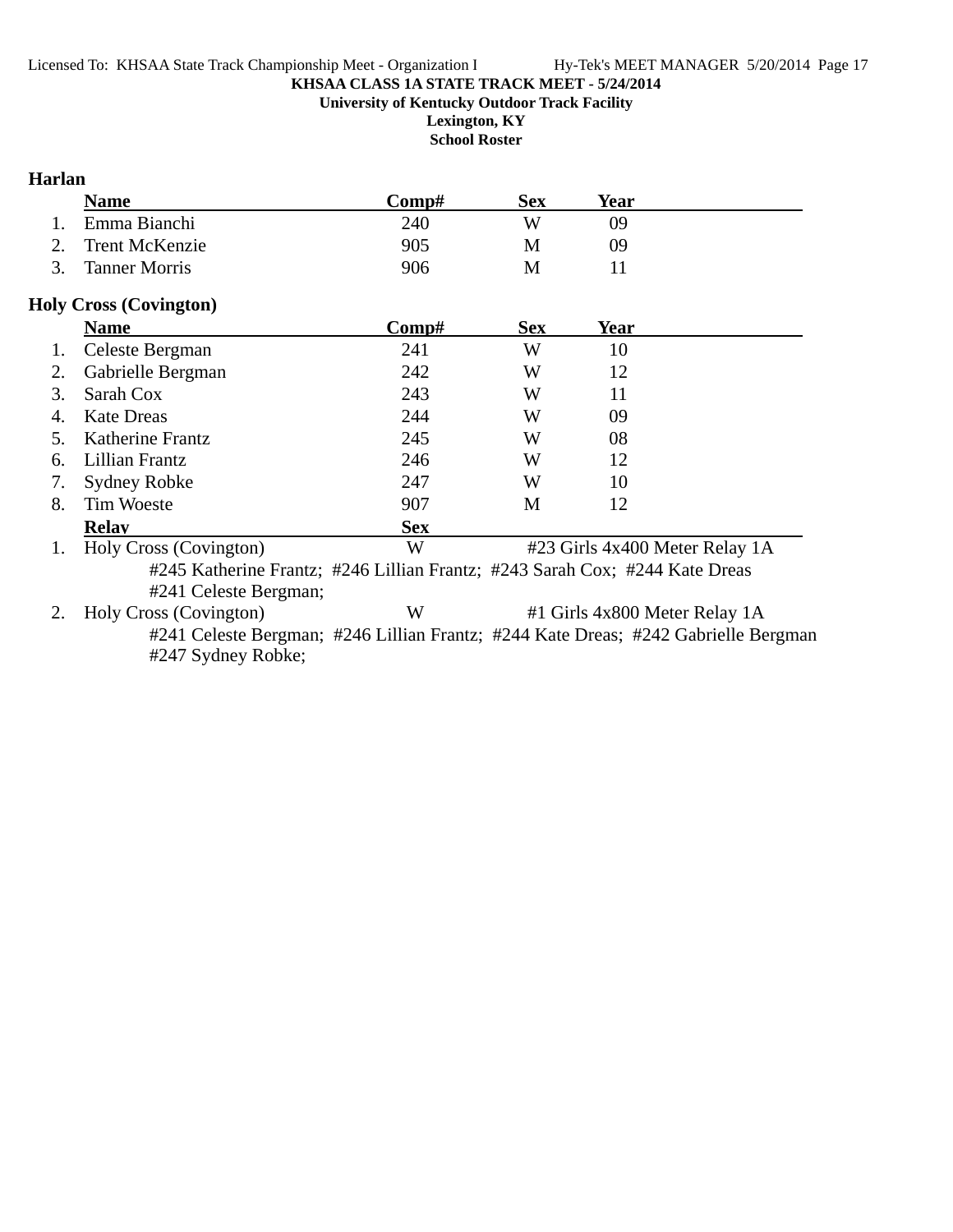# KHSAA CLASS 1A STATE TRACK MEET - 5/24/2014

**University of Kentucky Outdoor Track Facility**

**Lexington, KY**

**School Roster**

## Harlan

| | Name | Comp# | Sex | Year |
|---|---|---|---|---|
| 1. | Emma Bianchi | 240 | W | 09 |
| 2. | Trent McKenzie | 905 | M | 09 |
| 3. | Tanner Morris | 906 | M | 11 |

## Holy Cross (Covington)

| | Name | Comp# | Sex | Year |
|---|---|---|---|---|
| 1. | Celeste Bergman | 241 | W | 10 |
| 2. | Gabrielle Bergman | 242 | W | 12 |
| 3. | Sarah Cox | 243 | W | 11 |
| 4. | Kate Dreas | 244 | W | 09 |
| 5. | Katherine Frantz | 245 | W | 08 |
| 6. | Lillian Frantz | 246 | W | 12 |
| 7. | Sydney Robke | 247 | W | 10 |
| 8. | Tim Woeste | 907 | M | 12 |

| | Relay | Sex | Event |
|---|---|---|---|
| 1. | Holy Cross (Covington) | W | #23 Girls 4x400 Meter Relay 1A |
| | #245 Katherine Frantz; #246 Lillian Frantz; #243 Sarah Cox; #244 Kate Dreas; #241 Celeste Bergman; | | |
| 2. | Holy Cross (Covington) | W | #1 Girls 4x800 Meter Relay 1A |
| | #241 Celeste Bergman; #246 Lillian Frantz; #244 Kate Dreas; #242 Gabrielle Bergman; #247 Sydney Robke; | | |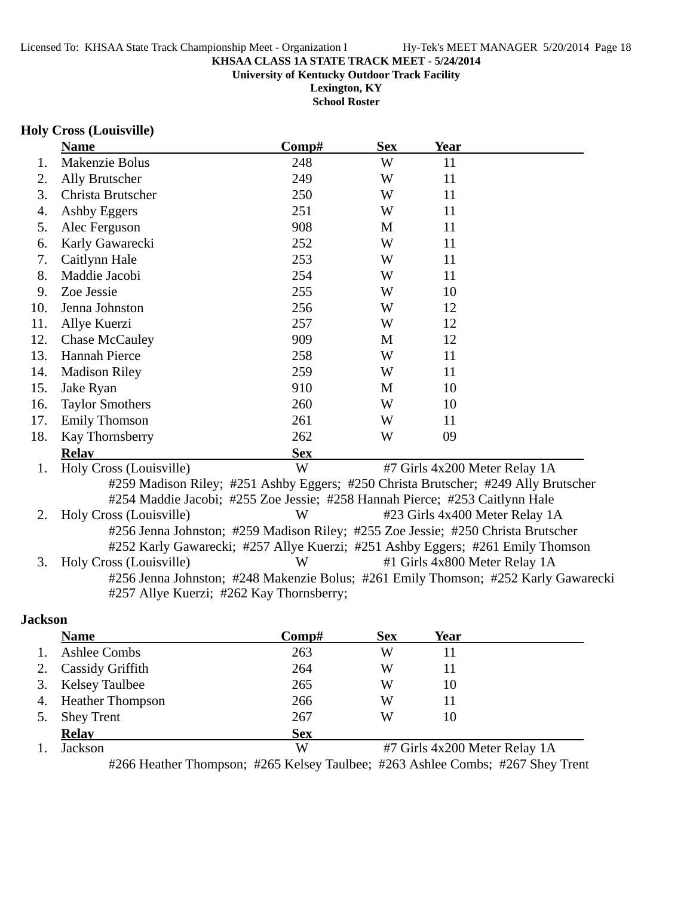**KHSAA CLASS 1A STATE TRACK MEET - 5/24/2014**
**University of Kentucky Outdoor Track Facility**
**Lexington, KY**
**School Roster**

### Holy Cross (Louisville)

| | Name | Comp# | Sex | Year |
|---|---|---|---|---|
| 1. | Makenzie Bolus | 248 | W | 11 |
| 2. | Ally Brutscher | 249 | W | 11 |
| 3. | Christa Brutscher | 250 | W | 11 |
| 4. | Ashby Eggers | 251 | W | 11 |
| 5. | Alec Ferguson | 908 | M | 11 |
| 6. | Karly Gawarecki | 252 | W | 11 |
| 7. | Caitlynn Hale | 253 | W | 11 |
| 8. | Maddie Jacobi | 254 | W | 11 |
| 9. | Zoe Jessie | 255 | W | 10 |
| 10. | Jenna Johnston | 256 | W | 12 |
| 11. | Allye Kuerzi | 257 | W | 12 |
| 12. | Chase McCauley | 909 | M | 12 |
| 13. | Hannah Pierce | 258 | W | 11 |
| 14. | Madison Riley | 259 | W | 11 |
| 15. | Jake Ryan | 910 | M | 10 |
| 16. | Taylor Smothers | 260 | W | 10 |
| 17. | Emily Thomson | 261 | W | 11 |
| 18. | Kay Thornsberry | 262 | W | 09 |

| | Relay | Sex | Event |
|---|---|---|---|
| 1. | Holy Cross (Louisville) | W | #7 Girls 4x200 Meter Relay 1A |

#259 Madison Riley; #251 Ashby Eggers; #250 Christa Brutscher; #249 Ally Brutscher
#254 Maddie Jacobi; #255 Zoe Jessie; #258 Hannah Pierce; #253 Caitlynn Hale

| | Relay | Sex | Event |
|---|---|---|---|
| 2. | Holy Cross (Louisville) | W | #23 Girls 4x400 Meter Relay 1A |

#256 Jenna Johnston; #259 Madison Riley; #255 Zoe Jessie; #250 Christa Brutscher
#252 Karly Gawarecki; #257 Allye Kuerzi; #251 Ashby Eggers; #261 Emily Thomson

| | Relay | Sex | Event |
|---|---|---|---|
| 3. | Holy Cross (Louisville) | W | #1 Girls 4x800 Meter Relay 1A |

#256 Jenna Johnston; #248 Makenzie Bolus; #261 Emily Thomson; #252 Karly Gawarecki
#257 Allye Kuerzi; #262 Kay Thornsberry;

### Jackson

| | Name | Comp# | Sex | Year |
|---|---|---|---|---|
| 1. | Ashlee Combs | 263 | W | 11 |
| 2. | Cassidy Griffith | 264 | W | 11 |
| 3. | Kelsey Taulbee | 265 | W | 10 |
| 4. | Heather Thompson | 266 | W | 11 |
| 5. | Shey Trent | 267 | W | 10 |

| | Relay | Sex | Event |
|---|---|---|---|
| 1. | Jackson | W | #7 Girls 4x200 Meter Relay 1A |

#266 Heather Thompson; #265 Kelsey Taulbee; #263 Ashlee Combs; #267 Shey Trent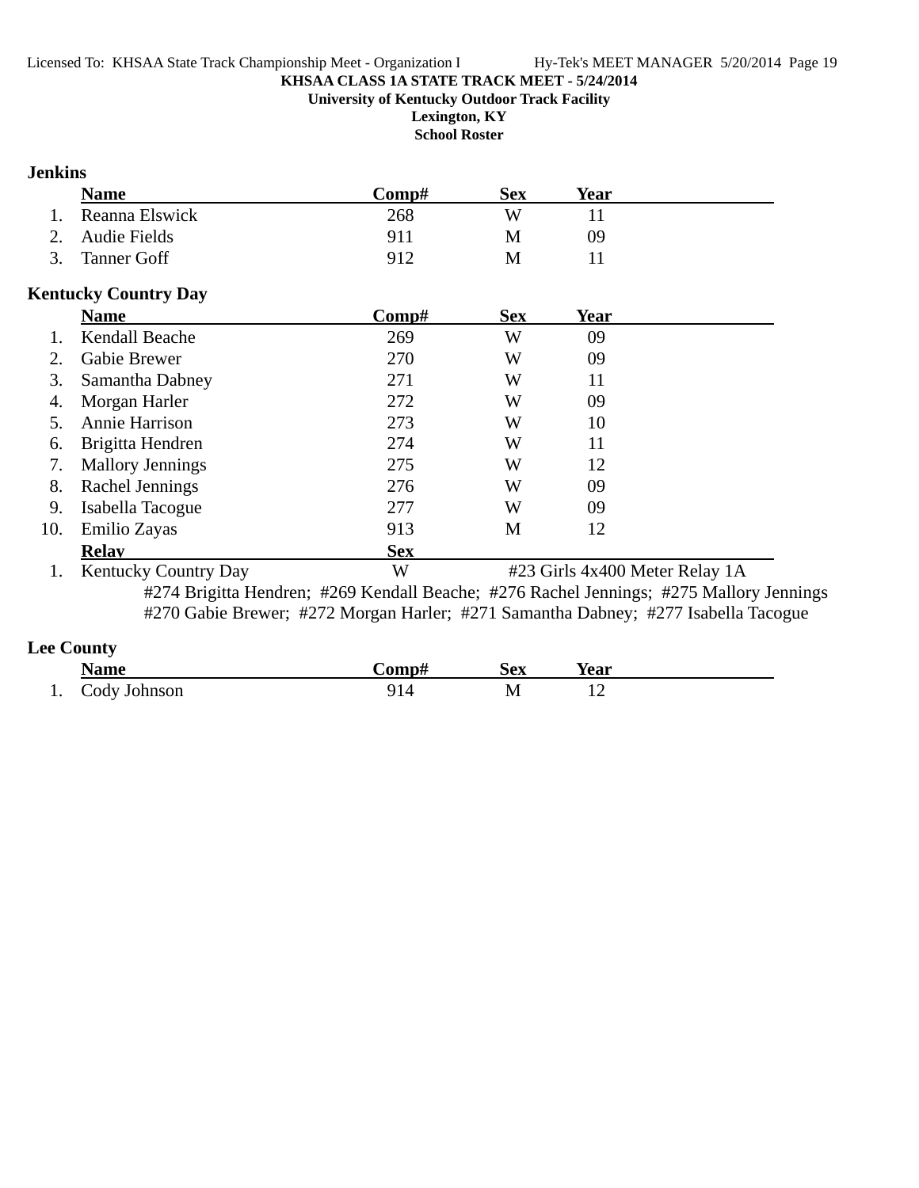**KHSAA CLASS 1A STATE TRACK MEET - 5/24/2014**
**University of Kentucky Outdoor Track Facility**
**Lexington, KY**
**School Roster**

## Jenkins

| | Name | Comp# | Sex | Year |
|---|---|---|---|---|
| 1. | Reanna Elswick | 268 | W | 11 |
| 2. | Audie Fields | 911 | M | 09 |
| 3. | Tanner Goff | 912 | M | 11 |

## Kentucky Country Day

| | Name | Comp# | Sex | Year |
|---|---|---|---|---|
| 1. | Kendall Beache | 269 | W | 09 |
| 2. | Gabie Brewer | 270 | W | 09 |
| 3. | Samantha Dabney | 271 | W | 11 |
| 4. | Morgan Harler | 272 | W | 09 |
| 5. | Annie Harrison | 273 | W | 10 |
| 6. | Brigitta Hendren | 274 | W | 11 |
| 7. | Mallory Jennings | 275 | W | 12 |
| 8. | Rachel Jennings | 276 | W | 09 |
| 9. | Isabella Tacogue | 277 | W | 09 |
| 10. | Emilio Zayas | 913 | M | 12 |

| | Relay | Sex | |
|---|---|---|---|
| 1. | Kentucky Country Day | W | #23 Girls 4x400 Meter Relay 1A |

#274 Brigitta Hendren; #269 Kendall Beache; #276 Rachel Jennings; #275 Mallory Jennings
#270 Gabie Brewer; #272 Morgan Harler; #271 Samantha Dabney; #277 Isabella Tacogue

## Lee County

| | Name | Comp# | Sex | Year |
|---|---|---|---|---|
| 1. | Cody Johnson | 914 | M | 12 |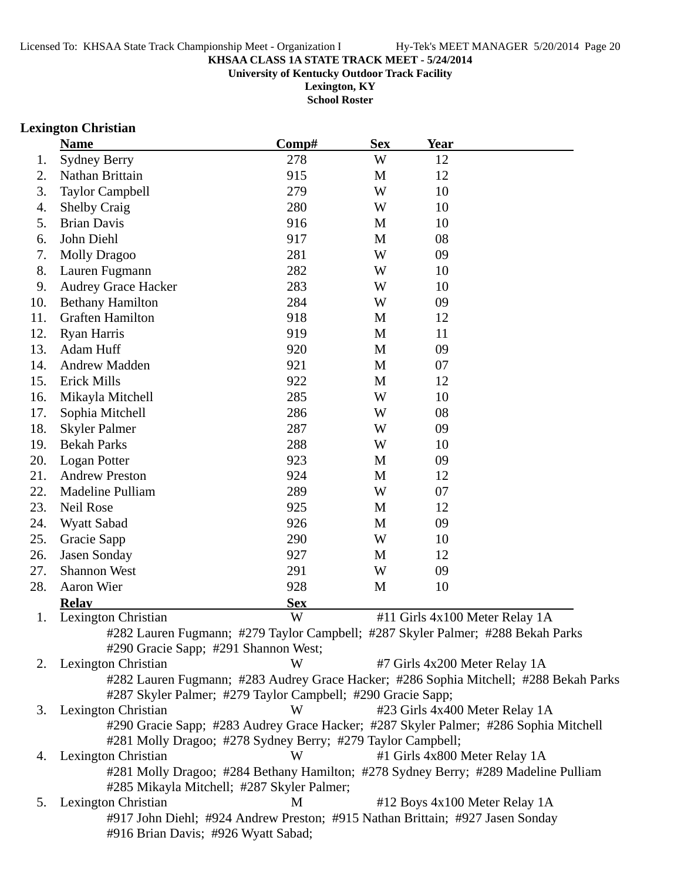**KHSAA CLASS 1A STATE TRACK MEET - 5/24/2014**

**University of Kentucky Outdoor Track Facility**

**Lexington, KY**

**School Roster**

## Lexington Christian

| | Name | Comp# | Sex | Year |
|---|---|---|---|---|
| 1. | Sydney Berry | 278 | W | 12 |
| 2. | Nathan Brittain | 915 | M | 12 |
| 3. | Taylor Campbell | 279 | W | 10 |
| 4. | Shelby Craig | 280 | W | 10 |
| 5. | Brian Davis | 916 | M | 10 |
| 6. | John Diehl | 917 | M | 08 |
| 7. | Molly Dragoo | 281 | W | 09 |
| 8. | Lauren Fugmann | 282 | W | 10 |
| 9. | Audrey Grace Hacker | 283 | W | 10 |
| 10. | Bethany Hamilton | 284 | W | 09 |
| 11. | Graften Hamilton | 918 | M | 12 |
| 12. | Ryan Harris | 919 | M | 11 |
| 13. | Adam Huff | 920 | M | 09 |
| 14. | Andrew Madden | 921 | M | 07 |
| 15. | Erick Mills | 922 | M | 12 |
| 16. | Mikayla Mitchell | 285 | W | 10 |
| 17. | Sophia Mitchell | 286 | W | 08 |
| 18. | Skyler Palmer | 287 | W | 09 |
| 19. | Bekah Parks | 288 | W | 10 |
| 20. | Logan Potter | 923 | M | 09 |
| 21. | Andrew Preston | 924 | M | 12 |
| 22. | Madeline Pulliam | 289 | W | 07 |
| 23. | Neil Rose | 925 | M | 12 |
| 24. | Wyatt Sabad | 926 | M | 09 |
| 25. | Gracie Sapp | 290 | W | 10 |
| 26. | Jasen Sonday | 927 | M | 12 |
| 27. | Shannon West | 291 | W | 09 |
| 28. | Aaron Wier | 928 | M | 10 |

| | Relay | Sex | |
|---|---|---|---|
| 1. | Lexington Christian | W | #11 Girls 4x100 Meter Relay 1A |
| | #282 Lauren Fugmann; #279 Taylor Campbell; #287 Skyler Palmer; #288 Bekah Parks #290 Gracie Sapp; #291 Shannon West; | | |
| 2. | Lexington Christian | W | #7 Girls 4x200 Meter Relay 1A |
| | #282 Lauren Fugmann; #283 Audrey Grace Hacker; #286 Sophia Mitchell; #288 Bekah Parks #287 Skyler Palmer; #279 Taylor Campbell; #290 Gracie Sapp; | | |
| 3. | Lexington Christian | W | #23 Girls 4x400 Meter Relay 1A |
| | #290 Gracie Sapp; #283 Audrey Grace Hacker; #287 Skyler Palmer; #286 Sophia Mitchell #281 Molly Dragoo; #278 Sydney Berry; #279 Taylor Campbell; | | |
| 4. | Lexington Christian | W | #1 Girls 4x800 Meter Relay 1A |
| | #281 Molly Dragoo; #284 Bethany Hamilton; #278 Sydney Berry; #289 Madeline Pulliam #285 Mikayla Mitchell; #287 Skyler Palmer; | | |
| 5. | Lexington Christian | M | #12 Boys 4x100 Meter Relay 1A |
| | #917 John Diehl; #924 Andrew Preston; #915 Nathan Brittain; #927 Jasen Sonday #916 Brian Davis; #926 Wyatt Sabad; | | |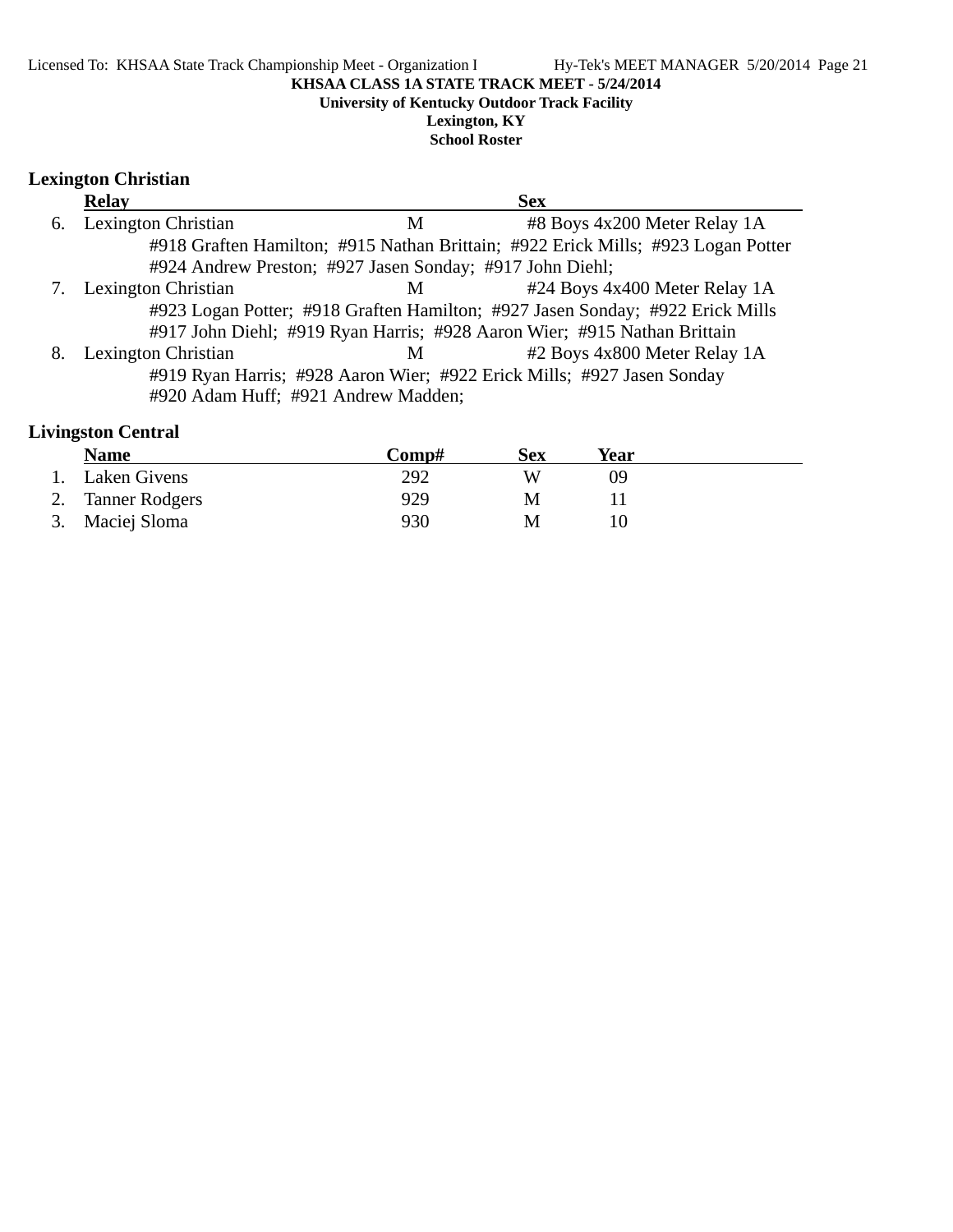KHSAA CLASS 1A STATE TRACK MEET - 5/24/2014
University of Kentucky Outdoor Track Facility
Lexington, KY
School Roster

## Lexington Christian

| | Relay | Sex | |
|---|---|---|---|
| 6. | Lexington Christian | M | #8 Boys 4x200 Meter Relay 1A |

#918 Graften Hamilton; #915 Nathan Brittain; #922 Erick Mills; #923 Logan Potter
#924 Andrew Preston; #927 Jasen Sonday; #917 John Diehl;

| | Relay | Sex | |
|---|---|---|---|
| 7. | Lexington Christian | M | #24 Boys 4x400 Meter Relay 1A |

#923 Logan Potter; #918 Graften Hamilton; #927 Jasen Sonday; #922 Erick Mills
#917 John Diehl; #919 Ryan Harris; #928 Aaron Wier; #915 Nathan Brittain

| | Relay | Sex | |
|---|---|---|---|
| 8. | Lexington Christian | M | #2 Boys 4x800 Meter Relay 1A |

#919 Ryan Harris; #928 Aaron Wier; #922 Erick Mills; #927 Jasen Sonday
#920 Adam Huff; #921 Andrew Madden;

## Livingston Central

| | Name | Comp# | Sex | Year |
|---|---|---|---|---|
| 1. | Laken Givens | 292 | W | 09 |
| 2. | Tanner Rodgers | 929 | M | 11 |
| 3. | Maciej Sloma | 930 | M | 10 |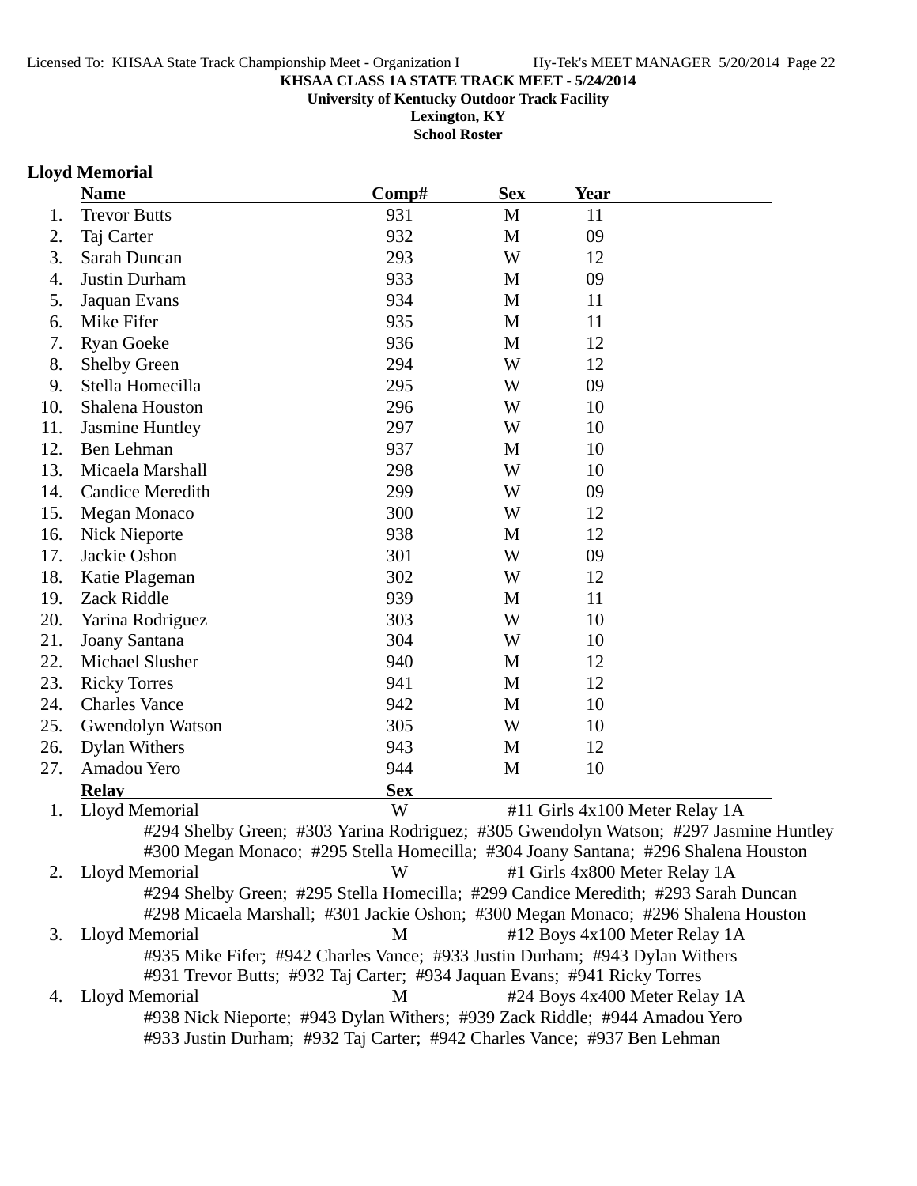**KHSAA CLASS 1A STATE TRACK MEET - 5/24/2014**
**University of Kentucky Outdoor Track Facility**
**Lexington, KY**
**School Roster**

## Lloyd Memorial

| | Name | Comp# | Sex | Year |
|---|---|---|---|---|
| 1. | Trevor Butts | 931 | M | 11 |
| 2. | Taj Carter | 932 | M | 09 |
| 3. | Sarah Duncan | 293 | W | 12 |
| 4. | Justin Durham | 933 | M | 09 |
| 5. | Jaquan Evans | 934 | M | 11 |
| 6. | Mike Fifer | 935 | M | 11 |
| 7. | Ryan Goeke | 936 | M | 12 |
| 8. | Shelby Green | 294 | W | 12 |
| 9. | Stella Homecilla | 295 | W | 09 |
| 10. | Shalena Houston | 296 | W | 10 |
| 11. | Jasmine Huntley | 297 | W | 10 |
| 12. | Ben Lehman | 937 | M | 10 |
| 13. | Micaela Marshall | 298 | W | 10 |
| 14. | Candice Meredith | 299 | W | 09 |
| 15. | Megan Monaco | 300 | W | 12 |
| 16. | Nick Nieporte | 938 | M | 12 |
| 17. | Jackie Oshon | 301 | W | 09 |
| 18. | Katie Plageman | 302 | W | 12 |
| 19. | Zack Riddle | 939 | M | 11 |
| 20. | Yarina Rodriguez | 303 | W | 10 |
| 21. | Joany Santana | 304 | W | 10 |
| 22. | Michael Slusher | 940 | M | 12 |
| 23. | Ricky Torres | 941 | M | 12 |
| 24. | Charles Vance | 942 | M | 10 |
| 25. | Gwendolyn Watson | 305 | W | 10 |
| 26. | Dylan Withers | 943 | M | 12 |
| 27. | Amadou Yero | 944 | M | 10 |

| | Relay | Sex | Event |
|---|---|---|---|
| 1. | Lloyd Memorial | W | #11 Girls 4x100 Meter Relay 1A |

#294 Shelby Green; #303 Yarina Rodriguez; #305 Gwendolyn Watson; #297 Jasmine Huntley
#300 Megan Monaco; #295 Stella Homecilla; #304 Joany Santana; #296 Shalena Houston

| | Relay | Sex | Event |
|---|---|---|---|
| 2. | Lloyd Memorial | W | #1 Girls 4x800 Meter Relay 1A |

#294 Shelby Green; #295 Stella Homecilla; #299 Candice Meredith; #293 Sarah Duncan
#298 Micaela Marshall; #301 Jackie Oshon; #300 Megan Monaco; #296 Shalena Houston

| | Relay | Sex | Event |
|---|---|---|---|
| 3. | Lloyd Memorial | M | #12 Boys 4x100 Meter Relay 1A |

#935 Mike Fifer; #942 Charles Vance; #933 Justin Durham; #943 Dylan Withers
#931 Trevor Butts; #932 Taj Carter; #934 Jaquan Evans; #941 Ricky Torres

| | Relay | Sex | Event |
|---|---|---|---|
| 4. | Lloyd Memorial | M | #24 Boys 4x400 Meter Relay 1A |

#938 Nick Nieporte; #943 Dylan Withers; #939 Zack Riddle; #944 Amadou Yero
#933 Justin Durham; #932 Taj Carter; #942 Charles Vance; #937 Ben Lehman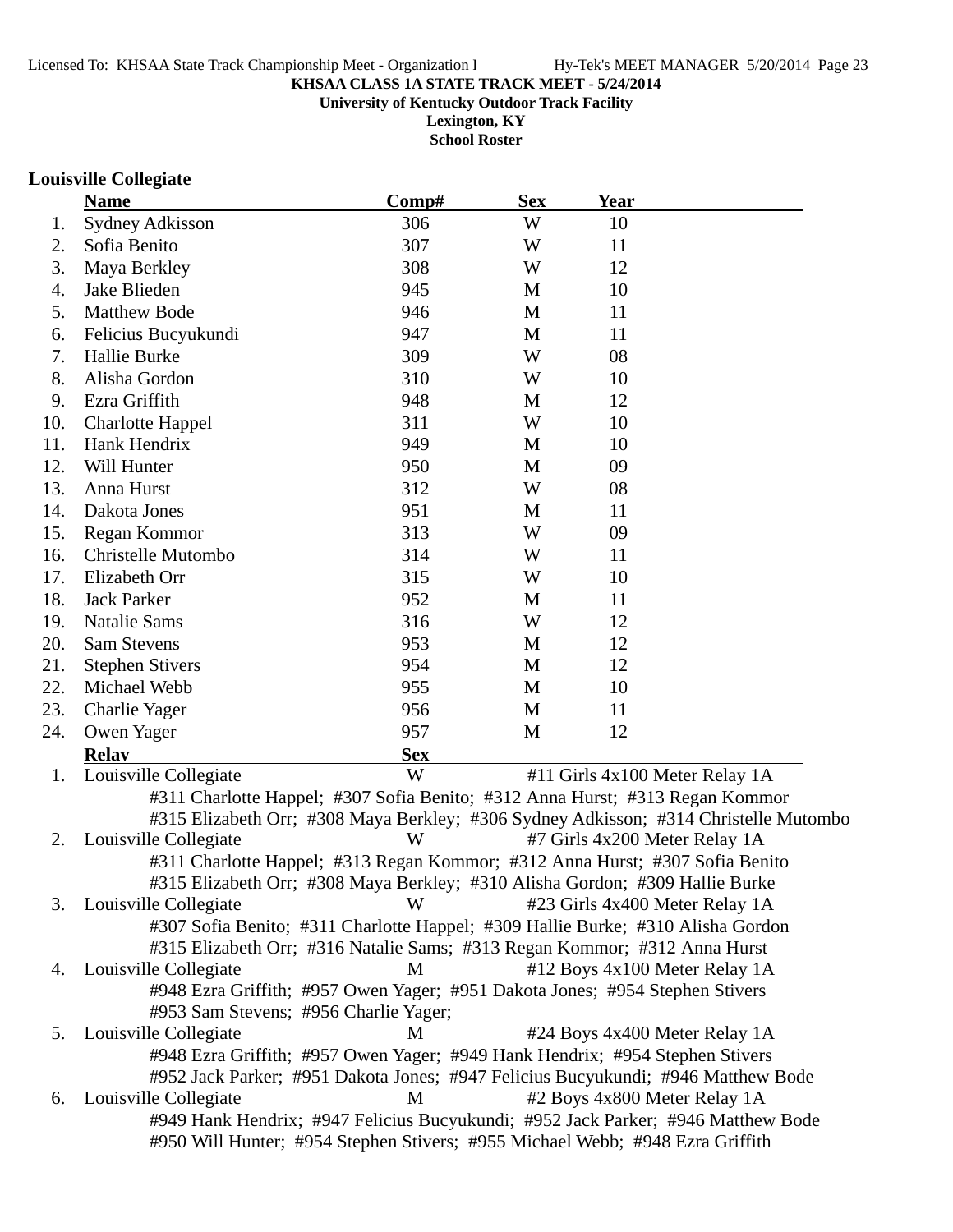**KHSAA CLASS 1A STATE TRACK MEET - 5/24/2014**
**University of Kentucky Outdoor Track Facility**
**Lexington, KY**
**School Roster**

## Louisville Collegiate

| | Name | Comp# | Sex | Year |
|---|---|---|---|---|
| 1. | Sydney Adkisson | 306 | W | 10 |
| 2. | Sofia Benito | 307 | W | 11 |
| 3. | Maya Berkley | 308 | W | 12 |
| 4. | Jake Blieden | 945 | M | 10 |
| 5. | Matthew Bode | 946 | M | 11 |
| 6. | Felicius Bucyukundi | 947 | M | 11 |
| 7. | Hallie Burke | 309 | W | 08 |
| 8. | Alisha Gordon | 310 | W | 10 |
| 9. | Ezra Griffith | 948 | M | 12 |
| 10. | Charlotte Happel | 311 | W | 10 |
| 11. | Hank Hendrix | 949 | M | 10 |
| 12. | Will Hunter | 950 | M | 09 |
| 13. | Anna Hurst | 312 | W | 08 |
| 14. | Dakota Jones | 951 | M | 11 |
| 15. | Regan Kommor | 313 | W | 09 |
| 16. | Christelle Mutombo | 314 | W | 11 |
| 17. | Elizabeth Orr | 315 | W | 10 |
| 18. | Jack Parker | 952 | M | 11 |
| 19. | Natalie Sams | 316 | W | 12 |
| 20. | Sam Stevens | 953 | M | 12 |
| 21. | Stephen Stivers | 954 | M | 12 |
| 22. | Michael Webb | 955 | M | 10 |
| 23. | Charlie Yager | 956 | M | 11 |
| 24. | Owen Yager | 957 | M | 12 |

| | Relay | Sex | Event |
|---|---|---|---|
| 1. | Louisville Collegiate | W | #11 Girls 4x100 Meter Relay 1A |
| | #311 Charlotte Happel; #307 Sofia Benito; #312 Anna Hurst; #313 Regan Kommor; #315 Elizabeth Orr; #308 Maya Berkley; #306 Sydney Adkisson; #314 Christelle Mutombo | | |
| 2. | Louisville Collegiate | W | #7 Girls 4x200 Meter Relay 1A |
| | #311 Charlotte Happel; #313 Regan Kommor; #312 Anna Hurst; #307 Sofia Benito; #315 Elizabeth Orr; #308 Maya Berkley; #310 Alisha Gordon; #309 Hallie Burke | | |
| 3. | Louisville Collegiate | W | #23 Girls 4x400 Meter Relay 1A |
| | #307 Sofia Benito; #311 Charlotte Happel; #309 Hallie Burke; #310 Alisha Gordon; #315 Elizabeth Orr; #316 Natalie Sams; #313 Regan Kommor; #312 Anna Hurst | | |
| 4. | Louisville Collegiate | M | #12 Boys 4x100 Meter Relay 1A |
| | #948 Ezra Griffith; #957 Owen Yager; #951 Dakota Jones; #954 Stephen Stivers; #953 Sam Stevens; #956 Charlie Yager; | | |
| 5. | Louisville Collegiate | M | #24 Boys 4x400 Meter Relay 1A |
| | #948 Ezra Griffith; #957 Owen Yager; #949 Hank Hendrix; #954 Stephen Stivers; #952 Jack Parker; #951 Dakota Jones; #947 Felicius Bucyukundi; #946 Matthew Bode | | |
| 6. | Louisville Collegiate | M | #2 Boys 4x800 Meter Relay 1A |
| | #949 Hank Hendrix; #947 Felicius Bucyukundi; #952 Jack Parker; #946 Matthew Bode; #950 Will Hunter; #954 Stephen Stivers; #955 Michael Webb; #948 Ezra Griffith | | |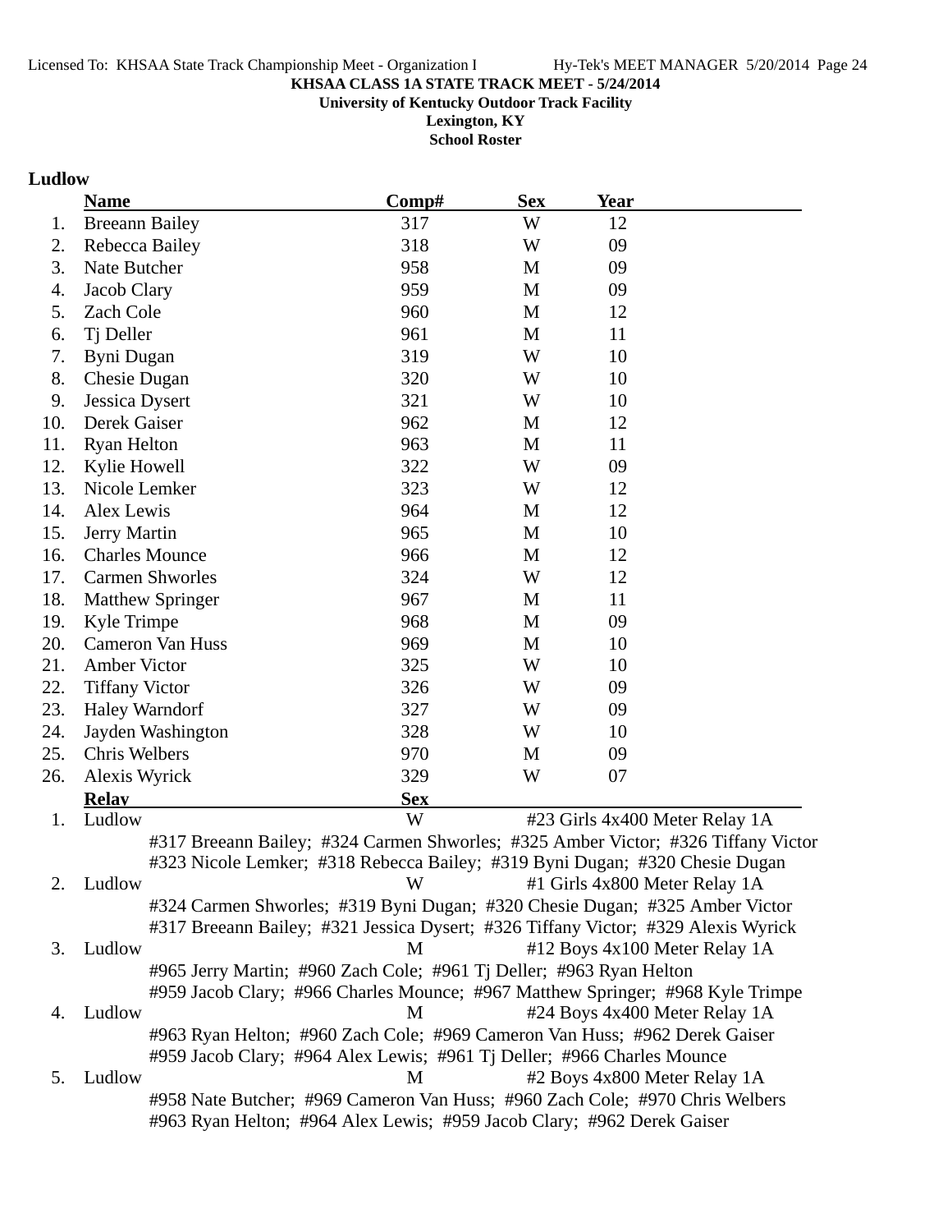KHSAA CLASS 1A STATE TRACK MEET - 5/24/2014

University of Kentucky Outdoor Track Facility

Lexington, KY

School Roster

## Ludlow

| | Name | Comp# | Sex | Year |
|---|---|---|---|---|
| 1. | Breeann Bailey | 317 | W | 12 |
| 2. | Rebecca Bailey | 318 | W | 09 |
| 3. | Nate Butcher | 958 | M | 09 |
| 4. | Jacob Clary | 959 | M | 09 |
| 5. | Zach Cole | 960 | M | 12 |
| 6. | Tj Deller | 961 | M | 11 |
| 7. | Byni Dugan | 319 | W | 10 |
| 8. | Chesie Dugan | 320 | W | 10 |
| 9. | Jessica Dysert | 321 | W | 10 |
| 10. | Derek Gaiser | 962 | M | 12 |
| 11. | Ryan Helton | 963 | M | 11 |
| 12. | Kylie Howell | 322 | W | 09 |
| 13. | Nicole Lemker | 323 | W | 12 |
| 14. | Alex Lewis | 964 | M | 12 |
| 15. | Jerry Martin | 965 | M | 10 |
| 16. | Charles Mounce | 966 | M | 12 |
| 17. | Carmen Shworles | 324 | W | 12 |
| 18. | Matthew Springer | 967 | M | 11 |
| 19. | Kyle Trimpe | 968 | M | 09 |
| 20. | Cameron Van Huss | 969 | M | 10 |
| 21. | Amber Victor | 325 | W | 10 |
| 22. | Tiffany Victor | 326 | W | 09 |
| 23. | Haley Warndorf | 327 | W | 09 |
| 24. | Jayden Washington | 328 | W | 10 |
| 25. | Chris Welbers | 970 | M | 09 |
| 26. | Alexis Wyrick | 329 | W | 07 |

| | Relay | Sex | Event |
|---|---|---|---|
| 1. | Ludlow | W | #23 Girls 4x400 Meter Relay 1A |
| | #317 Breeann Bailey; #324 Carmen Shworles; #325 Amber Victor; #326 Tiffany Victor<br>#323 Nicole Lemker; #318 Rebecca Bailey; #319 Byni Dugan; #320 Chesie Dugan | | |
| 2. | Ludlow | W | #1 Girls 4x800 Meter Relay 1A |
| | #324 Carmen Shworles; #319 Byni Dugan; #320 Chesie Dugan; #325 Amber Victor<br>#317 Breeann Bailey; #321 Jessica Dysert; #326 Tiffany Victor; #329 Alexis Wyrick | | |
| 3. | Ludlow | M | #12 Boys 4x100 Meter Relay 1A |
| | #965 Jerry Martin; #960 Zach Cole; #961 Tj Deller; #963 Ryan Helton<br>#959 Jacob Clary; #966 Charles Mounce; #967 Matthew Springer; #968 Kyle Trimpe | | |
| 4. | Ludlow | M | #24 Boys 4x400 Meter Relay 1A |
| | #963 Ryan Helton; #960 Zach Cole; #969 Cameron Van Huss; #962 Derek Gaiser<br>#959 Jacob Clary; #964 Alex Lewis; #961 Tj Deller; #966 Charles Mounce | | |
| 5. | Ludlow | M | #2 Boys 4x800 Meter Relay 1A |
| | #958 Nate Butcher; #969 Cameron Van Huss; #960 Zach Cole; #970 Chris Welbers<br>#963 Ryan Helton; #964 Alex Lewis; #959 Jacob Clary; #962 Derek Gaiser | | |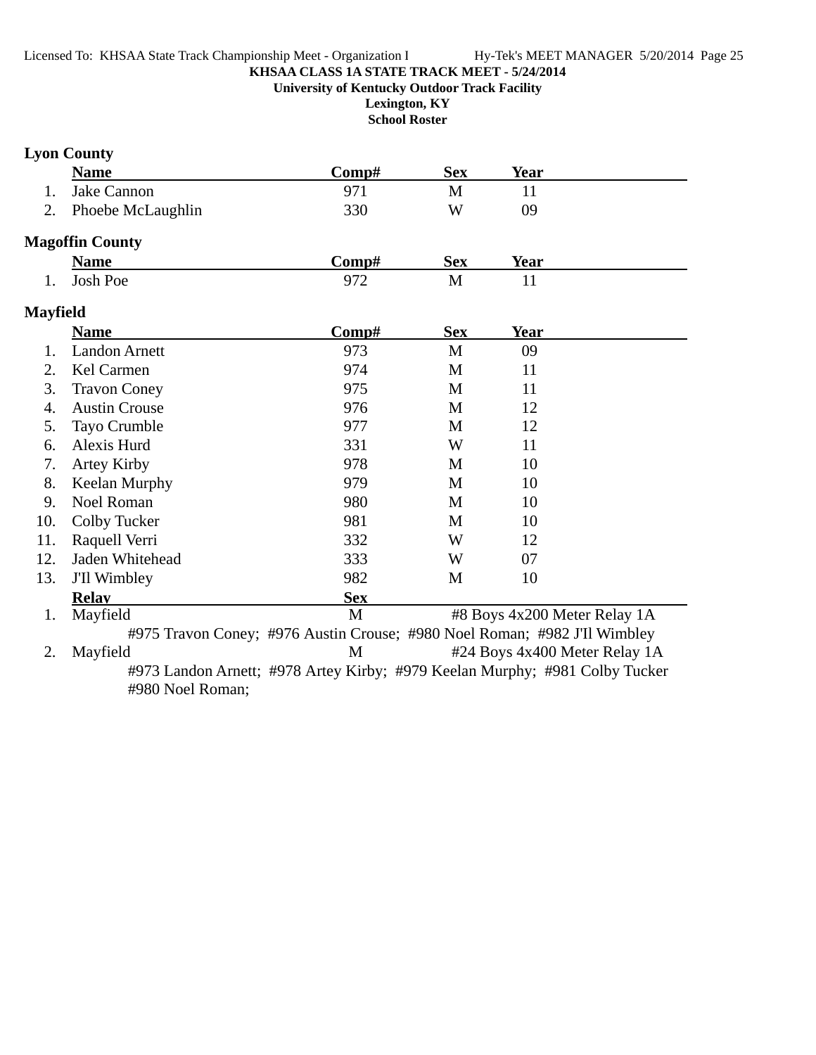**KHSAA CLASS 1A STATE TRACK MEET - 5/24/2014**

**University of Kentucky Outdoor Track Facility**

**Lexington, KY**

**School Roster**

## Lyon County

| | Name | Comp# | Sex | Year |
|---|---|---|---|---|
| 1. | Jake Cannon | 971 | M | 11 |
| 2. | Phoebe McLaughlin | 330 | W | 09 |

## Magoffin County

| | Name | Comp# | Sex | Year |
|---|---|---|---|---|
| 1. | Josh Poe | 972 | M | 11 |

## Mayfield

| | Name | Comp# | Sex | Year |
|---|---|---|---|---|
| 1. | Landon Arnett | 973 | M | 09 |
| 2. | Kel Carmen | 974 | M | 11 |
| 3. | Travon Coney | 975 | M | 11 |
| 4. | Austin Crouse | 976 | M | 12 |
| 5. | Tayo Crumble | 977 | M | 12 |
| 6. | Alexis Hurd | 331 | W | 11 |
| 7. | Artey Kirby | 978 | M | 10 |
| 8. | Keelan Murphy | 979 | M | 10 |
| 9. | Noel Roman | 980 | M | 10 |
| 10. | Colby Tucker | 981 | M | 10 |
| 11. | Raquell Verri | 332 | W | 12 |
| 12. | Jaden Whitehead | 333 | W | 07 |
| 13. | J'Il Wimbley | 982 | M | 10 |

| | Relay | Sex | Event |
|---|---|---|---|
| 1. | Mayfield | M | #8 Boys 4x200 Meter Relay 1A |
| | #975 Travon Coney; #976 Austin Crouse; #980 Noel Roman; #982 J'Il Wimbley | | |
| 2. | Mayfield | M | #24 Boys 4x400 Meter Relay 1A |
| | #973 Landon Arnett; #978 Artey Kirby; #979 Keelan Murphy; #981 Colby Tucker #980 Noel Roman; | | |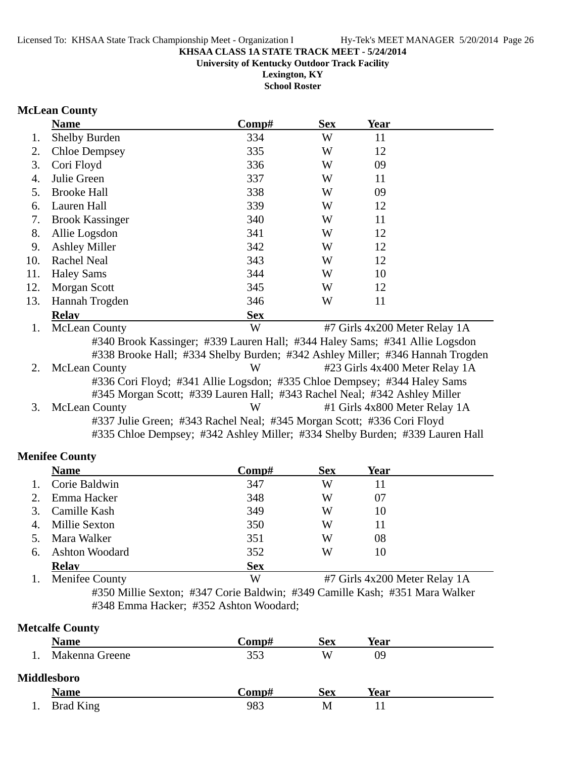**KHSAA CLASS 1A STATE TRACK MEET - 5/24/2014**
**University of Kentucky Outdoor Track Facility**
**Lexington, KY**
**School Roster**

### McLean County

| | Name | Comp# | Sex | Year |
|---|---|---|---|---|
| 1. | Shelby Burden | 334 | W | 11 |
| 2. | Chloe Dempsey | 335 | W | 12 |
| 3. | Cori Floyd | 336 | W | 09 |
| 4. | Julie Green | 337 | W | 11 |
| 5. | Brooke Hall | 338 | W | 09 |
| 6. | Lauren Hall | 339 | W | 12 |
| 7. | Brook Kassinger | 340 | W | 11 |
| 8. | Allie Logsdon | 341 | W | 12 |
| 9. | Ashley Miller | 342 | W | 12 |
| 10. | Rachel Neal | 343 | W | 12 |
| 11. | Haley Sams | 344 | W | 10 |
| 12. | Morgan Scott | 345 | W | 12 |
| 13. | Hannah Trogden | 346 | W | 11 |

| | Relay | Sex | Event |
|---|---|---|---|
| 1. | McLean County | W | #7 Girls 4x200 Meter Relay 1A |
| | #340 Brook Kassinger; #339 Lauren Hall; #344 Haley Sams; #341 Allie Logsdon; #338 Brooke Hall; #334 Shelby Burden; #342 Ashley Miller; #346 Hannah Trogden | | |
| 2. | McLean County | W | #23 Girls 4x400 Meter Relay 1A |
| | #336 Cori Floyd; #341 Allie Logsdon; #335 Chloe Dempsey; #344 Haley Sams; #345 Morgan Scott; #339 Lauren Hall; #343 Rachel Neal; #342 Ashley Miller | | |
| 3. | McLean County | W | #1 Girls 4x800 Meter Relay 1A |
| | #337 Julie Green; #343 Rachel Neal; #345 Morgan Scott; #336 Cori Floyd; #335 Chloe Dempsey; #342 Ashley Miller; #334 Shelby Burden; #339 Lauren Hall | | |

### Menifee County

| | Name | Comp# | Sex | Year |
|---|---|---|---|---|
| 1. | Corie Baldwin | 347 | W | 11 |
| 2. | Emma Hacker | 348 | W | 07 |
| 3. | Camille Kash | 349 | W | 10 |
| 4. | Millie Sexton | 350 | W | 11 |
| 5. | Mara Walker | 351 | W | 08 |
| 6. | Ashton Woodard | 352 | W | 10 |

| | Relay | Sex | Event |
|---|---|---|---|
| 1. | Menifee County | W | #7 Girls 4x200 Meter Relay 1A |
| | #350 Millie Sexton; #347 Corie Baldwin; #349 Camille Kash; #351 Mara Walker; #348 Emma Hacker; #352 Ashton Woodard; | | |

### Metcalfe County

| | Name | Comp# | Sex | Year |
|---|---|---|---|---|
| 1. | Makenna Greene | 353 | W | 09 |

### Middlesboro

| | Name | Comp# | Sex | Year |
|---|---|---|---|---|
| 1. | Brad King | 983 | M | 11 |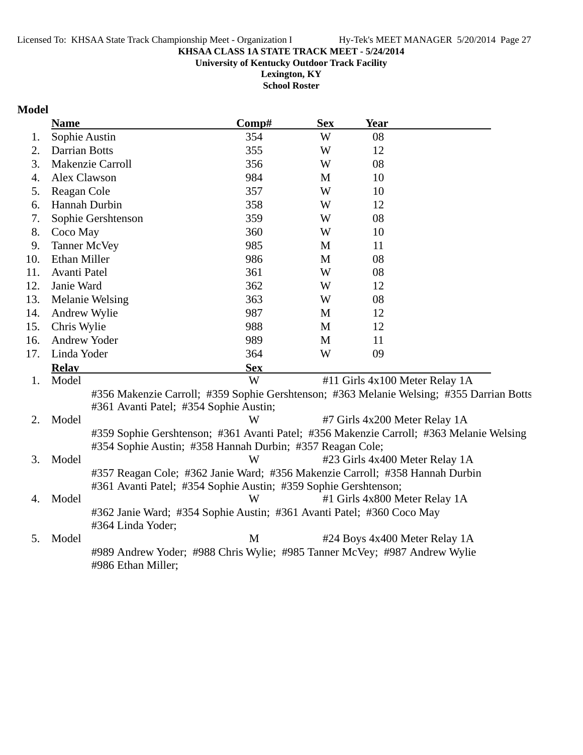**KHSAA CLASS 1A STATE TRACK MEET - 5/24/2014**

**University of Kentucky Outdoor Track Facility**

**Lexington, KY**

**School Roster**

## Model

| | Name | Comp# | Sex | Year |
|---|---|---|---|---|
| 1. | Sophie Austin | 354 | W | 08 |
| 2. | Darrian Botts | 355 | W | 12 |
| 3. | Makenzie Carroll | 356 | W | 08 |
| 4. | Alex Clawson | 984 | M | 10 |
| 5. | Reagan Cole | 357 | W | 10 |
| 6. | Hannah Durbin | 358 | W | 12 |
| 7. | Sophie Gershtenson | 359 | W | 08 |
| 8. | Coco May | 360 | W | 10 |
| 9. | Tanner McVey | 985 | M | 11 |
| 10. | Ethan Miller | 986 | M | 08 |
| 11. | Avanti Patel | 361 | W | 08 |
| 12. | Janie Ward | 362 | W | 12 |
| 13. | Melanie Welsing | 363 | W | 08 |
| 14. | Andrew Wylie | 987 | M | 12 |
| 15. | Chris Wylie | 988 | M | 12 |
| 16. | Andrew Yoder | 989 | M | 11 |
| 17. | Linda Yoder | 364 | W | 09 |

| | Relay | Sex | Event |
|---|---|---|---|
| 1. | Model | W | #11 Girls 4x100 Meter Relay 1A |
| | #356 Makenzie Carroll; #359 Sophie Gershtenson; #363 Melanie Welsing; #355 Darrian Botts #361 Avanti Patel; #354 Sophie Austin; | | |
| 2. | Model | W | #7 Girls 4x200 Meter Relay 1A |
| | #359 Sophie Gershtenson; #361 Avanti Patel; #356 Makenzie Carroll; #363 Melanie Welsing #354 Sophie Austin; #358 Hannah Durbin; #357 Reagan Cole; | | |
| 3. | Model | W | #23 Girls 4x400 Meter Relay 1A |
| | #357 Reagan Cole; #362 Janie Ward; #356 Makenzie Carroll; #358 Hannah Durbin #361 Avanti Patel; #354 Sophie Austin; #359 Sophie Gershtenson; | | |
| 4. | Model | W | #1 Girls 4x800 Meter Relay 1A |
| | #362 Janie Ward; #354 Sophie Austin; #361 Avanti Patel; #360 Coco May #364 Linda Yoder; | | |
| 5. | Model | M | #24 Boys 4x400 Meter Relay 1A |
| | #989 Andrew Yoder; #988 Chris Wylie; #985 Tanner McVey; #987 Andrew Wylie #986 Ethan Miller; | | |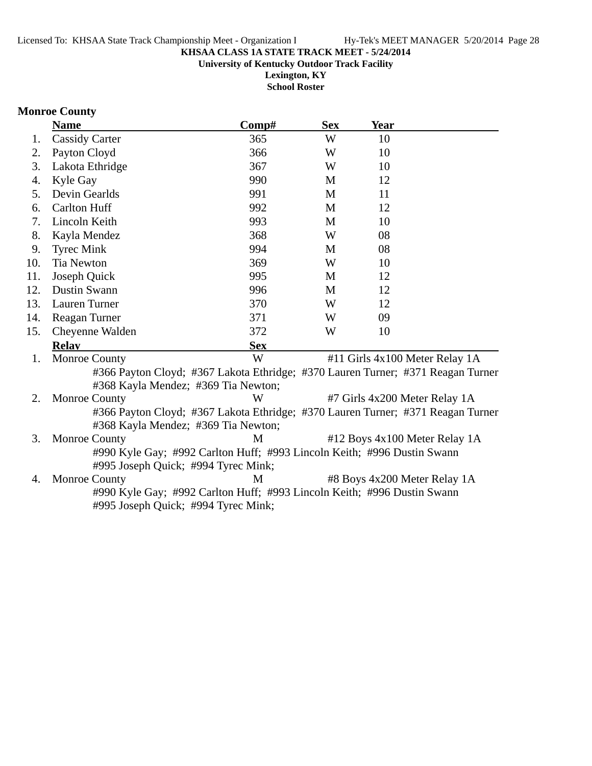**KHSAA CLASS 1A STATE TRACK MEET - 5/24/2014**
**University of Kentucky Outdoor Track Facility**
**Lexington, KY**
**School Roster**

## Monroe County

| | Name | Comp# | Sex | Year |
|---|---|---|---|---|
| 1. | Cassidy Carter | 365 | W | 10 |
| 2. | Payton Cloyd | 366 | W | 10 |
| 3. | Lakota Ethridge | 367 | W | 10 |
| 4. | Kyle Gay | 990 | M | 12 |
| 5. | Devin Gearlds | 991 | M | 11 |
| 6. | Carlton Huff | 992 | M | 12 |
| 7. | Lincoln Keith | 993 | M | 10 |
| 8. | Kayla Mendez | 368 | W | 08 |
| 9. | Tyrec Mink | 994 | M | 08 |
| 10. | Tia Newton | 369 | W | 10 |
| 11. | Joseph Quick | 995 | M | 12 |
| 12. | Dustin Swann | 996 | M | 12 |
| 13. | Lauren Turner | 370 | W | 12 |
| 14. | Reagan Turner | 371 | W | 09 |
| 15. | Cheyenne Walden | 372 | W | 10 |

| | Relay | Sex | Event |
|---|---|---|---|
| 1. | Monroe County | W | #11 Girls 4x100 Meter Relay 1A |
| | #366 Payton Cloyd; #367 Lakota Ethridge; #370 Lauren Turner; #371 Reagan Turner #368 Kayla Mendez; #369 Tia Newton; | | |
| 2. | Monroe County | W | #7 Girls 4x200 Meter Relay 1A |
| | #366 Payton Cloyd; #367 Lakota Ethridge; #370 Lauren Turner; #371 Reagan Turner #368 Kayla Mendez; #369 Tia Newton; | | |
| 3. | Monroe County | M | #12 Boys 4x100 Meter Relay 1A |
| | #990 Kyle Gay; #992 Carlton Huff; #993 Lincoln Keith; #996 Dustin Swann #995 Joseph Quick; #994 Tyrec Mink; | | |
| 4. | Monroe County | M | #8 Boys 4x200 Meter Relay 1A |
| | #990 Kyle Gay; #992 Carlton Huff; #993 Lincoln Keith; #996 Dustin Swann #995 Joseph Quick; #994 Tyrec Mink; | | |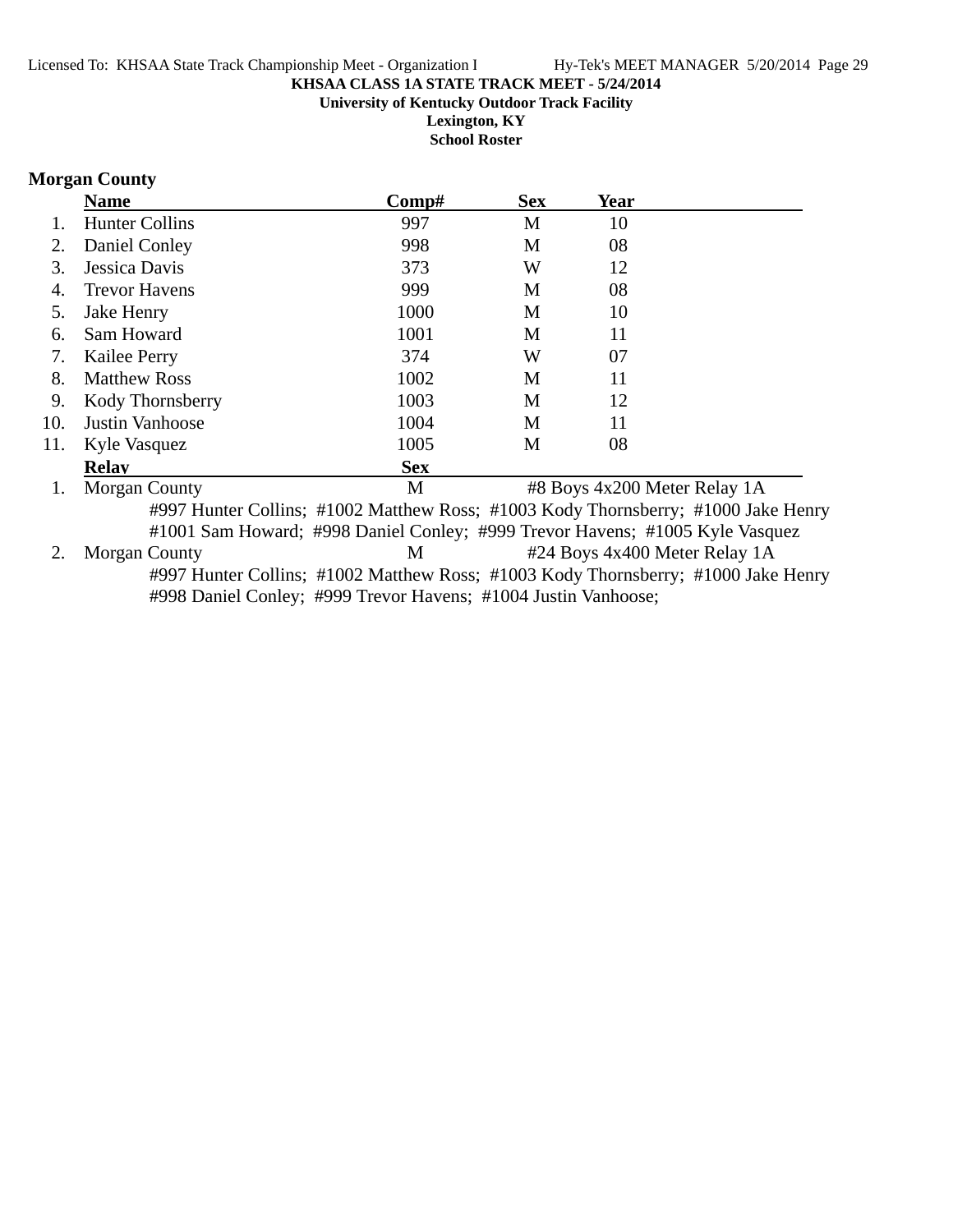**KHSAA CLASS 1A STATE TRACK MEET - 5/24/2014**
**University of Kentucky Outdoor Track Facility**
**Lexington, KY**
**School Roster**

## Morgan County

| | Name | Comp# | Sex | Year |
|---|---|---|---|---|
| 1. | Hunter Collins | 997 | M | 10 |
| 2. | Daniel Conley | 998 | M | 08 |
| 3. | Jessica Davis | 373 | W | 12 |
| 4. | Trevor Havens | 999 | M | 08 |
| 5. | Jake Henry | 1000 | M | 10 |
| 6. | Sam Howard | 1001 | M | 11 |
| 7. | Kailee Perry | 374 | W | 07 |
| 8. | Matthew Ross | 1002 | M | 11 |
| 9. | Kody Thornsberry | 1003 | M | 12 |
| 10. | Justin Vanhoose | 1004 | M | 11 |
| 11. | Kyle Vasquez | 1005 | M | 08 |

| | Relay | Sex | Event |
|---|---|---|---|
| 1. | Morgan County | M | #8 Boys 4x200 Meter Relay 1A |
| 2. | Morgan County | M | #24 Boys 4x400 Meter Relay 1A |

1. Morgan County — M — #8 Boys 4x200 Meter Relay 1A
   #997 Hunter Collins; #1002 Matthew Ross; #1003 Kody Thornsberry; #1000 Jake Henry
   #1001 Sam Howard; #998 Daniel Conley; #999 Trevor Havens; #1005 Kyle Vasquez

2. Morgan County — M — #24 Boys 4x400 Meter Relay 1A
   #997 Hunter Collins; #1002 Matthew Ross; #1003 Kody Thornsberry; #1000 Jake Henry
   #998 Daniel Conley; #999 Trevor Havens; #1004 Justin Vanhoose;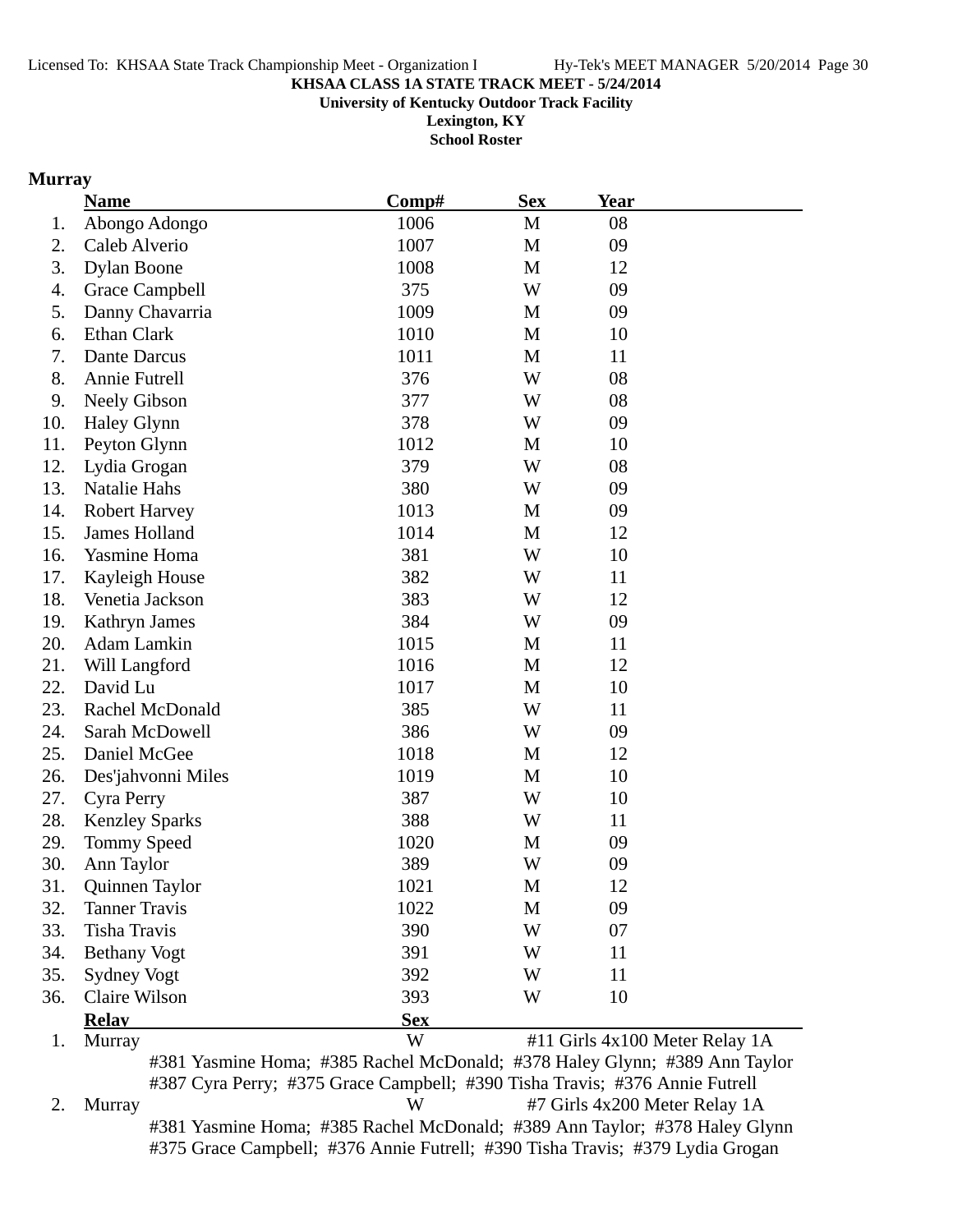**KHSAA CLASS 1A STATE TRACK MEET - 5/24/2014**

**University of Kentucky Outdoor Track Facility**

**Lexington, KY**

**School Roster**

## Murray

| | Name | Comp# | Sex | Year |
|---|---|---|---|---|
| 1. | Abongo Adongo | 1006 | M | 08 |
| 2. | Caleb Alverio | 1007 | M | 09 |
| 3. | Dylan Boone | 1008 | M | 12 |
| 4. | Grace Campbell | 375 | W | 09 |
| 5. | Danny Chavarria | 1009 | M | 09 |
| 6. | Ethan Clark | 1010 | M | 10 |
| 7. | Dante Darcus | 1011 | M | 11 |
| 8. | Annie Futrell | 376 | W | 08 |
| 9. | Neely Gibson | 377 | W | 08 |
| 10. | Haley Glynn | 378 | W | 09 |
| 11. | Peyton Glynn | 1012 | M | 10 |
| 12. | Lydia Grogan | 379 | W | 08 |
| 13. | Natalie Hahs | 380 | W | 09 |
| 14. | Robert Harvey | 1013 | M | 09 |
| 15. | James Holland | 1014 | M | 12 |
| 16. | Yasmine Homa | 381 | W | 10 |
| 17. | Kayleigh House | 382 | W | 11 |
| 18. | Venetia Jackson | 383 | W | 12 |
| 19. | Kathryn James | 384 | W | 09 |
| 20. | Adam Lamkin | 1015 | M | 11 |
| 21. | Will Langford | 1016 | M | 12 |
| 22. | David Lu | 1017 | M | 10 |
| 23. | Rachel McDonald | 385 | W | 11 |
| 24. | Sarah McDowell | 386 | W | 09 |
| 25. | Daniel McGee | 1018 | M | 12 |
| 26. | Des'jahvonni Miles | 1019 | M | 10 |
| 27. | Cyra Perry | 387 | W | 10 |
| 28. | Kenzley Sparks | 388 | W | 11 |
| 29. | Tommy Speed | 1020 | M | 09 |
| 30. | Ann Taylor | 389 | W | 09 |
| 31. | Quinnen Taylor | 1021 | M | 12 |
| 32. | Tanner Travis | 1022 | M | 09 |
| 33. | Tisha Travis | 390 | W | 07 |
| 34. | Bethany Vogt | 391 | W | 11 |
| 35. | Sydney Vogt | 392 | W | 11 |
| 36. | Claire Wilson | 393 | W | 10 |

| | Relay | Sex | Event |
|---|---|---|---|
| 1. | Murray | W | #11 Girls 4x100 Meter Relay 1A |
| | #381 Yasmine Homa; #385 Rachel McDonald; #378 Haley Glynn; #389 Ann Taylor; #387 Cyra Perry; #375 Grace Campbell; #390 Tisha Travis; #376 Annie Futrell | | |
| 2. | Murray | W | #7 Girls 4x200 Meter Relay 1A |
| | #381 Yasmine Homa; #385 Rachel McDonald; #389 Ann Taylor; #378 Haley Glynn; #375 Grace Campbell; #376 Annie Futrell; #390 Tisha Travis; #379 Lydia Grogan | | |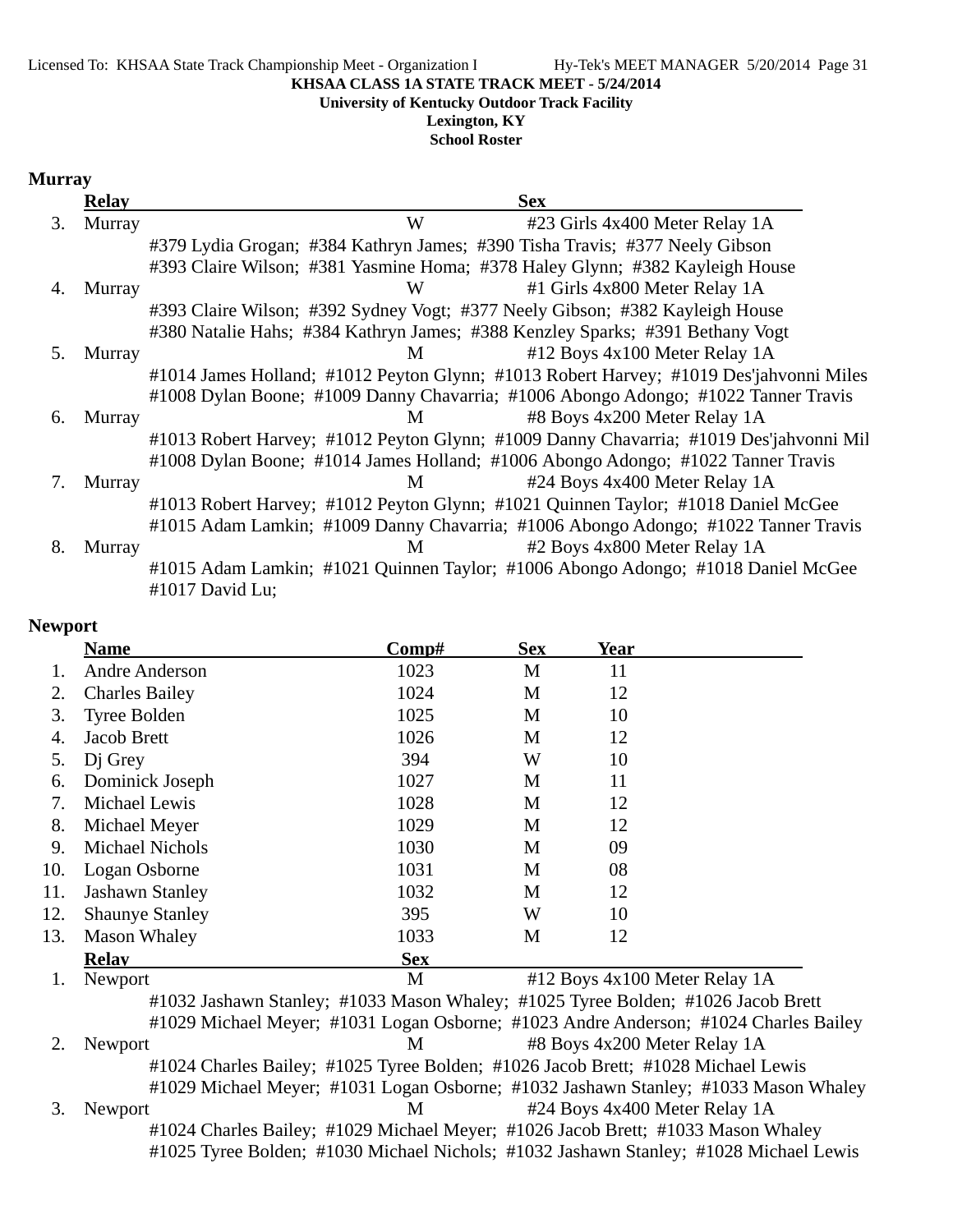**KHSAA CLASS 1A STATE TRACK MEET - 5/24/2014**
**University of Kentucky Outdoor Track Facility**
**Lexington, KY**
**School Roster**

## Murray

| | Relay | Sex | |
|---|---|---|---|
| 3. | Murray | W | #23 Girls 4x400 Meter Relay 1A |
| | #379 Lydia Grogan; #384 Kathryn James; #390 Tisha Travis; #377 Neely Gibson | | |
| | #393 Claire Wilson; #381 Yasmine Homa; #378 Haley Glynn; #382 Kayleigh House | | |
| 4. | Murray | W | #1 Girls 4x800 Meter Relay 1A |
| | #393 Claire Wilson; #392 Sydney Vogt; #377 Neely Gibson; #382 Kayleigh House | | |
| | #380 Natalie Hahs; #384 Kathryn James; #388 Kenzley Sparks; #391 Bethany Vogt | | |
| 5. | Murray | M | #12 Boys 4x100 Meter Relay 1A |
| | #1014 James Holland; #1012 Peyton Glynn; #1013 Robert Harvey; #1019 Des'jahvonni Miles | | |
| | #1008 Dylan Boone; #1009 Danny Chavarria; #1006 Abongo Adongo; #1022 Tanner Travis | | |
| 6. | Murray | M | #8 Boys 4x200 Meter Relay 1A |
| | #1013 Robert Harvey; #1012 Peyton Glynn; #1009 Danny Chavarria; #1019 Des'jahvonni Mil | | |
| | #1008 Dylan Boone; #1014 James Holland; #1006 Abongo Adongo; #1022 Tanner Travis | | |
| 7. | Murray | M | #24 Boys 4x400 Meter Relay 1A |
| | #1013 Robert Harvey; #1012 Peyton Glynn; #1021 Quinnen Taylor; #1018 Daniel McGee | | |
| | #1015 Adam Lamkin; #1009 Danny Chavarria; #1006 Abongo Adongo; #1022 Tanner Travis | | |
| 8. | Murray | M | #2 Boys 4x800 Meter Relay 1A |
| | #1015 Adam Lamkin; #1021 Quinnen Taylor; #1006 Abongo Adongo; #1018 Daniel McGee | | |
| | #1017 David Lu; | | |

## Newport

| | Name | Comp# | Sex | Year |
|---|---|---|---|---|
| 1. | Andre Anderson | 1023 | M | 11 |
| 2. | Charles Bailey | 1024 | M | 12 |
| 3. | Tyree Bolden | 1025 | M | 10 |
| 4. | Jacob Brett | 1026 | M | 12 |
| 5. | Dj Grey | 394 | W | 10 |
| 6. | Dominick Joseph | 1027 | M | 11 |
| 7. | Michael Lewis | 1028 | M | 12 |
| 8. | Michael Meyer | 1029 | M | 12 |
| 9. | Michael Nichols | 1030 | M | 09 |
| 10. | Logan Osborne | 1031 | M | 08 |
| 11. | Jashawn Stanley | 1032 | M | 12 |
| 12. | Shaunye Stanley | 395 | W | 10 |
| 13. | Mason Whaley | 1033 | M | 12 |

| | Relay | Sex | |
|---|---|---|---|
| 1. | Newport | M | #12 Boys 4x100 Meter Relay 1A |
| | #1032 Jashawn Stanley; #1033 Mason Whaley; #1025 Tyree Bolden; #1026 Jacob Brett | | |
| | #1029 Michael Meyer; #1031 Logan Osborne; #1023 Andre Anderson; #1024 Charles Bailey | | |
| 2. | Newport | M | #8 Boys 4x200 Meter Relay 1A |
| | #1024 Charles Bailey; #1025 Tyree Bolden; #1026 Jacob Brett; #1028 Michael Lewis | | |
| | #1029 Michael Meyer; #1031 Logan Osborne; #1032 Jashawn Stanley; #1033 Mason Whaley | | |
| 3. | Newport | M | #24 Boys 4x400 Meter Relay 1A |
| | #1024 Charles Bailey; #1029 Michael Meyer; #1026 Jacob Brett; #1033 Mason Whaley | | |
| | #1025 Tyree Bolden; #1030 Michael Nichols; #1032 Jashawn Stanley; #1028 Michael Lewis | | |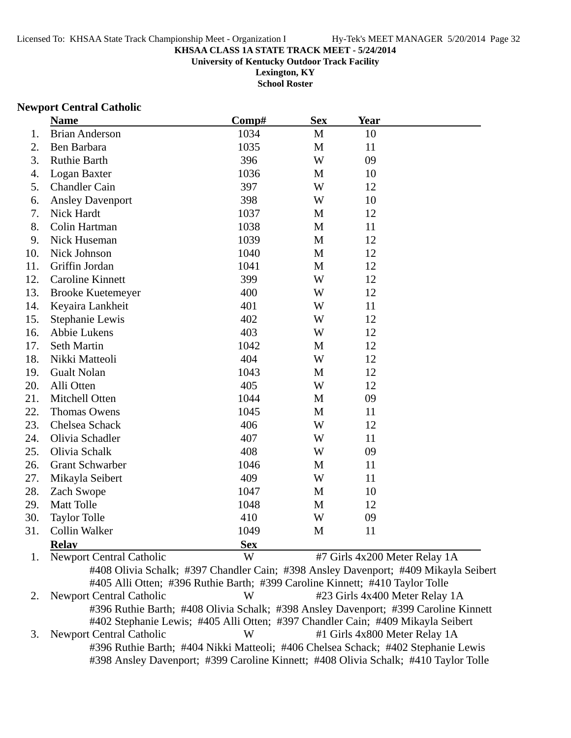**KHSAA CLASS 1A STATE TRACK MEET - 5/24/2014**
**University of Kentucky Outdoor Track Facility**
**Lexington, KY**
**School Roster**

## Newport Central Catholic

| | Name | Comp# | Sex | Year |
|---|---|---|---|---|
| 1. | Brian Anderson | 1034 | M | 10 |
| 2. | Ben Barbara | 1035 | M | 11 |
| 3. | Ruthie Barth | 396 | W | 09 |
| 4. | Logan Baxter | 1036 | M | 10 |
| 5. | Chandler Cain | 397 | W | 12 |
| 6. | Ansley Davenport | 398 | W | 10 |
| 7. | Nick Hardt | 1037 | M | 12 |
| 8. | Colin Hartman | 1038 | M | 11 |
| 9. | Nick Huseman | 1039 | M | 12 |
| 10. | Nick Johnson | 1040 | M | 12 |
| 11. | Griffin Jordan | 1041 | M | 12 |
| 12. | Caroline Kinnett | 399 | W | 12 |
| 13. | Brooke Kuetemeyer | 400 | W | 12 |
| 14. | Keyaira Lankheit | 401 | W | 11 |
| 15. | Stephanie Lewis | 402 | W | 12 |
| 16. | Abbie Lukens | 403 | W | 12 |
| 17. | Seth Martin | 1042 | M | 12 |
| 18. | Nikki Matteoli | 404 | W | 12 |
| 19. | Gualt Nolan | 1043 | M | 12 |
| 20. | Alli Otten | 405 | W | 12 |
| 21. | Mitchell Otten | 1044 | M | 09 |
| 22. | Thomas Owens | 1045 | M | 11 |
| 23. | Chelsea Schack | 406 | W | 12 |
| 24. | Olivia Schadler | 407 | W | 11 |
| 25. | Olivia Schalk | 408 | W | 09 |
| 26. | Grant Schwarber | 1046 | M | 11 |
| 27. | Mikayla Seibert | 409 | W | 11 |
| 28. | Zach Swope | 1047 | M | 10 |
| 29. | Matt Tolle | 1048 | M | 12 |
| 30. | Taylor Tolle | 410 | W | 09 |
| 31. | Collin Walker | 1049 | M | 11 |

| | Relay | Sex | Event |
|---|---|---|---|
| 1. | Newport Central Catholic | W | #7 Girls 4x200 Meter Relay 1A |
| 2. | Newport Central Catholic | W | #23 Girls 4x400 Meter Relay 1A |
| 3. | Newport Central Catholic | W | #1 Girls 4x800 Meter Relay 1A |

1. Newport Central Catholic — W — #7 Girls 4x200 Meter Relay 1A
   #408 Olivia Schalk; #397 Chandler Cain; #398 Ansley Davenport; #409 Mikayla Seibert
   #405 Alli Otten; #396 Ruthie Barth; #399 Caroline Kinnett; #410 Taylor Tolle
2. Newport Central Catholic — W — #23 Girls 4x400 Meter Relay 1A
   #396 Ruthie Barth; #408 Olivia Schalk; #398 Ansley Davenport; #399 Caroline Kinnett
   #402 Stephanie Lewis; #405 Alli Otten; #397 Chandler Cain; #409 Mikayla Seibert
3. Newport Central Catholic — W — #1 Girls 4x800 Meter Relay 1A
   #396 Ruthie Barth; #404 Nikki Matteoli; #406 Chelsea Schack; #402 Stephanie Lewis
   #398 Ansley Davenport; #399 Caroline Kinnett; #408 Olivia Schalk; #410 Taylor Tolle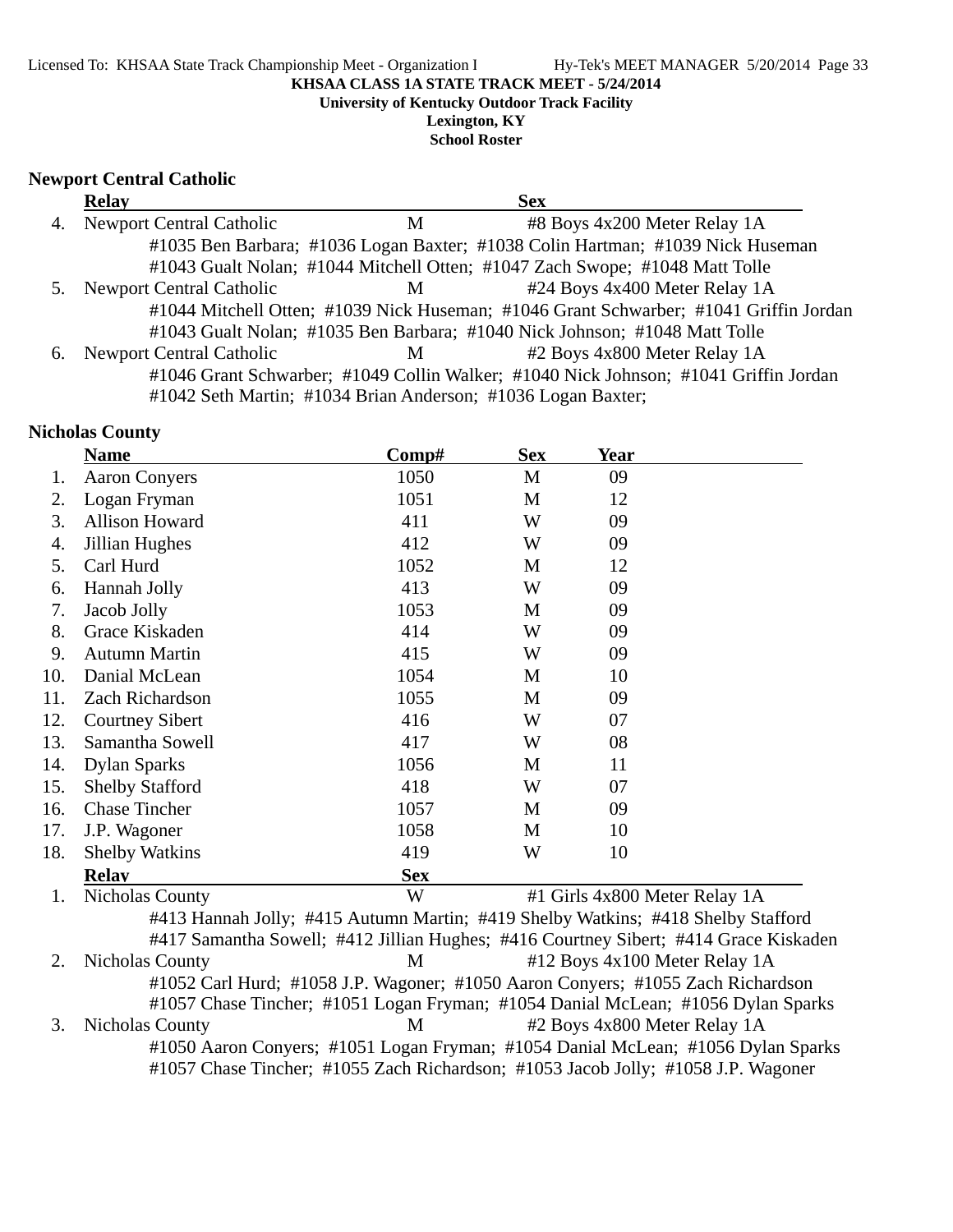**KHSAA CLASS 1A STATE TRACK MEET - 5/24/2014**
**University of Kentucky Outdoor Track Facility**
**Lexington, KY**
**School Roster**

## Newport Central Catholic

| | Relay | Sex | |
|---|---|---|---|
| 4. | Newport Central Catholic | M | #8 Boys 4x200 Meter Relay 1A |

#1035 Ben Barbara; #1036 Logan Baxter; #1038 Colin Hartman; #1039 Nick Huseman
#1043 Gualt Nolan; #1044 Mitchell Otten; #1047 Zach Swope; #1048 Matt Tolle

| | Relay | Sex | |
|---|---|---|---|
| 5. | Newport Central Catholic | M | #24 Boys 4x400 Meter Relay 1A |

#1044 Mitchell Otten; #1039 Nick Huseman; #1046 Grant Schwarber; #1041 Griffin Jordan
#1043 Gualt Nolan; #1035 Ben Barbara; #1040 Nick Johnson; #1048 Matt Tolle

| | Relay | Sex | |
|---|---|---|---|
| 6. | Newport Central Catholic | M | #2 Boys 4x800 Meter Relay 1A |

#1046 Grant Schwarber; #1049 Collin Walker; #1040 Nick Johnson; #1041 Griffin Jordan
#1042 Seth Martin; #1034 Brian Anderson; #1036 Logan Baxter;

## Nicholas County

| | Name | Comp# | Sex | Year |
|---|---|---|---|---|
| 1. | Aaron Conyers | 1050 | M | 09 |
| 2. | Logan Fryman | 1051 | M | 12 |
| 3. | Allison Howard | 411 | W | 09 |
| 4. | Jillian Hughes | 412 | W | 09 |
| 5. | Carl Hurd | 1052 | M | 12 |
| 6. | Hannah Jolly | 413 | W | 09 |
| 7. | Jacob Jolly | 1053 | M | 09 |
| 8. | Grace Kiskaden | 414 | W | 09 |
| 9. | Autumn Martin | 415 | W | 09 |
| 10. | Danial McLean | 1054 | M | 10 |
| 11. | Zach Richardson | 1055 | M | 09 |
| 12. | Courtney Sibert | 416 | W | 07 |
| 13. | Samantha Sowell | 417 | W | 08 |
| 14. | Dylan Sparks | 1056 | M | 11 |
| 15. | Shelby Stafford | 418 | W | 07 |
| 16. | Chase Tincher | 1057 | M | 09 |
| 17. | J.P. Wagoner | 1058 | M | 10 |
| 18. | Shelby Watkins | 419 | W | 10 |

| | Relay | Sex | |
|---|---|---|---|
| 1. | Nicholas County | W | #1 Girls 4x800 Meter Relay 1A |

#413 Hannah Jolly; #415 Autumn Martin; #419 Shelby Watkins; #418 Shelby Stafford
#417 Samantha Sowell; #412 Jillian Hughes; #416 Courtney Sibert; #414 Grace Kiskaden

| | Relay | Sex | |
|---|---|---|---|
| 2. | Nicholas County | M | #12 Boys 4x100 Meter Relay 1A |

#1052 Carl Hurd; #1058 J.P. Wagoner; #1050 Aaron Conyers; #1055 Zach Richardson
#1057 Chase Tincher; #1051 Logan Fryman; #1054 Danial McLean; #1056 Dylan Sparks

| | Relay | Sex | |
|---|---|---|---|
| 3. | Nicholas County | M | #2 Boys 4x800 Meter Relay 1A |

#1050 Aaron Conyers; #1051 Logan Fryman; #1054 Danial McLean; #1056 Dylan Sparks
#1057 Chase Tincher; #1055 Zach Richardson; #1053 Jacob Jolly; #1058 J.P. Wagoner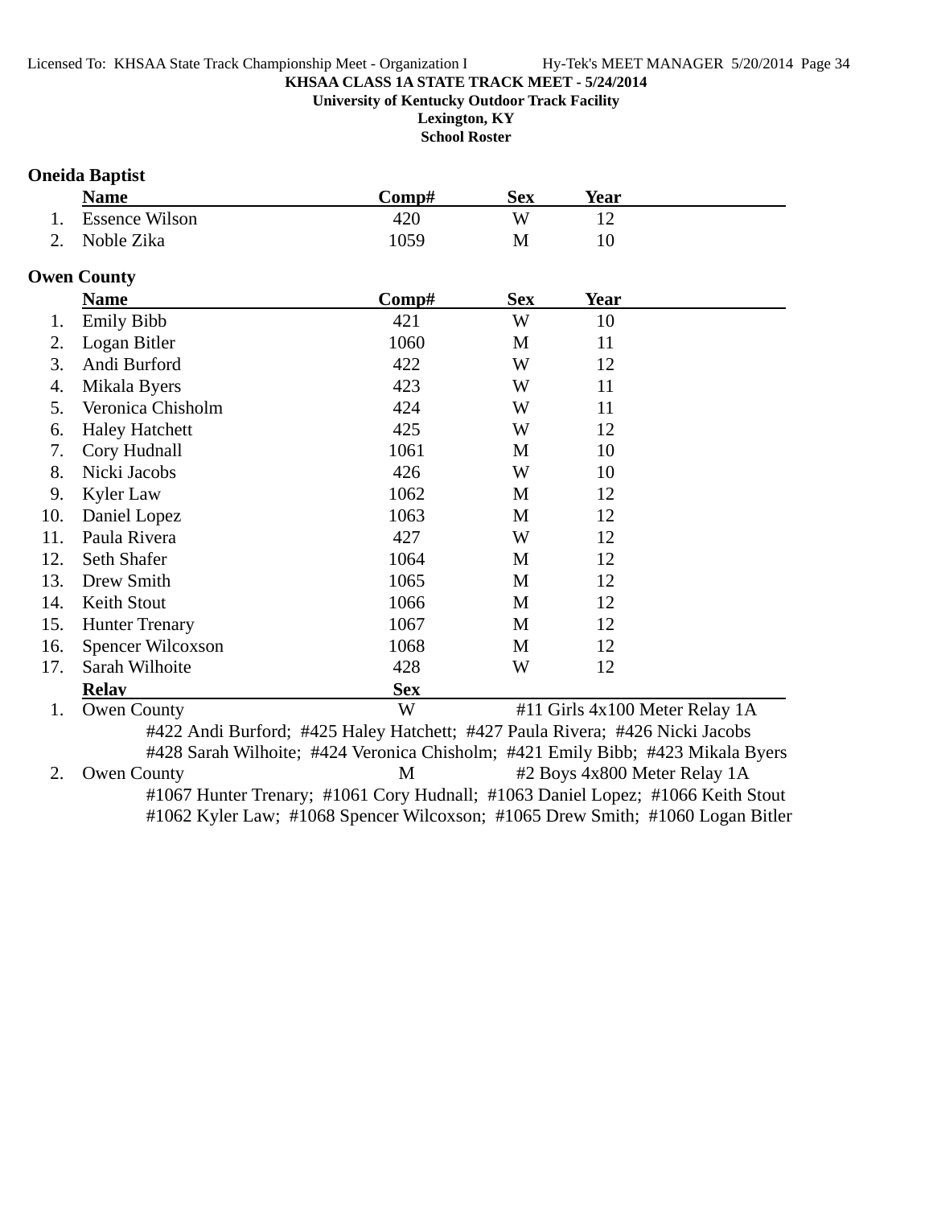**KHSAA CLASS 1A STATE TRACK MEET - 5/24/2014**
**University of Kentucky Outdoor Track Facility**
**Lexington, KY**
**School Roster**

### Oneida Baptist

| | Name | Comp# | Sex | Year |
|---|---|---|---|---|
| 1. | Essence Wilson | 420 | W | 12 |
| 2. | Noble Zika | 1059 | M | 10 |

### Owen County

| | Name | Comp# | Sex | Year |
|---|---|---|---|---|
| 1. | Emily Bibb | 421 | W | 10 |
| 2. | Logan Bitler | 1060 | M | 11 |
| 3. | Andi Burford | 422 | W | 12 |
| 4. | Mikala Byers | 423 | W | 11 |
| 5. | Veronica Chisholm | 424 | W | 11 |
| 6. | Haley Hatchett | 425 | W | 12 |
| 7. | Cory Hudnall | 1061 | M | 10 |
| 8. | Nicki Jacobs | 426 | W | 10 |
| 9. | Kyler Law | 1062 | M | 12 |
| 10. | Daniel Lopez | 1063 | M | 12 |
| 11. | Paula Rivera | 427 | W | 12 |
| 12. | Seth Shafer | 1064 | M | 12 |
| 13. | Drew Smith | 1065 | M | 12 |
| 14. | Keith Stout | 1066 | M | 12 |
| 15. | Hunter Trenary | 1067 | M | 12 |
| 16. | Spencer Wilcoxson | 1068 | M | 12 |
| 17. | Sarah Wilhoite | 428 | W | 12 |

| | Relay | Sex | |
|---|---|---|---|
| 1. | Owen County | W | #11 Girls 4x100 Meter Relay 1A |

#422 Andi Burford; #425 Haley Hatchett; #427 Paula Rivera; #426 Nicki Jacobs
#428 Sarah Wilhoite; #424 Veronica Chisholm; #421 Emily Bibb; #423 Mikala Byers

| | Relay | Sex | |
|---|---|---|---|
| 2. | Owen County | M | #2 Boys 4x800 Meter Relay 1A |

#1067 Hunter Trenary; #1061 Cory Hudnall; #1063 Daniel Lopez; #1066 Keith Stout
#1062 Kyler Law; #1068 Spencer Wilcoxson; #1065 Drew Smith; #1060 Logan Bitler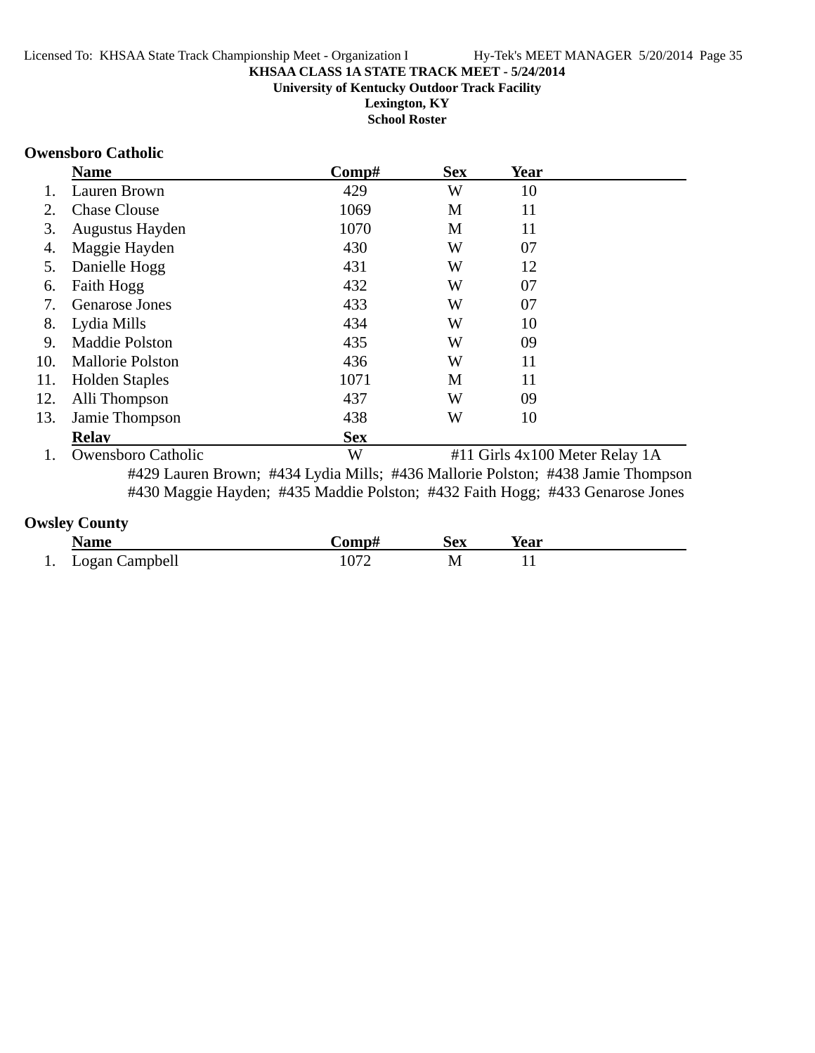**KHSAA CLASS 1A STATE TRACK MEET - 5/24/2014**

**University of Kentucky Outdoor Track Facility**

**Lexington, KY**

**School Roster**

### Owensboro Catholic

| | Name | Comp# | Sex | Year |
|---|---|---|---|---|
| 1. | Lauren Brown | 429 | W | 10 |
| 2. | Chase Clouse | 1069 | M | 11 |
| 3. | Augustus Hayden | 1070 | M | 11 |
| 4. | Maggie Hayden | 430 | W | 07 |
| 5. | Danielle Hogg | 431 | W | 12 |
| 6. | Faith Hogg | 432 | W | 07 |
| 7. | Genarose Jones | 433 | W | 07 |
| 8. | Lydia Mills | 434 | W | 10 |
| 9. | Maddie Polston | 435 | W | 09 |
| 10. | Mallorie Polston | 436 | W | 11 |
| 11. | Holden Staples | 1071 | M | 11 |
| 12. | Alli Thompson | 437 | W | 09 |
| 13. | Jamie Thompson | 438 | W | 10 |

| | Relay | Sex | Event |
|---|---|---|---|
| 1. | Owensboro Catholic | W | #11 Girls 4x100 Meter Relay 1A |

#429 Lauren Brown; #434 Lydia Mills; #436 Mallorie Polston; #438 Jamie Thompson
#430 Maggie Hayden; #435 Maddie Polston; #432 Faith Hogg; #433 Genarose Jones

### Owsley County

| | Name | Comp# | Sex | Year |
|---|---|---|---|---|
| 1. | Logan Campbell | 1072 | M | 11 |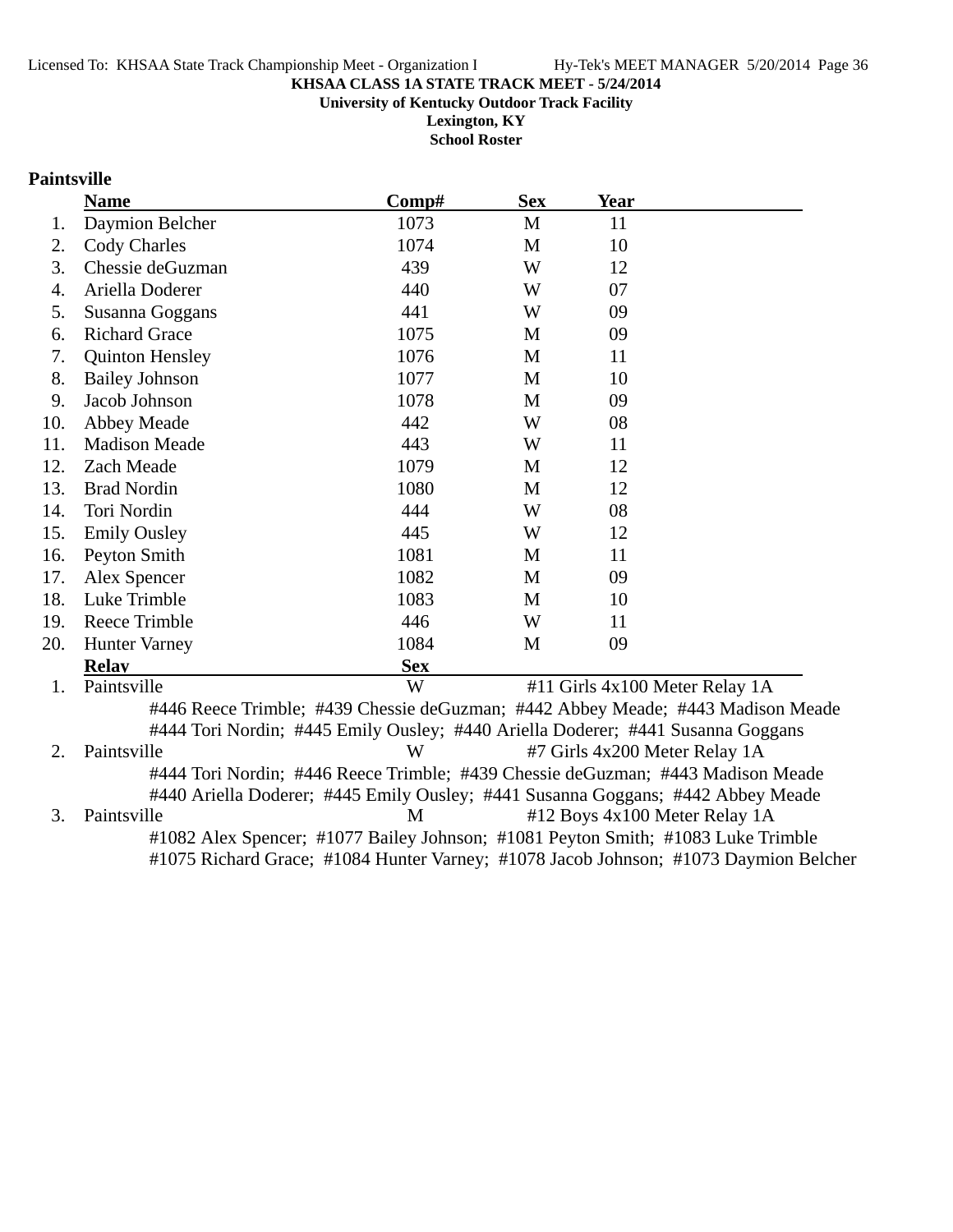**KHSAA CLASS 1A STATE TRACK MEET - 5/24/2014**

**University of Kentucky Outdoor Track Facility**

**Lexington, KY**

**School Roster**

**Paintsville**

| | Name | Comp# | Sex | Year |
|---|---|---|---|---|
| 1. | Daymion Belcher | 1073 | M | 11 |
| 2. | Cody Charles | 1074 | M | 10 |
| 3. | Chessie deGuzman | 439 | W | 12 |
| 4. | Ariella Doderer | 440 | W | 07 |
| 5. | Susanna Goggans | 441 | W | 09 |
| 6. | Richard Grace | 1075 | M | 09 |
| 7. | Quinton Hensley | 1076 | M | 11 |
| 8. | Bailey Johnson | 1077 | M | 10 |
| 9. | Jacob Johnson | 1078 | M | 09 |
| 10. | Abbey Meade | 442 | W | 08 |
| 11. | Madison Meade | 443 | W | 11 |
| 12. | Zach Meade | 1079 | M | 12 |
| 13. | Brad Nordin | 1080 | M | 12 |
| 14. | Tori Nordin | 444 | W | 08 |
| 15. | Emily Ousley | 445 | W | 12 |
| 16. | Peyton Smith | 1081 | M | 11 |
| 17. | Alex Spencer | 1082 | M | 09 |
| 18. | Luke Trimble | 1083 | M | 10 |
| 19. | Reece Trimble | 446 | W | 11 |
| 20. | Hunter Varney | 1084 | M | 09 |

| | Relay | Sex | Event |
|---|---|---|---|
| 1. | Paintsville | W | #11 Girls 4x100 Meter Relay 1A |
| | #446 Reece Trimble; #439 Chessie deGuzman; #442 Abbey Meade; #443 Madison Meade; #444 Tori Nordin; #445 Emily Ousley; #440 Ariella Doderer; #441 Susanna Goggans | | |
| 2. | Paintsville | W | #7 Girls 4x200 Meter Relay 1A |
| | #444 Tori Nordin; #446 Reece Trimble; #439 Chessie deGuzman; #443 Madison Meade; #440 Ariella Doderer; #445 Emily Ousley; #441 Susanna Goggans; #442 Abbey Meade | | |
| 3. | Paintsville | M | #12 Boys 4x100 Meter Relay 1A |
| | #1082 Alex Spencer; #1077 Bailey Johnson; #1081 Peyton Smith; #1083 Luke Trimble; #1075 Richard Grace; #1084 Hunter Varney; #1078 Jacob Johnson; #1073 Daymion Belcher | | |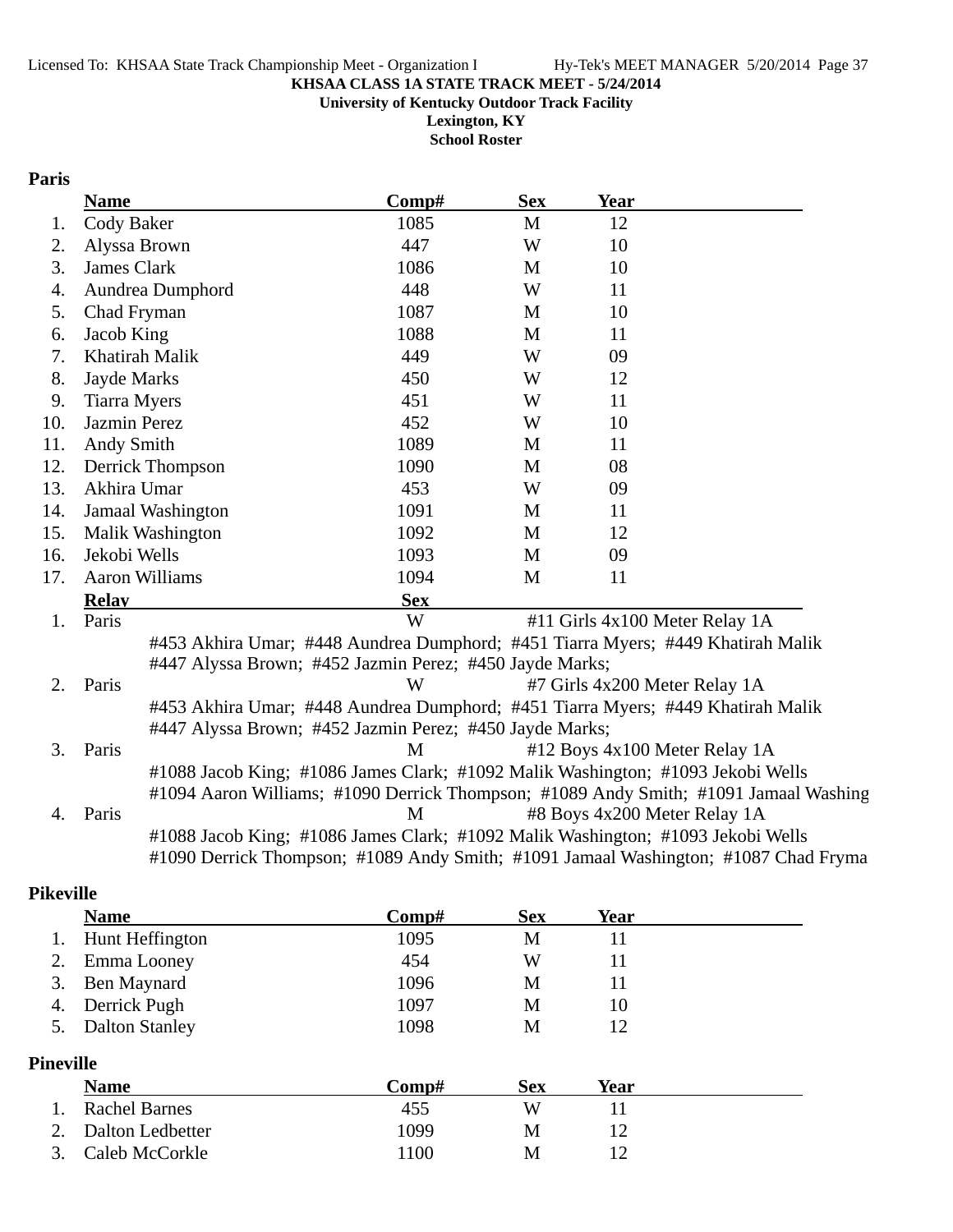**KHSAA CLASS 1A STATE TRACK MEET - 5/24/2014**
**University of Kentucky Outdoor Track Facility**
**Lexington, KY**
**School Roster**

## Paris

| | Name | Comp# | Sex | Year |
|---|---|---|---|---|
| 1. | Cody Baker | 1085 | M | 12 |
| 2. | Alyssa Brown | 447 | W | 10 |
| 3. | James Clark | 1086 | M | 10 |
| 4. | Aundrea Dumphord | 448 | W | 11 |
| 5. | Chad Fryman | 1087 | M | 10 |
| 6. | Jacob King | 1088 | M | 11 |
| 7. | Khatirah Malik | 449 | W | 09 |
| 8. | Jayde Marks | 450 | W | 12 |
| 9. | Tiarra Myers | 451 | W | 11 |
| 10. | Jazmin Perez | 452 | W | 10 |
| 11. | Andy Smith | 1089 | M | 11 |
| 12. | Derrick Thompson | 1090 | M | 08 |
| 13. | Akhira Umar | 453 | W | 09 |
| 14. | Jamaal Washington | 1091 | M | 11 |
| 15. | Malik Washington | 1092 | M | 12 |
| 16. | Jekobi Wells | 1093 | M | 09 |
| 17. | Aaron Williams | 1094 | M | 11 |

| | Relay | Sex | Event |
|---|---|---|---|
| 1. | Paris | W | #11 Girls 4x100 Meter Relay 1A |
| | #453 Akhira Umar; #448 Aundrea Dumphord; #451 Tiarra Myers; #449 Khatirah Malik; #447 Alyssa Brown; #452 Jazmin Perez; #450 Jayde Marks; | | |
| 2. | Paris | W | #7 Girls 4x200 Meter Relay 1A |
| | #453 Akhira Umar; #448 Aundrea Dumphord; #451 Tiarra Myers; #449 Khatirah Malik; #447 Alyssa Brown; #452 Jazmin Perez; #450 Jayde Marks; | | |
| 3. | Paris | M | #12 Boys 4x100 Meter Relay 1A |
| | #1088 Jacob King; #1086 James Clark; #1092 Malik Washington; #1093 Jekobi Wells; #1094 Aaron Williams; #1090 Derrick Thompson; #1089 Andy Smith; #1091 Jamaal Washing | | |
| 4. | Paris | M | #8 Boys 4x200 Meter Relay 1A |
| | #1088 Jacob King; #1086 James Clark; #1092 Malik Washington; #1093 Jekobi Wells; #1090 Derrick Thompson; #1089 Andy Smith; #1091 Jamaal Washington; #1087 Chad Fryma | | |

## Pikeville

| | Name | Comp# | Sex | Year |
|---|---|---|---|---|
| 1. | Hunt Heffington | 1095 | M | 11 |
| 2. | Emma Looney | 454 | W | 11 |
| 3. | Ben Maynard | 1096 | M | 11 |
| 4. | Derrick Pugh | 1097 | M | 10 |
| 5. | Dalton Stanley | 1098 | M | 12 |

## Pineville

| | Name | Comp# | Sex | Year |
|---|---|---|---|---|
| 1. | Rachel Barnes | 455 | W | 11 |
| 2. | Dalton Ledbetter | 1099 | M | 12 |
| 3. | Caleb McCorkle | 1100 | M | 12 |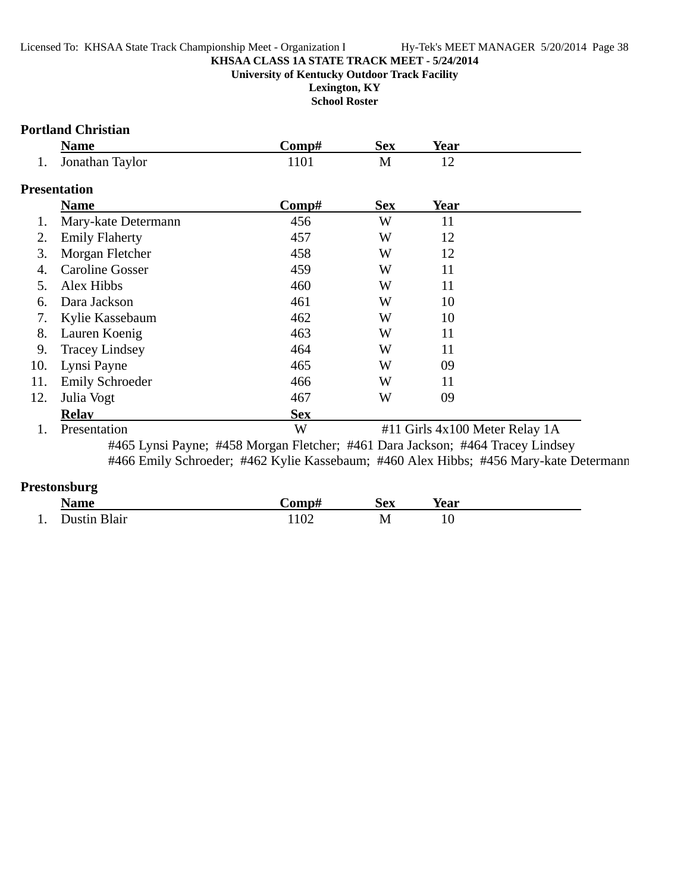**KHSAA CLASS 1A STATE TRACK MEET - 5/24/2014**

**University of Kentucky Outdoor Track Facility**

**Lexington, KY**

**School Roster**

### Portland Christian

| | Name | Comp# | Sex | Year |
|---|---|---|---|---|
| 1. | Jonathan Taylor | 1101 | M | 12 |

### Presentation

| | Name | Comp# | Sex | Year |
|---|---|---|---|---|
| 1. | Mary-kate Determann | 456 | W | 11 |
| 2. | Emily Flaherty | 457 | W | 12 |
| 3. | Morgan Fletcher | 458 | W | 12 |
| 4. | Caroline Gosser | 459 | W | 11 |
| 5. | Alex Hibbs | 460 | W | 11 |
| 6. | Dara Jackson | 461 | W | 10 |
| 7. | Kylie Kassebaum | 462 | W | 10 |
| 8. | Lauren Koenig | 463 | W | 11 |
| 9. | Tracey Lindsey | 464 | W | 11 |
| 10. | Lynsi Payne | 465 | W | 09 |
| 11. | Emily Schroeder | 466 | W | 11 |
| 12. | Julia Vogt | 467 | W | 09 |

| | Relay | Sex | |
|---|---|---|---|
| 1. | Presentation | W | #11 Girls 4x100 Meter Relay 1A |

#465 Lynsi Payne; #458 Morgan Fletcher; #461 Dara Jackson; #464 Tracey Lindsey
#466 Emily Schroeder; #462 Kylie Kassebaum; #460 Alex Hibbs; #456 Mary-kate Determann

### Prestonsburg

| | Name | Comp# | Sex | Year |
|---|---|---|---|---|
| 1. | Dustin Blair | 1102 | M | 10 |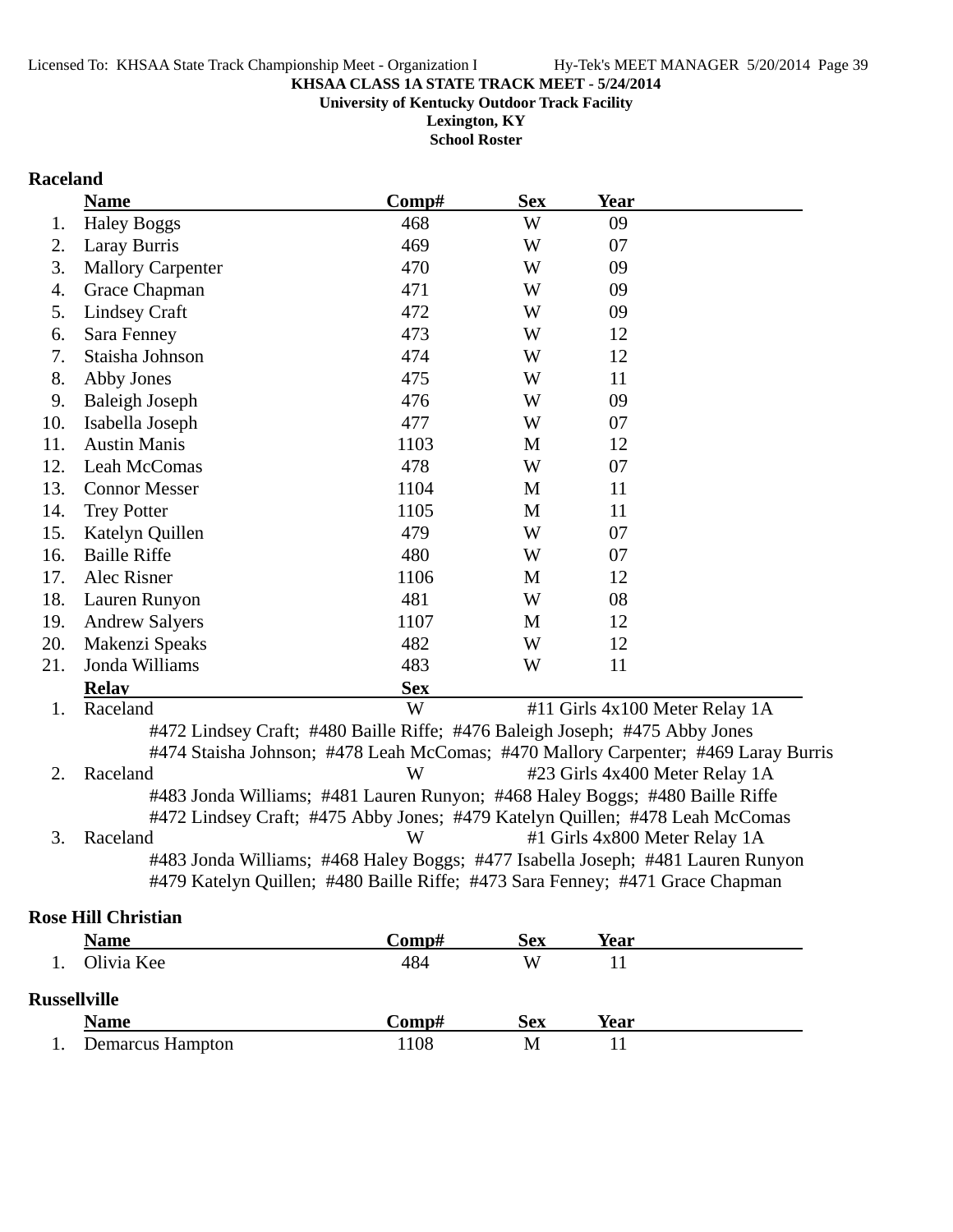**KHSAA CLASS 1A STATE TRACK MEET - 5/24/2014**
**University of Kentucky Outdoor Track Facility**
**Lexington, KY**
**School Roster**

### Raceland

| | Name | Comp# | Sex | Year |
|---|---|---|---|---|
| 1. | Haley Boggs | 468 | W | 09 |
| 2. | Laray Burris | 469 | W | 07 |
| 3. | Mallory Carpenter | 470 | W | 09 |
| 4. | Grace Chapman | 471 | W | 09 |
| 5. | Lindsey Craft | 472 | W | 09 |
| 6. | Sara Fenney | 473 | W | 12 |
| 7. | Staisha Johnson | 474 | W | 12 |
| 8. | Abby Jones | 475 | W | 11 |
| 9. | Baleigh Joseph | 476 | W | 09 |
| 10. | Isabella Joseph | 477 | W | 07 |
| 11. | Austin Manis | 1103 | M | 12 |
| 12. | Leah McComas | 478 | W | 07 |
| 13. | Connor Messer | 1104 | M | 11 |
| 14. | Trey Potter | 1105 | M | 11 |
| 15. | Katelyn Quillen | 479 | W | 07 |
| 16. | Baille Riffe | 480 | W | 07 |
| 17. | Alec Risner | 1106 | M | 12 |
| 18. | Lauren Runyon | 481 | W | 08 |
| 19. | Andrew Salyers | 1107 | M | 12 |
| 20. | Makenzi Speaks | 482 | W | 12 |
| 21. | Jonda Williams | 483 | W | 11 |

| | Relay | Sex | |
|---|---|---|---|
| 1. | Raceland | W | #11 Girls 4x100 Meter Relay 1A |
| | #472 Lindsey Craft; #480 Baille Riffe; #476 Baleigh Joseph; #475 Abby Jones<br>#474 Staisha Johnson; #478 Leah McComas; #470 Mallory Carpenter; #469 Laray Burris | | |
| 2. | Raceland | W | #23 Girls 4x400 Meter Relay 1A |
| | #483 Jonda Williams; #481 Lauren Runyon; #468 Haley Boggs; #480 Baille Riffe<br>#472 Lindsey Craft; #475 Abby Jones; #479 Katelyn Quillen; #478 Leah McComas | | |
| 3. | Raceland | W | #1 Girls 4x800 Meter Relay 1A |
| | #483 Jonda Williams; #468 Haley Boggs; #477 Isabella Joseph; #481 Lauren Runyon<br>#479 Katelyn Quillen; #480 Baille Riffe; #473 Sara Fenney; #471 Grace Chapman | | |

### Rose Hill Christian

| | Name | Comp# | Sex | Year |
|---|---|---|---|---|
| 1. | Olivia Kee | 484 | W | 11 |

### Russellville

| | Name | Comp# | Sex | Year |
|---|---|---|---|---|
| 1. | Demarcus Hampton | 1108 | M | 11 |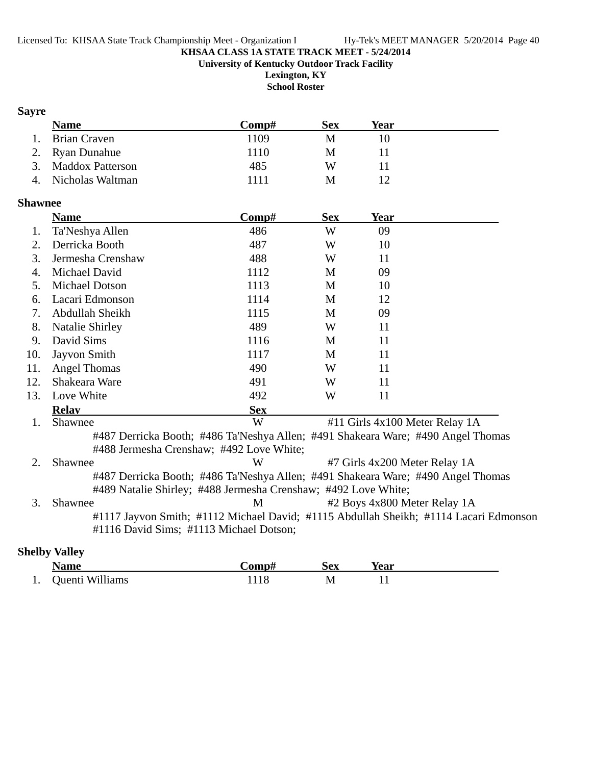**KHSAA CLASS 1A STATE TRACK MEET - 5/24/2014**
**University of Kentucky Outdoor Track Facility**
**Lexington, KY**
**School Roster**

### Sayre

| | Name | Comp# | Sex | Year |
|---|---|---|---|---|
| 1. | Brian Craven | 1109 | M | 10 |
| 2. | Ryan Dunahue | 1110 | M | 11 |
| 3. | Maddox Patterson | 485 | W | 11 |
| 4. | Nicholas Waltman | 1111 | M | 12 |

### Shawnee

| | Name | Comp# | Sex | Year |
|---|---|---|---|---|
| 1. | Ta'Neshya Allen | 486 | W | 09 |
| 2. | Derricka Booth | 487 | W | 10 |
| 3. | Jermesha Crenshaw | 488 | W | 11 |
| 4. | Michael David | 1112 | M | 09 |
| 5. | Michael Dotson | 1113 | M | 10 |
| 6. | Lacari Edmonson | 1114 | M | 12 |
| 7. | Abdullah Sheikh | 1115 | M | 09 |
| 8. | Natalie Shirley | 489 | W | 11 |
| 9. | David Sims | 1116 | M | 11 |
| 10. | Jayvon Smith | 1117 | M | 11 |
| 11. | Angel Thomas | 490 | W | 11 |
| 12. | Shakeara Ware | 491 | W | 11 |
| 13. | Love White | 492 | W | 11 |

| | Relay | Sex | Event |
|---|---|---|---|
| 1. | Shawnee | W | #11 Girls 4x100 Meter Relay 1A |
| | #487 Derricka Booth; #486 Ta'Neshya Allen; #491 Shakeara Ware; #490 Angel Thomas #488 Jermesha Crenshaw; #492 Love White; | | |
| 2. | Shawnee | W | #7 Girls 4x200 Meter Relay 1A |
| | #487 Derricka Booth; #486 Ta'Neshya Allen; #491 Shakeara Ware; #490 Angel Thomas #489 Natalie Shirley; #488 Jermesha Crenshaw; #492 Love White; | | |
| 3. | Shawnee | M | #2 Boys 4x800 Meter Relay 1A |
| | #1117 Jayvon Smith; #1112 Michael David; #1115 Abdullah Sheikh; #1114 Lacari Edmonson #1116 David Sims; #1113 Michael Dotson; | | |

### Shelby Valley

| | Name | Comp# | Sex | Year |
|---|---|---|---|---|
| 1. | Quenti Williams | 1118 | M | 11 |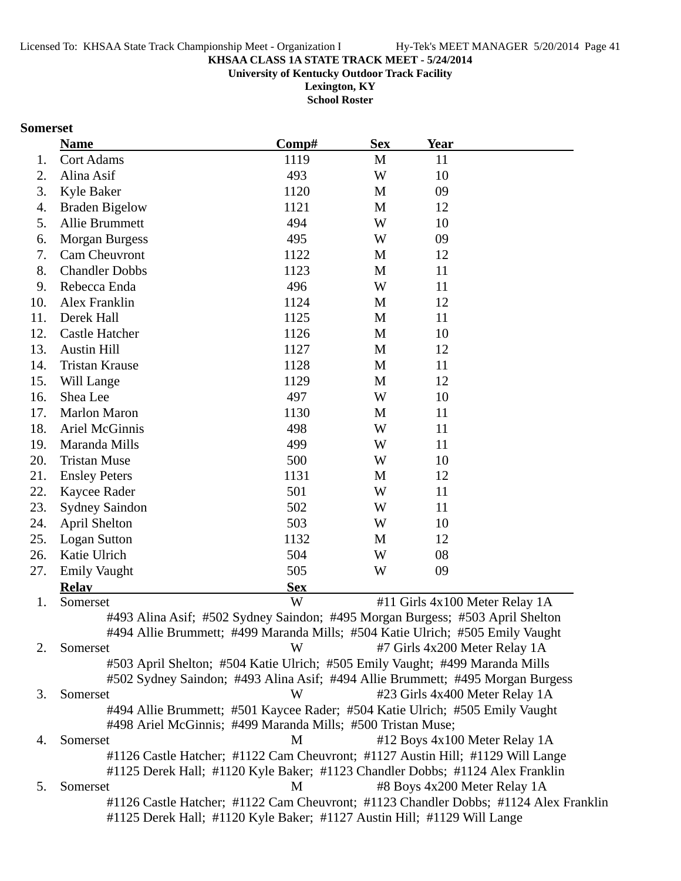KHSAA CLASS 1A STATE TRACK MEET - 5/24/2014
University of Kentucky Outdoor Track Facility
Lexington, KY
School Roster

**Somerset**

| | Name | Comp# | Sex | Year |
|---|---|---|---|---|
| 1. | Cort Adams | 1119 | M | 11 |
| 2. | Alina Asif | 493 | W | 10 |
| 3. | Kyle Baker | 1120 | M | 09 |
| 4. | Braden Bigelow | 1121 | M | 12 |
| 5. | Allie Brummett | 494 | W | 10 |
| 6. | Morgan Burgess | 495 | W | 09 |
| 7. | Cam Cheuvront | 1122 | M | 12 |
| 8. | Chandler Dobbs | 1123 | M | 11 |
| 9. | Rebecca Enda | 496 | W | 11 |
| 10. | Alex Franklin | 1124 | M | 12 |
| 11. | Derek Hall | 1125 | M | 11 |
| 12. | Castle Hatcher | 1126 | M | 10 |
| 13. | Austin Hill | 1127 | M | 12 |
| 14. | Tristan Krause | 1128 | M | 11 |
| 15. | Will Lange | 1129 | M | 12 |
| 16. | Shea Lee | 497 | W | 10 |
| 17. | Marlon Maron | 1130 | M | 11 |
| 18. | Ariel McGinnis | 498 | W | 11 |
| 19. | Maranda Mills | 499 | W | 11 |
| 20. | Tristan Muse | 500 | W | 10 |
| 21. | Ensley Peters | 1131 | M | 12 |
| 22. | Kaycee Rader | 501 | W | 11 |
| 23. | Sydney Saindon | 502 | W | 11 |
| 24. | April Shelton | 503 | W | 10 |
| 25. | Logan Sutton | 1132 | M | 12 |
| 26. | Katie Ulrich | 504 | W | 08 |
| 27. | Emily Vaught | 505 | W | 09 |

| | Relay | Sex | |
|---|---|---|---|
| 1. | Somerset | W | #11 Girls 4x100 Meter Relay 1A |
| | #493 Alina Asif; #502 Sydney Saindon; #495 Morgan Burgess; #503 April Shelton; #494 Allie Brummett; #499 Maranda Mills; #504 Katie Ulrich; #505 Emily Vaught | | |
| 2. | Somerset | W | #7 Girls 4x200 Meter Relay 1A |
| | #503 April Shelton; #504 Katie Ulrich; #505 Emily Vaught; #499 Maranda Mills; #502 Sydney Saindon; #493 Alina Asif; #494 Allie Brummett; #495 Morgan Burgess | | |
| 3. | Somerset | W | #23 Girls 4x400 Meter Relay 1A |
| | #494 Allie Brummett; #501 Kaycee Rader; #504 Katie Ulrich; #505 Emily Vaught; #498 Ariel McGinnis; #499 Maranda Mills; #500 Tristan Muse; | | |
| 4. | Somerset | M | #12 Boys 4x100 Meter Relay 1A |
| | #1126 Castle Hatcher; #1122 Cam Cheuvront; #1127 Austin Hill; #1129 Will Lange; #1125 Derek Hall; #1120 Kyle Baker; #1123 Chandler Dobbs; #1124 Alex Franklin | | |
| 5. | Somerset | M | #8 Boys 4x200 Meter Relay 1A |
| | #1126 Castle Hatcher; #1122 Cam Cheuvront; #1123 Chandler Dobbs; #1124 Alex Franklin; #1125 Derek Hall; #1120 Kyle Baker; #1127 Austin Hill; #1129 Will Lange | | |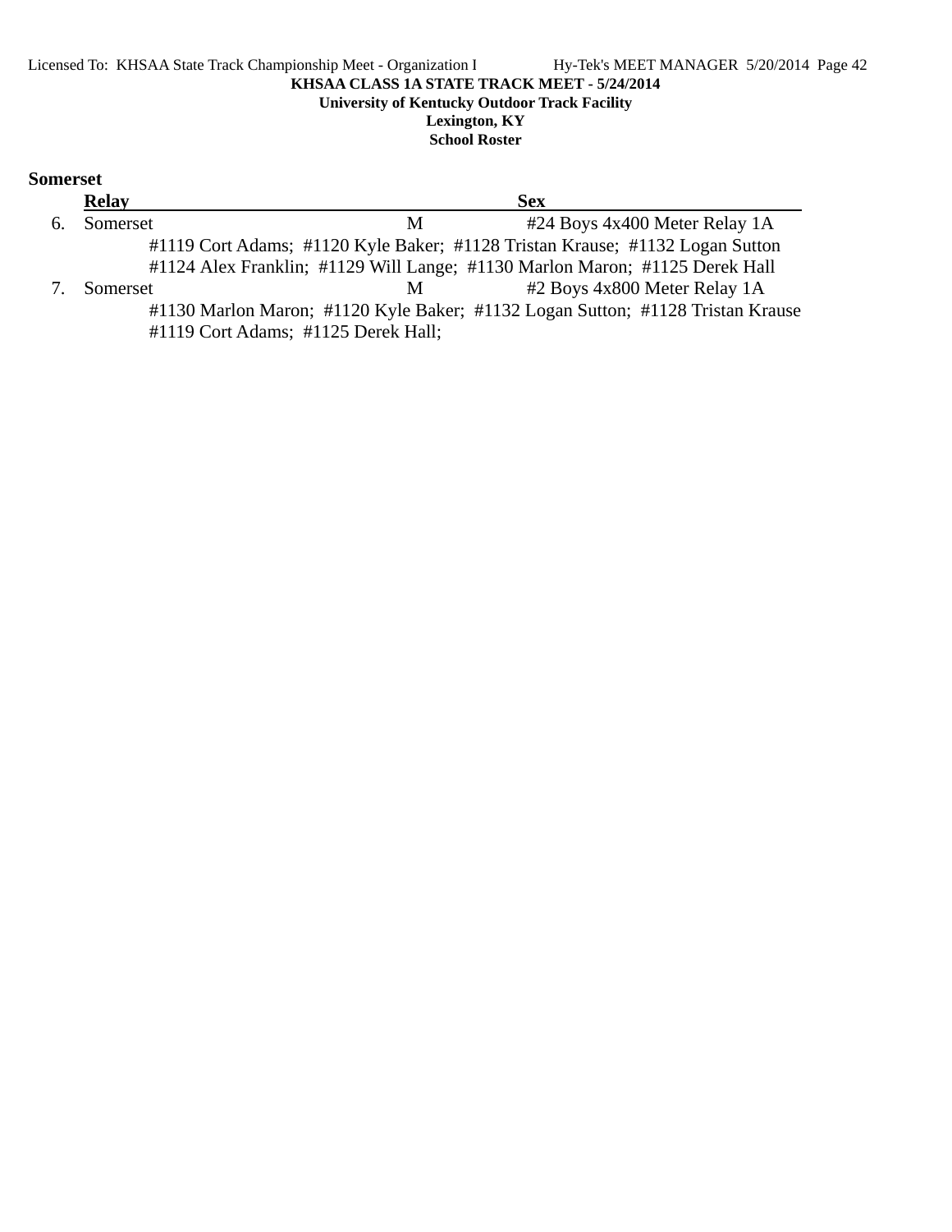**KHSAA CLASS 1A STATE TRACK MEET - 5/24/2014**

**University of Kentucky Outdoor Track Facility**

**Lexington, KY**

**School Roster**

## Somerset

| | Relay | Sex | |
|---|---|---|---|
| 6. | Somerset | M | #24 Boys 4x400 Meter Relay 1A |

#1119 Cort Adams; #1120 Kyle Baker; #1128 Tristan Krause; #1132 Logan Sutton
#1124 Alex Franklin; #1129 Will Lange; #1130 Marlon Maron; #1125 Derek Hall

| | Relay | Sex | |
|---|---|---|---|
| 7. | Somerset | M | #2 Boys 4x800 Meter Relay 1A |

#1130 Marlon Maron; #1120 Kyle Baker; #1132 Logan Sutton; #1128 Tristan Krause
#1119 Cort Adams; #1125 Derek Hall;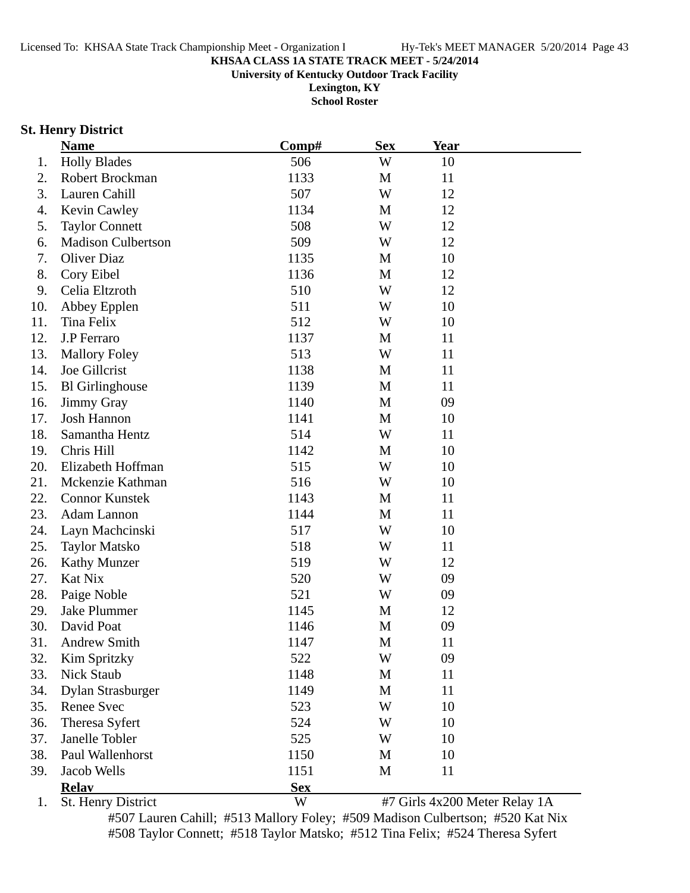**KHSAA CLASS 1A STATE TRACK MEET - 5/24/2014**
**University of Kentucky Outdoor Track Facility**
**Lexington, KY**
**School Roster**

## St. Henry District

| | Name | Comp# | Sex | Year |
|---|---|---|---|---|
| 1. | Holly Blades | 506 | W | 10 |
| 2. | Robert Brockman | 1133 | M | 11 |
| 3. | Lauren Cahill | 507 | W | 12 |
| 4. | Kevin Cawley | 1134 | M | 12 |
| 5. | Taylor Connett | 508 | W | 12 |
| 6. | Madison Culbertson | 509 | W | 12 |
| 7. | Oliver Diaz | 1135 | M | 10 |
| 8. | Cory Eibel | 1136 | M | 12 |
| 9. | Celia Eltzroth | 510 | W | 12 |
| 10. | Abbey Epplen | 511 | W | 10 |
| 11. | Tina Felix | 512 | W | 10 |
| 12. | J.P Ferraro | 1137 | M | 11 |
| 13. | Mallory Foley | 513 | W | 11 |
| 14. | Joe Gillcrist | 1138 | M | 11 |
| 15. | Bl Girlinghouse | 1139 | M | 11 |
| 16. | Jimmy Gray | 1140 | M | 09 |
| 17. | Josh Hannon | 1141 | M | 10 |
| 18. | Samantha Hentz | 514 | W | 11 |
| 19. | Chris Hill | 1142 | M | 10 |
| 20. | Elizabeth Hoffman | 515 | W | 10 |
| 21. | Mckenzie Kathman | 516 | W | 10 |
| 22. | Connor Kunstek | 1143 | M | 11 |
| 23. | Adam Lannon | 1144 | M | 11 |
| 24. | Layn Machcinski | 517 | W | 10 |
| 25. | Taylor Matsko | 518 | W | 11 |
| 26. | Kathy Munzer | 519 | W | 12 |
| 27. | Kat Nix | 520 | W | 09 |
| 28. | Paige Noble | 521 | W | 09 |
| 29. | Jake Plummer | 1145 | M | 12 |
| 30. | David Poat | 1146 | M | 09 |
| 31. | Andrew Smith | 1147 | M | 11 |
| 32. | Kim Spritzky | 522 | W | 09 |
| 33. | Nick Staub | 1148 | M | 11 |
| 34. | Dylan Strasburger | 1149 | M | 11 |
| 35. | Renee Svec | 523 | W | 10 |
| 36. | Theresa Syfert | 524 | W | 10 |
| 37. | Janelle Tobler | 525 | W | 10 |
| 38. | Paul Wallenhorst | 1150 | M | 10 |
| 39. | Jacob Wells | 1151 | M | 11 |

| | Relay | Sex | |
|---|---|---|---|
| 1. | St. Henry District | W | #7 Girls 4x200 Meter Relay 1A |

#507 Lauren Cahill; #513 Mallory Foley; #509 Madison Culbertson; #520 Kat Nix
#508 Taylor Connett; #518 Taylor Matsko; #512 Tina Felix; #524 Theresa Syfert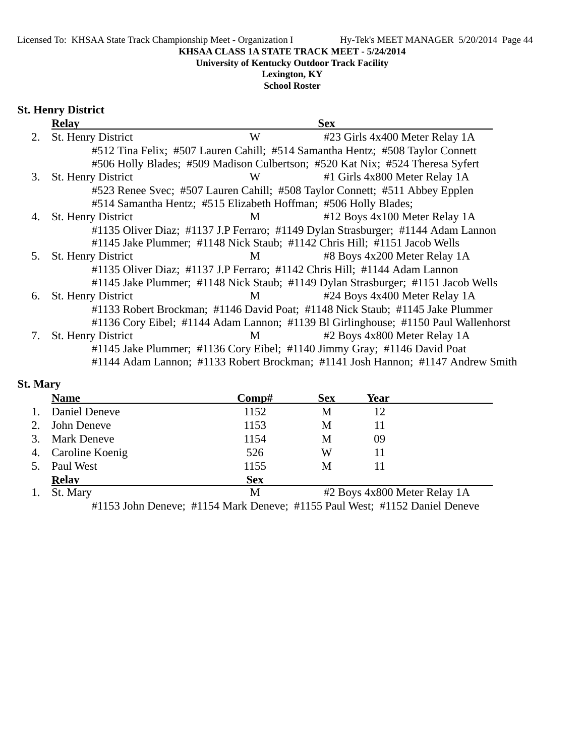**KHSAA CLASS 1A STATE TRACK MEET - 5/24/2014**

**University of Kentucky Outdoor Track Facility**

**Lexington, KY**

**School Roster**

## St. Henry District

| | Relay | Sex | |
|---|---|---|---|
| 2. | St. Henry District | W | #23 Girls 4x400 Meter Relay 1A |
| | #512 Tina Felix; #507 Lauren Cahill; #514 Samantha Hentz; #508 Taylor Connett; #506 Holly Blades; #509 Madison Culbertson; #520 Kat Nix; #524 Theresa Syfert | | |
| 3. | St. Henry District | W | #1 Girls 4x800 Meter Relay 1A |
| | #523 Renee Svec; #507 Lauren Cahill; #508 Taylor Connett; #511 Abbey Epplen; #514 Samantha Hentz; #515 Elizabeth Hoffman; #506 Holly Blades; | | |
| 4. | St. Henry District | M | #12 Boys 4x100 Meter Relay 1A |
| | #1135 Oliver Diaz; #1137 J.P Ferraro; #1149 Dylan Strasburger; #1144 Adam Lannon; #1145 Jake Plummer; #1148 Nick Staub; #1142 Chris Hill; #1151 Jacob Wells | | |
| 5. | St. Henry District | M | #8 Boys 4x200 Meter Relay 1A |
| | #1135 Oliver Diaz; #1137 J.P Ferraro; #1142 Chris Hill; #1144 Adam Lannon; #1145 Jake Plummer; #1148 Nick Staub; #1149 Dylan Strasburger; #1151 Jacob Wells | | |
| 6. | St. Henry District | M | #24 Boys 4x400 Meter Relay 1A |
| | #1133 Robert Brockman; #1146 David Poat; #1148 Nick Staub; #1145 Jake Plummer; #1136 Cory Eibel; #1144 Adam Lannon; #1139 Bl Girlinghouse; #1150 Paul Wallenhorst | | |
| 7. | St. Henry District | M | #2 Boys 4x800 Meter Relay 1A |
| | #1145 Jake Plummer; #1136 Cory Eibel; #1140 Jimmy Gray; #1146 David Poat; #1144 Adam Lannon; #1133 Robert Brockman; #1141 Josh Hannon; #1147 Andrew Smith | | |

## St. Mary

| | Name | Comp# | Sex | Year |
|---|---|---|---|---|
| 1. | Daniel Deneve | 1152 | M | 12 |
| 2. | John Deneve | 1153 | M | 11 |
| 3. | Mark Deneve | 1154 | M | 09 |
| 4. | Caroline Koenig | 526 | W | 11 |
| 5. | Paul West | 1155 | M | 11 |

| | Relay | Sex | |
|---|---|---|---|
| 1. | St. Mary | M | #2 Boys 4x800 Meter Relay 1A |
| | #1153 John Deneve; #1154 Mark Deneve; #1155 Paul West; #1152 Daniel Deneve | | |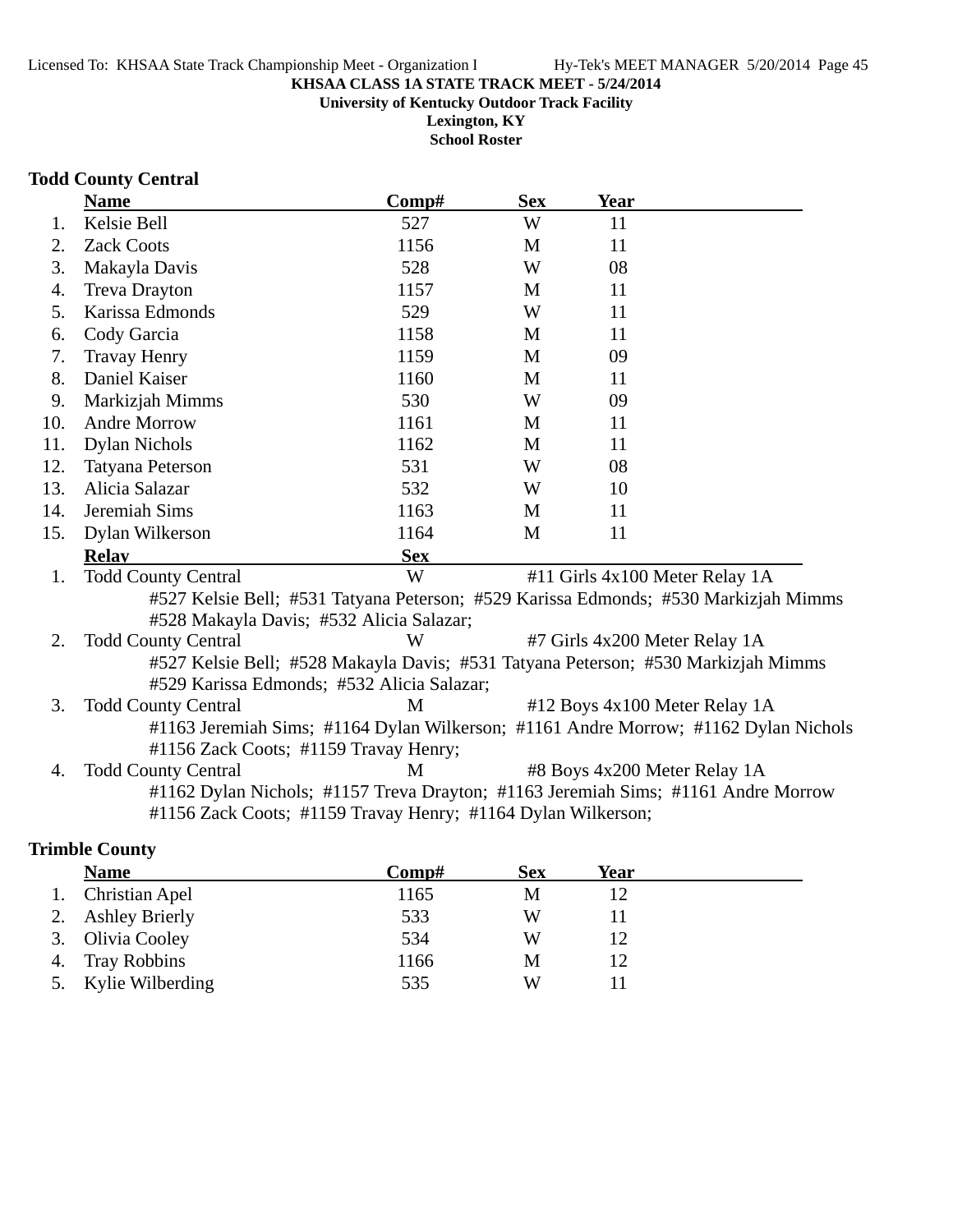**KHSAA CLASS 1A STATE TRACK MEET - 5/24/2014**
**University of Kentucky Outdoor Track Facility**
**Lexington, KY**
**School Roster**

## Todd County Central

| | Name | Comp# | Sex | Year |
|---|---|---|---|---|
| 1. | Kelsie Bell | 527 | W | 11 |
| 2. | Zack Coots | 1156 | M | 11 |
| 3. | Makayla Davis | 528 | W | 08 |
| 4. | Treva Drayton | 1157 | M | 11 |
| 5. | Karissa Edmonds | 529 | W | 11 |
| 6. | Cody Garcia | 1158 | M | 11 |
| 7. | Travay Henry | 1159 | M | 09 |
| 8. | Daniel Kaiser | 1160 | M | 11 |
| 9. | Markizjah Mimms | 530 | W | 09 |
| 10. | Andre Morrow | 1161 | M | 11 |
| 11. | Dylan Nichols | 1162 | M | 11 |
| 12. | Tatyana Peterson | 531 | W | 08 |
| 13. | Alicia Salazar | 532 | W | 10 |
| 14. | Jeremiah Sims | 1163 | M | 11 |
| 15. | Dylan Wilkerson | 1164 | M | 11 |

| | Relay | Sex | Event |
|---|---|---|---|
| 1. | Todd County Central | W | #11 Girls 4x100 Meter Relay 1A |
| 2. | Todd County Central | W | #7 Girls 4x200 Meter Relay 1A |
| 3. | Todd County Central | M | #12 Boys 4x100 Meter Relay 1A |
| 4. | Todd County Central | M | #8 Boys 4x200 Meter Relay 1A |

1. Todd County Central — W — #11 Girls 4x100 Meter Relay 1A
   #527 Kelsie Bell; #531 Tatyana Peterson; #529 Karissa Edmonds; #530 Markizjah Mimms
   #528 Makayla Davis; #532 Alicia Salazar;
2. Todd County Central — W — #7 Girls 4x200 Meter Relay 1A
   #527 Kelsie Bell; #528 Makayla Davis; #531 Tatyana Peterson; #530 Markizjah Mimms
   #529 Karissa Edmonds; #532 Alicia Salazar;
3. Todd County Central — M — #12 Boys 4x100 Meter Relay 1A
   #1163 Jeremiah Sims; #1164 Dylan Wilkerson; #1161 Andre Morrow; #1162 Dylan Nichols
   #1156 Zack Coots; #1159 Travay Henry;
4. Todd County Central — M — #8 Boys 4x200 Meter Relay 1A
   #1162 Dylan Nichols; #1157 Treva Drayton; #1163 Jeremiah Sims; #1161 Andre Morrow
   #1156 Zack Coots; #1159 Travay Henry; #1164 Dylan Wilkerson;

## Trimble County

| | Name | Comp# | Sex | Year |
|---|---|---|---|---|
| 1. | Christian Apel | 1165 | M | 12 |
| 2. | Ashley Brierly | 533 | W | 11 |
| 3. | Olivia Cooley | 534 | W | 12 |
| 4. | Tray Robbins | 1166 | M | 12 |
| 5. | Kylie Wilberding | 535 | W | 11 |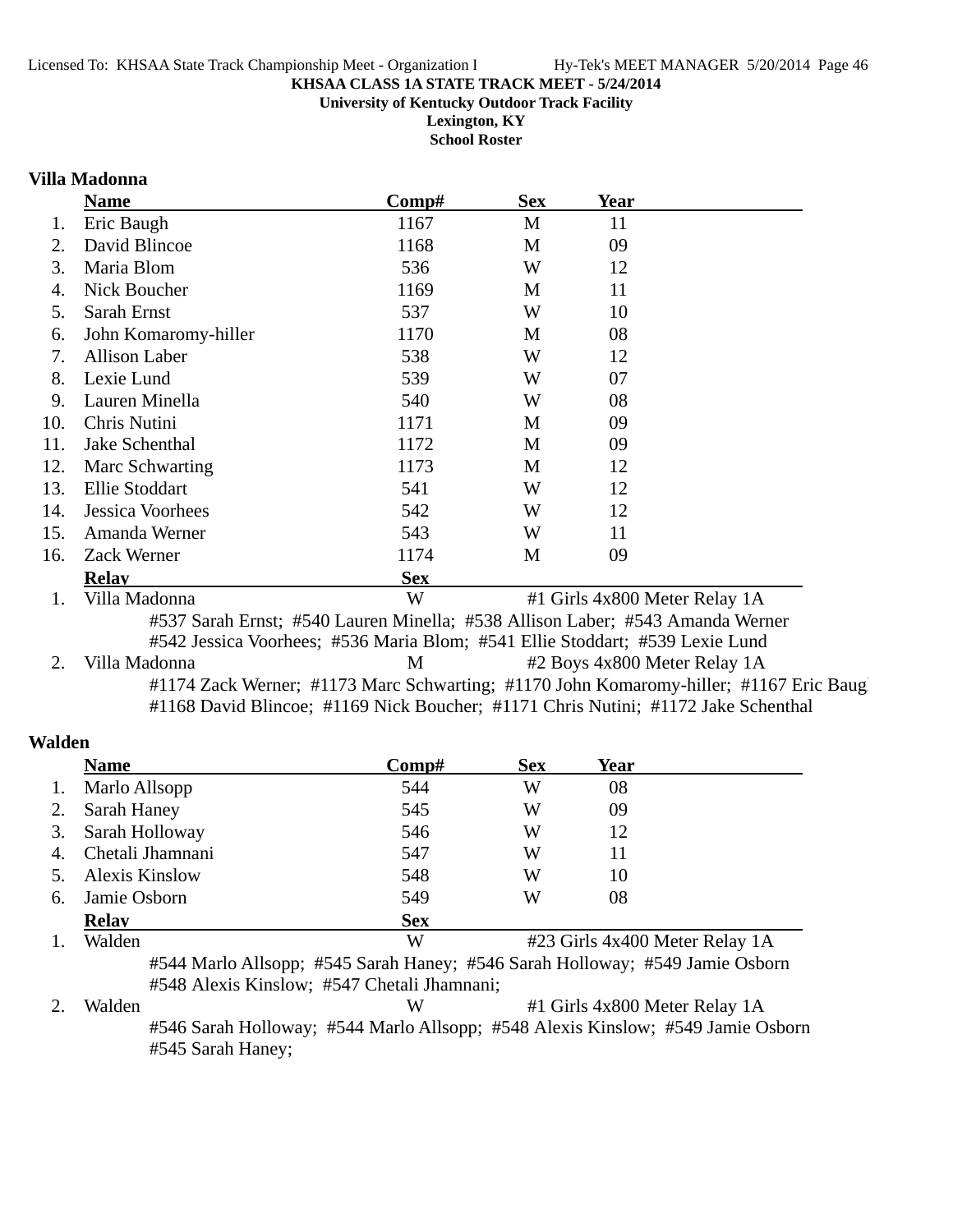**KHSAA CLASS 1A STATE TRACK MEET - 5/24/2014**
**University of Kentucky Outdoor Track Facility**
**Lexington, KY**
**School Roster**

### Villa Madonna

| | Name | Comp# | Sex | Year |
|---|---|---|---|---|
| 1. | Eric Baugh | 1167 | M | 11 |
| 2. | David Blincoe | 1168 | M | 09 |
| 3. | Maria Blom | 536 | W | 12 |
| 4. | Nick Boucher | 1169 | M | 11 |
| 5. | Sarah Ernst | 537 | W | 10 |
| 6. | John Komaromy-hiller | 1170 | M | 08 |
| 7. | Allison Laber | 538 | W | 12 |
| 8. | Lexie Lund | 539 | W | 07 |
| 9. | Lauren Minella | 540 | W | 08 |
| 10. | Chris Nutini | 1171 | M | 09 |
| 11. | Jake Schenthal | 1172 | M | 09 |
| 12. | Marc Schwarting | 1173 | M | 12 |
| 13. | Ellie Stoddart | 541 | W | 12 |
| 14. | Jessica Voorhees | 542 | W | 12 |
| 15. | Amanda Werner | 543 | W | 11 |
| 16. | Zack Werner | 1174 | M | 09 |

| | Relay | Sex | |
|---|---|---|---|
| 1. | Villa Madonna | W | #1 Girls 4x800 Meter Relay 1A |

#537 Sarah Ernst; #540 Lauren Minella; #538 Allison Laber; #543 Amanda Werner
#542 Jessica Voorhees; #536 Maria Blom; #541 Ellie Stoddart; #539 Lexie Lund

| | Relay | Sex | |
|---|---|---|---|
| 2. | Villa Madonna | M | #2 Boys 4x800 Meter Relay 1A |

#1174 Zack Werner; #1173 Marc Schwarting; #1170 John Komaromy-hiller; #1167 Eric Baug
#1168 David Blincoe; #1169 Nick Boucher; #1171 Chris Nutini; #1172 Jake Schenthal

### Walden

| | Name | Comp# | Sex | Year |
|---|---|---|---|---|
| 1. | Marlo Allsopp | 544 | W | 08 |
| 2. | Sarah Haney | 545 | W | 09 |
| 3. | Sarah Holloway | 546 | W | 12 |
| 4. | Chetali Jhamnani | 547 | W | 11 |
| 5. | Alexis Kinslow | 548 | W | 10 |
| 6. | Jamie Osborn | 549 | W | 08 |

| | Relay | Sex | |
|---|---|---|---|
| 1. | Walden | W | #23 Girls 4x400 Meter Relay 1A |

#544 Marlo Allsopp; #545 Sarah Haney; #546 Sarah Holloway; #549 Jamie Osborn
#548 Alexis Kinslow; #547 Chetali Jhamnani;

| | Relay | Sex | |
|---|---|---|---|
| 2. | Walden | W | #1 Girls 4x800 Meter Relay 1A |

#546 Sarah Holloway; #544 Marlo Allsopp; #548 Alexis Kinslow; #549 Jamie Osborn
#545 Sarah Haney;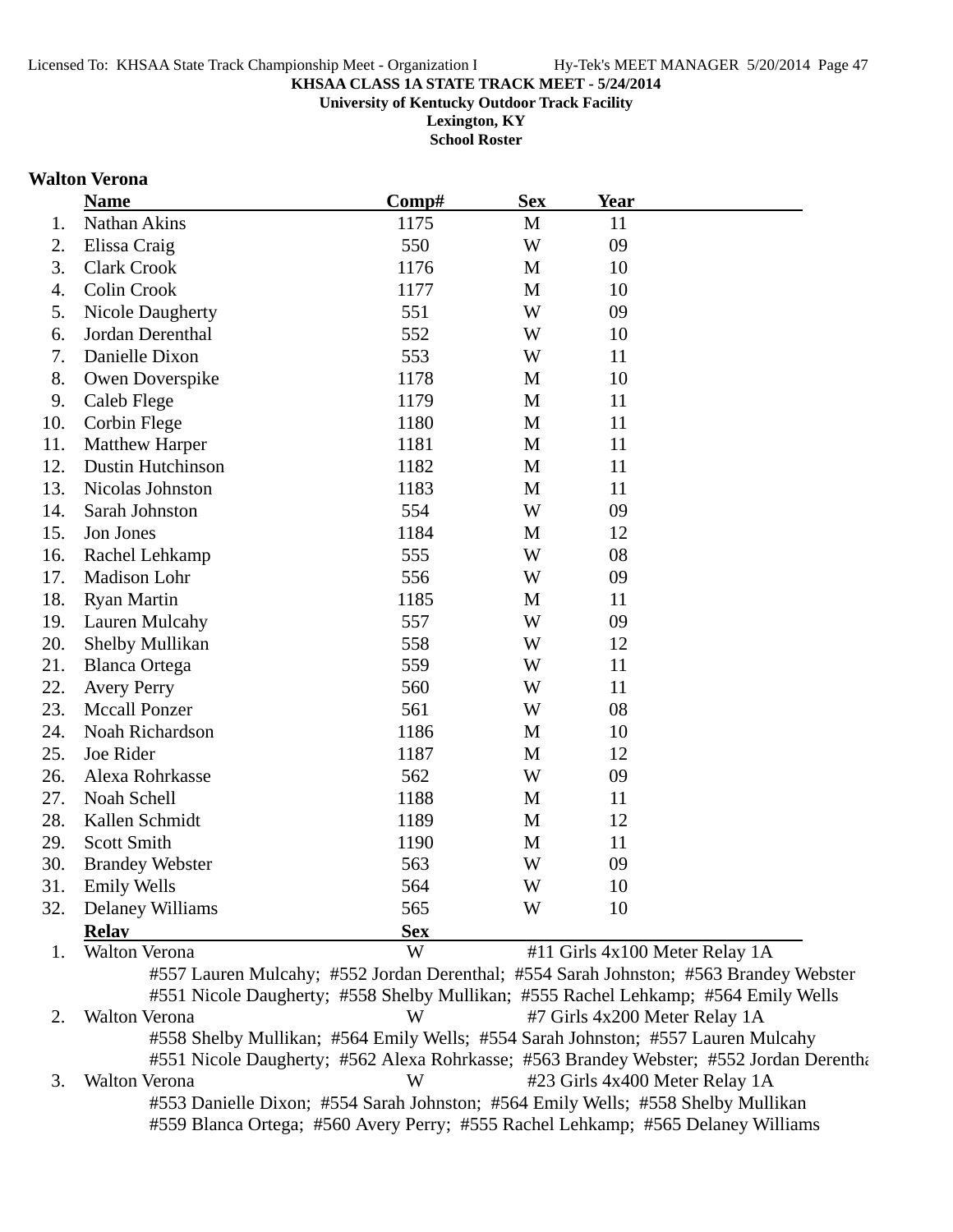**KHSAA CLASS 1A STATE TRACK MEET - 5/24/2014**

**University of Kentucky Outdoor Track Facility**

**Lexington, KY**

**School Roster**

### Walton Verona

| | Name | Comp# | Sex | Year |
|---|---|---|---|---|
| 1. | Nathan Akins | 1175 | M | 11 |
| 2. | Elissa Craig | 550 | W | 09 |
| 3. | Clark Crook | 1176 | M | 10 |
| 4. | Colin Crook | 1177 | M | 10 |
| 5. | Nicole Daugherty | 551 | W | 09 |
| 6. | Jordan Derenthal | 552 | W | 10 |
| 7. | Danielle Dixon | 553 | W | 11 |
| 8. | Owen Doverspike | 1178 | M | 10 |
| 9. | Caleb Flege | 1179 | M | 11 |
| 10. | Corbin Flege | 1180 | M | 11 |
| 11. | Matthew Harper | 1181 | M | 11 |
| 12. | Dustin Hutchinson | 1182 | M | 11 |
| 13. | Nicolas Johnston | 1183 | M | 11 |
| 14. | Sarah Johnston | 554 | W | 09 |
| 15. | Jon Jones | 1184 | M | 12 |
| 16. | Rachel Lehkamp | 555 | W | 08 |
| 17. | Madison Lohr | 556 | W | 09 |
| 18. | Ryan Martin | 1185 | M | 11 |
| 19. | Lauren Mulcahy | 557 | W | 09 |
| 20. | Shelby Mullikan | 558 | W | 12 |
| 21. | Blanca Ortega | 559 | W | 11 |
| 22. | Avery Perry | 560 | W | 11 |
| 23. | Mccall Ponzer | 561 | W | 08 |
| 24. | Noah Richardson | 1186 | M | 10 |
| 25. | Joe Rider | 1187 | M | 12 |
| 26. | Alexa Rohrkasse | 562 | W | 09 |
| 27. | Noah Schell | 1188 | M | 11 |
| 28. | Kallen Schmidt | 1189 | M | 12 |
| 29. | Scott Smith | 1190 | M | 11 |
| 30. | Brandey Webster | 563 | W | 09 |
| 31. | Emily Wells | 564 | W | 10 |
| 32. | Delaney Williams | 565 | W | 10 |

| | Relay | Sex | Event |
|---|---|---|---|
| 1. | Walton Verona | W | #11 Girls 4x100 Meter Relay 1A |
| 2. | Walton Verona | W | #7 Girls 4x200 Meter Relay 1A |
| 3. | Walton Verona | W | #23 Girls 4x400 Meter Relay 1A |

1. Walton Verona — W — #11 Girls 4x100 Meter Relay 1A
   #557 Lauren Mulcahy; #552 Jordan Derenthal; #554 Sarah Johnston; #563 Brandey Webster
   #551 Nicole Daugherty; #558 Shelby Mullikan; #555 Rachel Lehkamp; #564 Emily Wells
2. Walton Verona — W — #7 Girls 4x200 Meter Relay 1A
   #558 Shelby Mullikan; #564 Emily Wells; #554 Sarah Johnston; #557 Lauren Mulcahy
   #551 Nicole Daugherty; #562 Alexa Rohrkasse; #563 Brandey Webster; #552 Jordan Derentha
3. Walton Verona — W — #23 Girls 4x400 Meter Relay 1A
   #553 Danielle Dixon; #554 Sarah Johnston; #564 Emily Wells; #558 Shelby Mullikan
   #559 Blanca Ortega; #560 Avery Perry; #555 Rachel Lehkamp; #565 Delaney Williams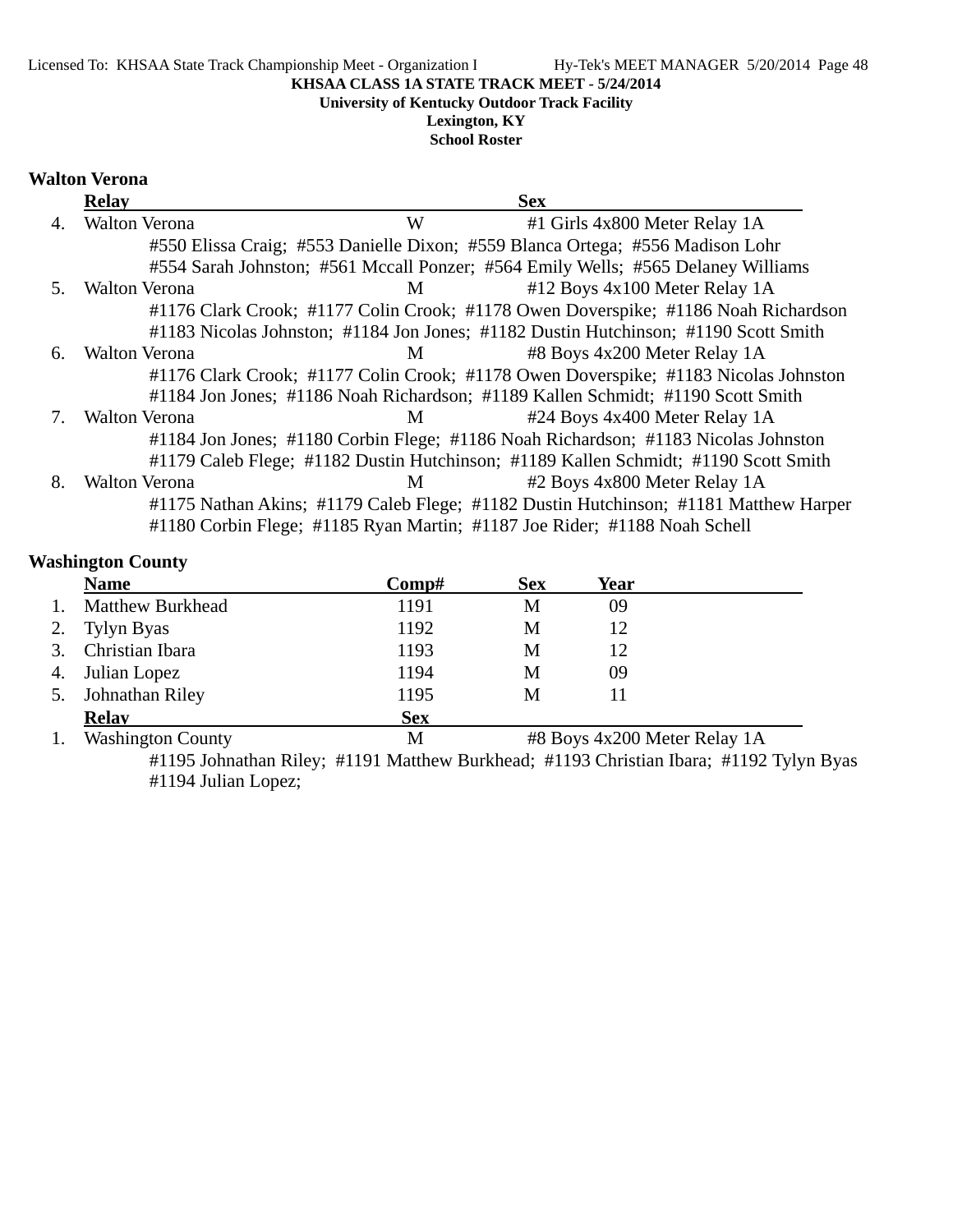KHSAA CLASS 1A STATE TRACK MEET - 5/24/2014
University of Kentucky Outdoor Track Facility
Lexington, KY
School Roster

## Walton Verona

| | Relay | Sex | |
|---|---|---|---|
| 4. | Walton Verona | W | #1 Girls 4x800 Meter Relay 1A |
| | #550 Elissa Craig; #553 Danielle Dixon; #559 Blanca Ortega; #556 Madison Lohr #554 Sarah Johnston; #561 Mccall Ponzer; #564 Emily Wells; #565 Delaney Williams | | |
| 5. | Walton Verona | M | #12 Boys 4x100 Meter Relay 1A |
| | #1176 Clark Crook; #1177 Colin Crook; #1178 Owen Doverspike; #1186 Noah Richardson #1183 Nicolas Johnston; #1184 Jon Jones; #1182 Dustin Hutchinson; #1190 Scott Smith | | |
| 6. | Walton Verona | M | #8 Boys 4x200 Meter Relay 1A |
| | #1176 Clark Crook; #1177 Colin Crook; #1178 Owen Doverspike; #1183 Nicolas Johnston #1184 Jon Jones; #1186 Noah Richardson; #1189 Kallen Schmidt; #1190 Scott Smith | | |
| 7. | Walton Verona | M | #24 Boys 4x400 Meter Relay 1A |
| | #1184 Jon Jones; #1180 Corbin Flege; #1186 Noah Richardson; #1183 Nicolas Johnston #1179 Caleb Flege; #1182 Dustin Hutchinson; #1189 Kallen Schmidt; #1190 Scott Smith | | |
| 8. | Walton Verona | M | #2 Boys 4x800 Meter Relay 1A |
| | #1175 Nathan Akins; #1179 Caleb Flege; #1182 Dustin Hutchinson; #1181 Matthew Harper #1180 Corbin Flege; #1185 Ryan Martin; #1187 Joe Rider; #1188 Noah Schell | | |

## Washington County

| | Name | Comp# | Sex | Year |
|---|---|---|---|---|
| 1. | Matthew Burkhead | 1191 | M | 09 |
| 2. | Tylyn Byas | 1192 | M | 12 |
| 3. | Christian Ibara | 1193 | M | 12 |
| 4. | Julian Lopez | 1194 | M | 09 |
| 5. | Johnathan Riley | 1195 | M | 11 |

| | Relay | Sex | |
|---|---|---|---|
| 1. | Washington County | M | #8 Boys 4x200 Meter Relay 1A |
| | #1195 Johnathan Riley; #1191 Matthew Burkhead; #1193 Christian Ibara; #1192 Tylyn Byas #1194 Julian Lopez; | | |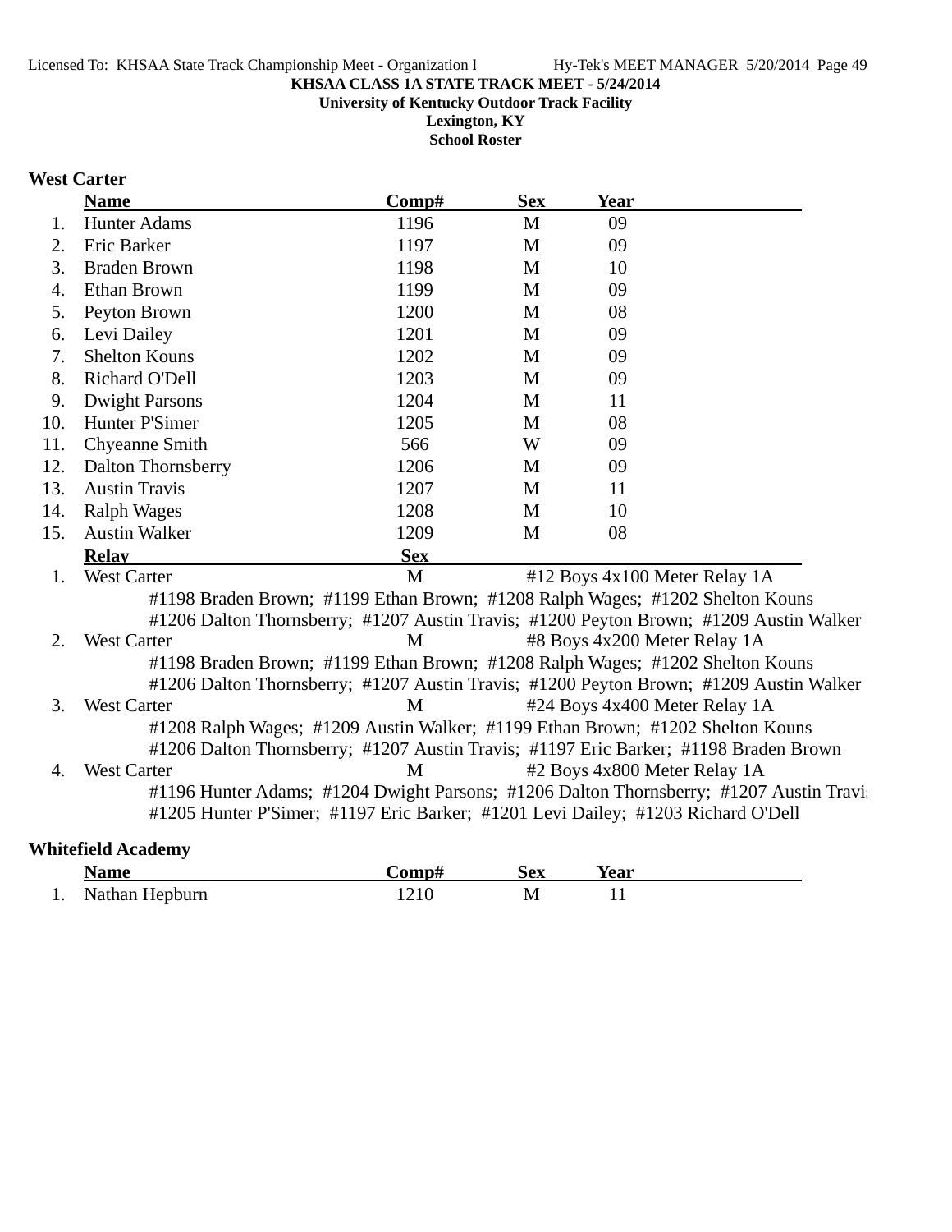KHSAA CLASS 1A STATE TRACK MEET - 5/24/2014

University of Kentucky Outdoor Track Facility

Lexington, KY

School Roster

## West Carter

| | Name | Comp# | Sex | Year |
|---|---|---|---|---|
| 1. | Hunter Adams | 1196 | M | 09 |
| 2. | Eric Barker | 1197 | M | 09 |
| 3. | Braden Brown | 1198 | M | 10 |
| 4. | Ethan Brown | 1199 | M | 09 |
| 5. | Peyton Brown | 1200 | M | 08 |
| 6. | Levi Dailey | 1201 | M | 09 |
| 7. | Shelton Kouns | 1202 | M | 09 |
| 8. | Richard O'Dell | 1203 | M | 09 |
| 9. | Dwight Parsons | 1204 | M | 11 |
| 10. | Hunter P'Simer | 1205 | M | 08 |
| 11. | Chyeanne Smith | 566 | W | 09 |
| 12. | Dalton Thornsberry | 1206 | M | 09 |
| 13. | Austin Travis | 1207 | M | 11 |
| 14. | Ralph Wages | 1208 | M | 10 |
| 15. | Austin Walker | 1209 | M | 08 |

| | Relay | Sex | Event |
|---|---|---|---|
| 1. | West Carter | M | #12 Boys 4x100 Meter Relay 1A |
| | #1198 Braden Brown; #1199 Ethan Brown; #1208 Ralph Wages; #1202 Shelton Kouns; #1206 Dalton Thornsberry; #1207 Austin Travis; #1200 Peyton Brown; #1209 Austin Walker | | |
| 2. | West Carter | M | #8 Boys 4x200 Meter Relay 1A |
| | #1198 Braden Brown; #1199 Ethan Brown; #1208 Ralph Wages; #1202 Shelton Kouns; #1206 Dalton Thornsberry; #1207 Austin Travis; #1200 Peyton Brown; #1209 Austin Walker | | |
| 3. | West Carter | M | #24 Boys 4x400 Meter Relay 1A |
| | #1208 Ralph Wages; #1209 Austin Walker; #1199 Ethan Brown; #1202 Shelton Kouns; #1206 Dalton Thornsberry; #1207 Austin Travis; #1197 Eric Barker; #1198 Braden Brown | | |
| 4. | West Carter | M | #2 Boys 4x800 Meter Relay 1A |
| | #1196 Hunter Adams; #1204 Dwight Parsons; #1206 Dalton Thornsberry; #1207 Austin Travis; #1205 Hunter P'Simer; #1197 Eric Barker; #1201 Levi Dailey; #1203 Richard O'Dell | | |

## Whitefield Academy

| | Name | Comp# | Sex | Year |
|---|---|---|---|---|
| 1. | Nathan Hepburn | 1210 | M | 11 |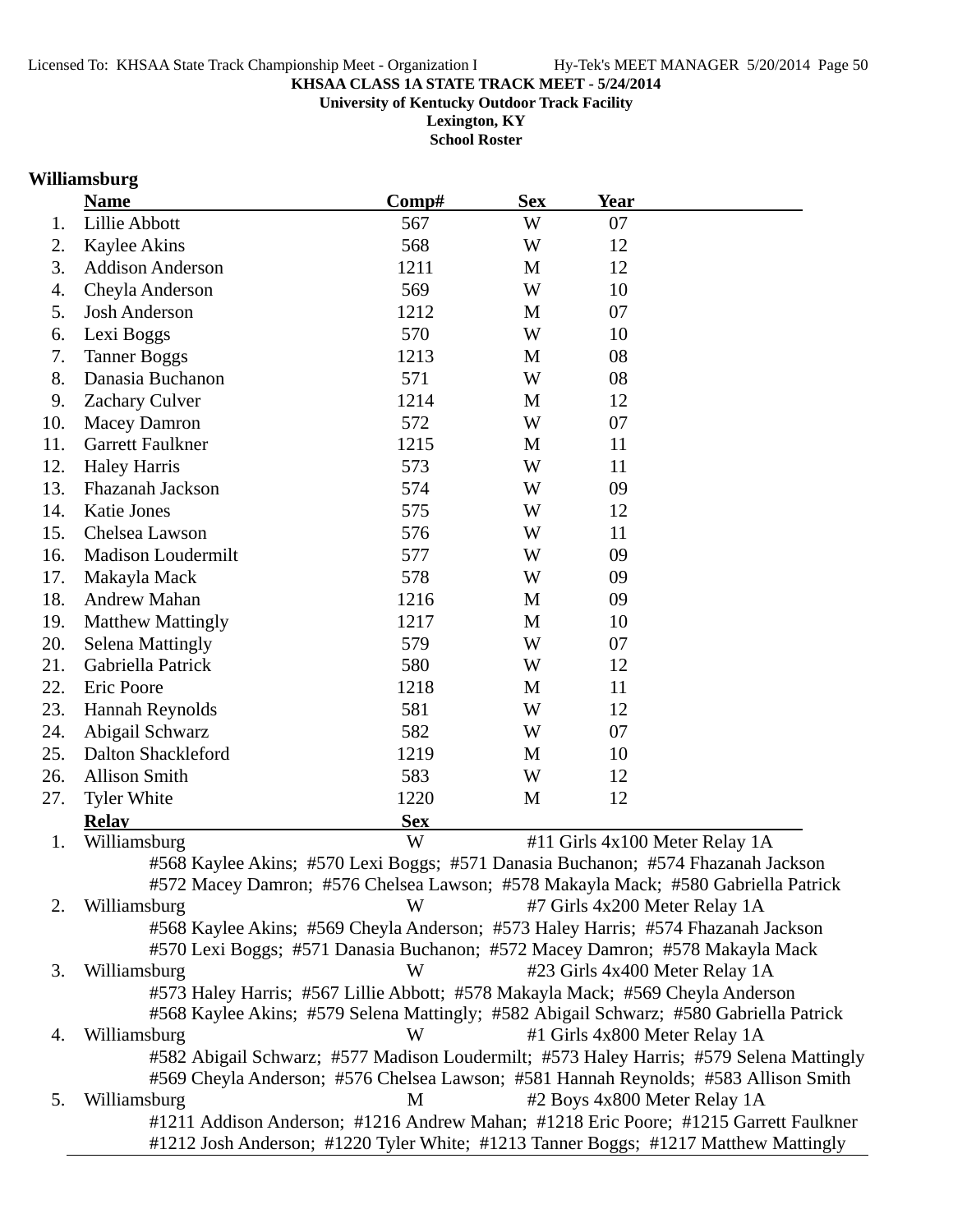KHSAA CLASS 1A STATE TRACK MEET - 5/24/2014

University of Kentucky Outdoor Track Facility

Lexington, KY

School Roster

## Williamsburg

| | Name | Comp# | Sex | Year |
|---|---|---|---|---|
| 1. | Lillie Abbott | 567 | W | 07 |
| 2. | Kaylee Akins | 568 | W | 12 |
| 3. | Addison Anderson | 1211 | M | 12 |
| 4. | Cheyla Anderson | 569 | W | 10 |
| 5. | Josh Anderson | 1212 | M | 07 |
| 6. | Lexi Boggs | 570 | W | 10 |
| 7. | Tanner Boggs | 1213 | M | 08 |
| 8. | Danasia Buchanon | 571 | W | 08 |
| 9. | Zachary Culver | 1214 | M | 12 |
| 10. | Macey Damron | 572 | W | 07 |
| 11. | Garrett Faulkner | 1215 | M | 11 |
| 12. | Haley Harris | 573 | W | 11 |
| 13. | Fhazanah Jackson | 574 | W | 09 |
| 14. | Katie Jones | 575 | W | 12 |
| 15. | Chelsea Lawson | 576 | W | 11 |
| 16. | Madison Loudermilt | 577 | W | 09 |
| 17. | Makayla Mack | 578 | W | 09 |
| 18. | Andrew Mahan | 1216 | M | 09 |
| 19. | Matthew Mattingly | 1217 | M | 10 |
| 20. | Selena Mattingly | 579 | W | 07 |
| 21. | Gabriella Patrick | 580 | W | 12 |
| 22. | Eric Poore | 1218 | M | 11 |
| 23. | Hannah Reynolds | 581 | W | 12 |
| 24. | Abigail Schwarz | 582 | W | 07 |
| 25. | Dalton Shackleford | 1219 | M | 10 |
| 26. | Allison Smith | 583 | W | 12 |
| 27. | Tyler White | 1220 | M | 12 |

| | Relay | Sex | Event |
|---|---|---|---|
| 1. | Williamsburg | W | #11 Girls 4x100 Meter Relay 1A |
| | #568 Kaylee Akins; #570 Lexi Boggs; #571 Danasia Buchanon; #574 Fhazanah Jackson; #572 Macey Damron; #576 Chelsea Lawson; #578 Makayla Mack; #580 Gabriella Patrick | | |
| 2. | Williamsburg | W | #7 Girls 4x200 Meter Relay 1A |
| | #568 Kaylee Akins; #569 Cheyla Anderson; #573 Haley Harris; #574 Fhazanah Jackson; #570 Lexi Boggs; #571 Danasia Buchanon; #572 Macey Damron; #578 Makayla Mack | | |
| 3. | Williamsburg | W | #23 Girls 4x400 Meter Relay 1A |
| | #573 Haley Harris; #567 Lillie Abbott; #578 Makayla Mack; #569 Cheyla Anderson; #568 Kaylee Akins; #579 Selena Mattingly; #582 Abigail Schwarz; #580 Gabriella Patrick | | |
| 4. | Williamsburg | W | #1 Girls 4x800 Meter Relay 1A |
| | #582 Abigail Schwarz; #577 Madison Loudermilt; #573 Haley Harris; #579 Selena Mattingly; #569 Cheyla Anderson; #576 Chelsea Lawson; #581 Hannah Reynolds; #583 Allison Smith | | |
| 5. | Williamsburg | M | #2 Boys 4x800 Meter Relay 1A |
| | #1211 Addison Anderson; #1216 Andrew Mahan; #1218 Eric Poore; #1215 Garrett Faulkner; #1212 Josh Anderson; #1220 Tyler White; #1213 Tanner Boggs; #1217 Matthew Mattingly | | |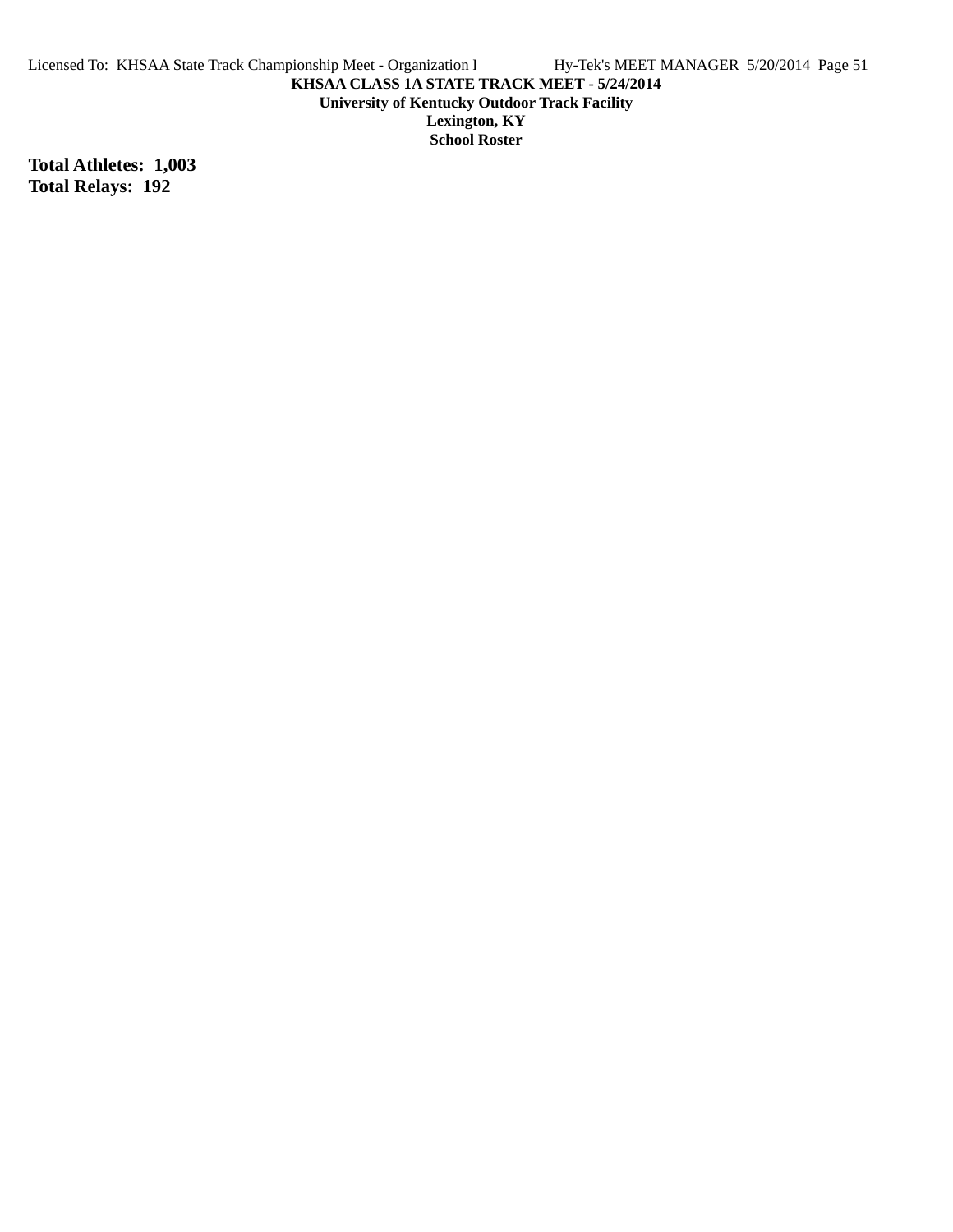**Total Athletes: 1,003**
**Total Relays: 192**